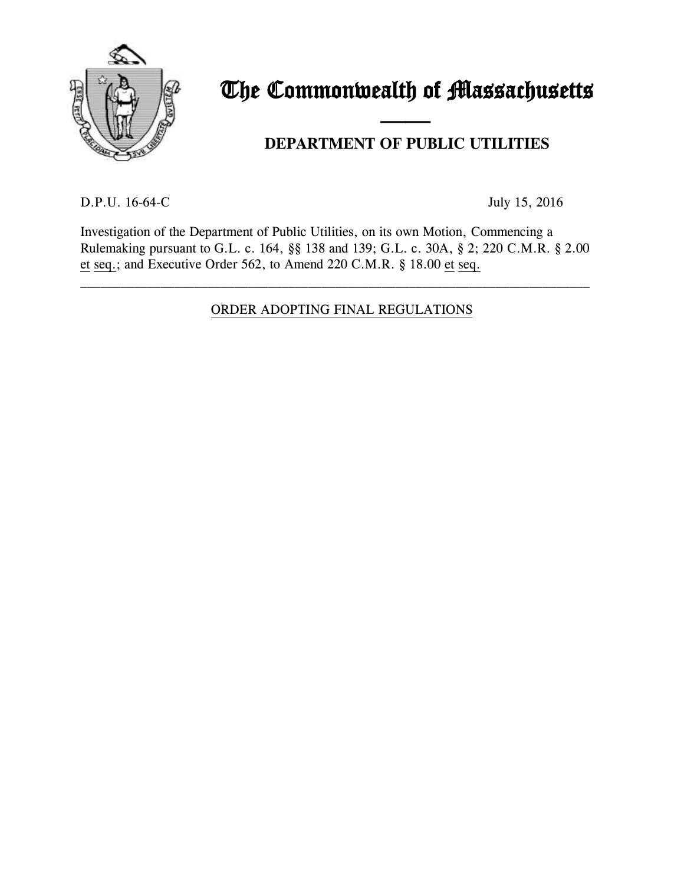# The Commonwealth of Massachusetts

## DEPARTMENT OF PUBLIC UTILITIES

D.P.U. 16-64-C July 15, 2016

Investigation of the Department of Public Utilities, on its own Motion, Commencing a Rulemaking pursuant to G.L. c. 164, §§ 138 and 139; G.L. c. 30A, § 2; 220 C.M.R. § 2.00 et seq.; and Executive Order 562, to Amend 220 C.M.R. § 18.00 et seq.

---

ORDER ADOPTING FINAL REGULATIONS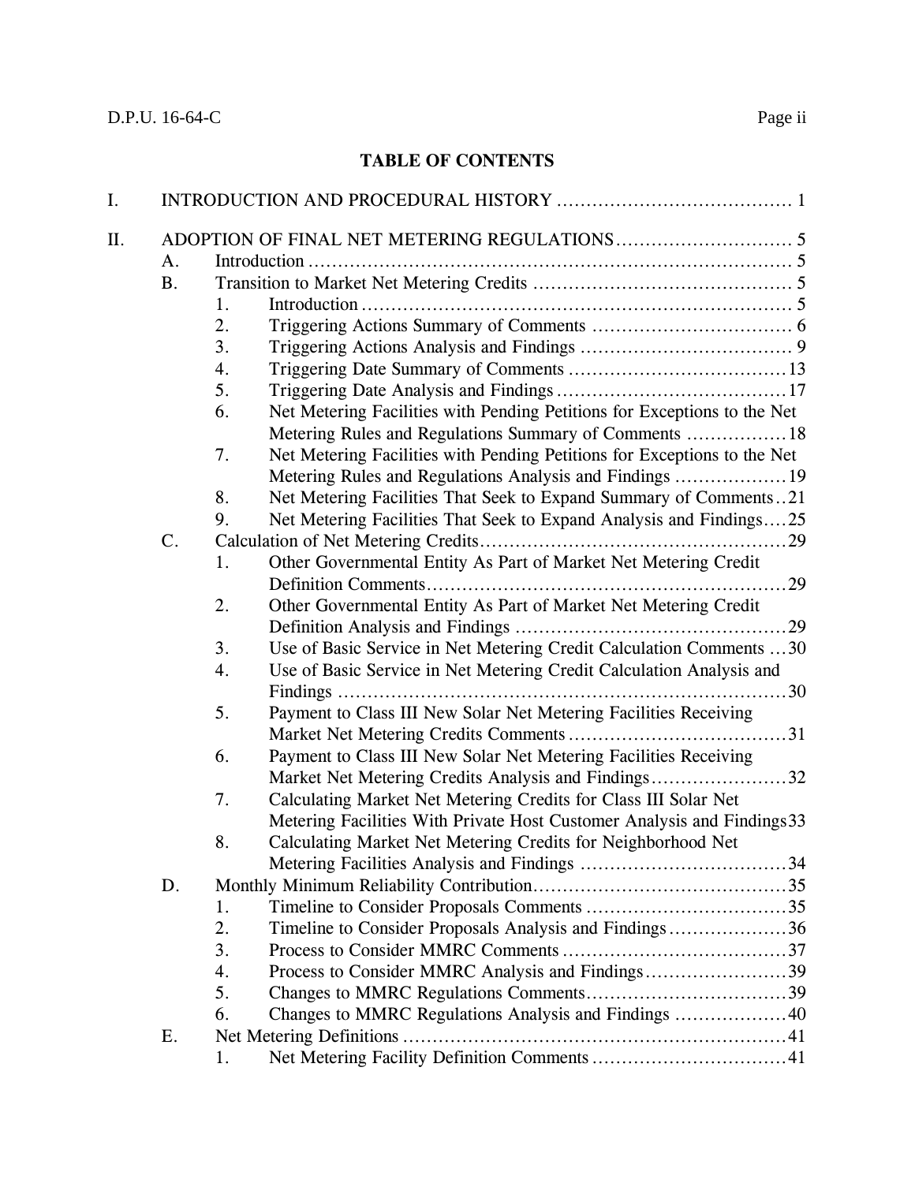**TABLE OF CONTENTS**

I. INTRODUCTION AND PROCEDURAL HISTORY .......................................... 1

II. ADOPTION OF FINAL NET METERING REGULATIONS .............................. 5

- A. Introduction .................................................................................. 5
- B. Transition to Market Net Metering Credits ........................................... 5
  1. Introduction ........................................................................ 5
  2. Triggering Actions Summary of Comments .................................. 6
  3. Triggering Actions Analysis and Findings .................................... 9
  4. Triggering Date Summary of Comments ..................................... 13
  5. Triggering Date Analysis and Findings ....................................... 17
  6. Net Metering Facilities with Pending Petitions for Exceptions to the Net Metering Rules and Regulations Summary of Comments ................. 18
  7. Net Metering Facilities with Pending Petitions for Exceptions to the Net Metering Rules and Regulations Analysis and Findings ................... 19
  8. Net Metering Facilities That Seek to Expand Summary of Comments .. 21
  9. Net Metering Facilities That Seek to Expand Analysis and Findings .... 25
- C. Calculation of Net Metering Credits .................................................... 29
  1. Other Governmental Entity As Part of Market Net Metering Credit Definition Comments ............................................................ 29
  2. Other Governmental Entity As Part of Market Net Metering Credit Definition Analysis and Findings ............................................. 29
  3. Use of Basic Service in Net Metering Credit Calculation Comments ... 30
  4. Use of Basic Service in Net Metering Credit Calculation Analysis and Findings ............................................................................ 30
  5. Payment to Class III New Solar Net Metering Facilities Receiving Market Net Metering Credits Comments ..................................... 31
  6. Payment to Class III New Solar Net Metering Facilities Receiving Market Net Metering Credits Analysis and Findings ....................... 32
  7. Calculating Market Net Metering Credits for Class III Solar Net Metering Facilities With Private Host Customer Analysis and Findings 33
  8. Calculating Market Net Metering Credits for Neighborhood Net Metering Facilities Analysis and Findings .................................. 34
- D. Monthly Minimum Reliability Contribution ........................................... 35
  1. Timeline to Consider Proposals Comments ................................. 35
  2. Timeline to Consider Proposals Analysis and Findings .................... 36
  3. Process to Consider MMRC Comments ...................................... 37
  4. Process to Consider MMRC Analysis and Findings ........................ 39
  5. Changes to MMRC Regulations Comments .................................. 39
  6. Changes to MMRC Regulations Analysis and Findings ................... 40
- E. Net Metering Definitions ................................................................ 41
  1. Net Metering Facility Definition Comments ................................. 41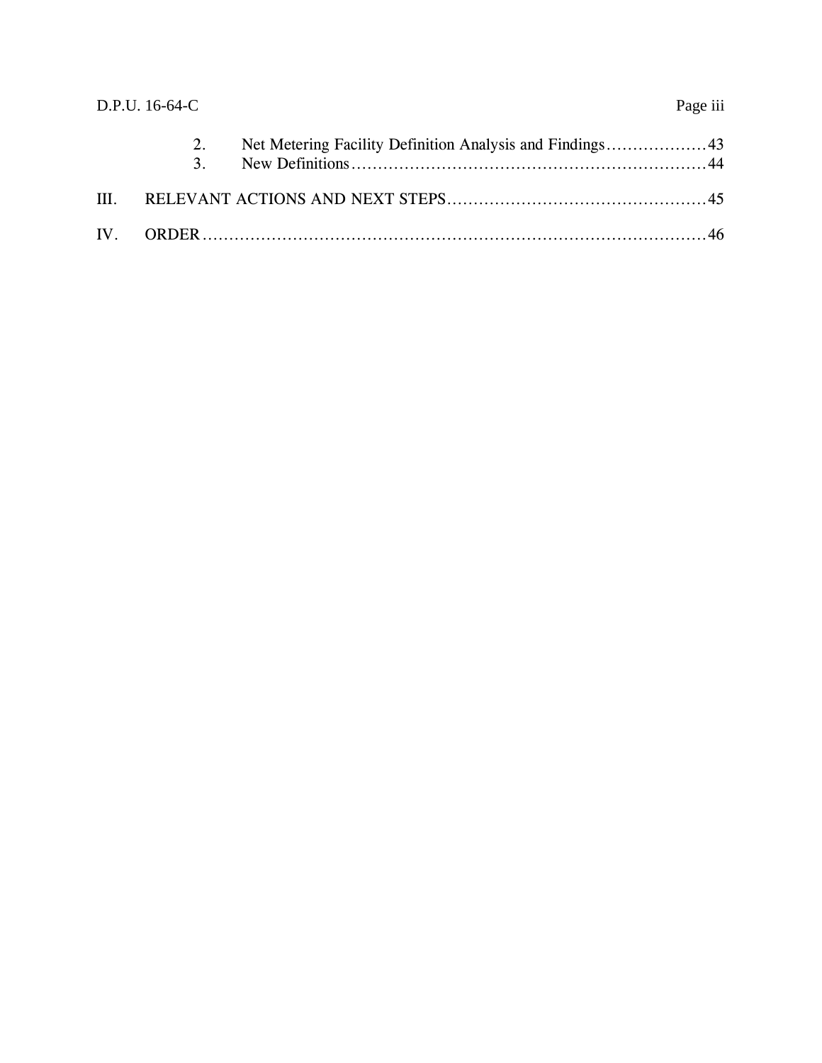2. Net Metering Facility Definition Analysis and Findings ................... 43
3. New Definitions ................................................................ 44

III. RELEVANT ACTIONS AND NEXT STEPS ............................................ 45

IV. ORDER ............................................................................... 46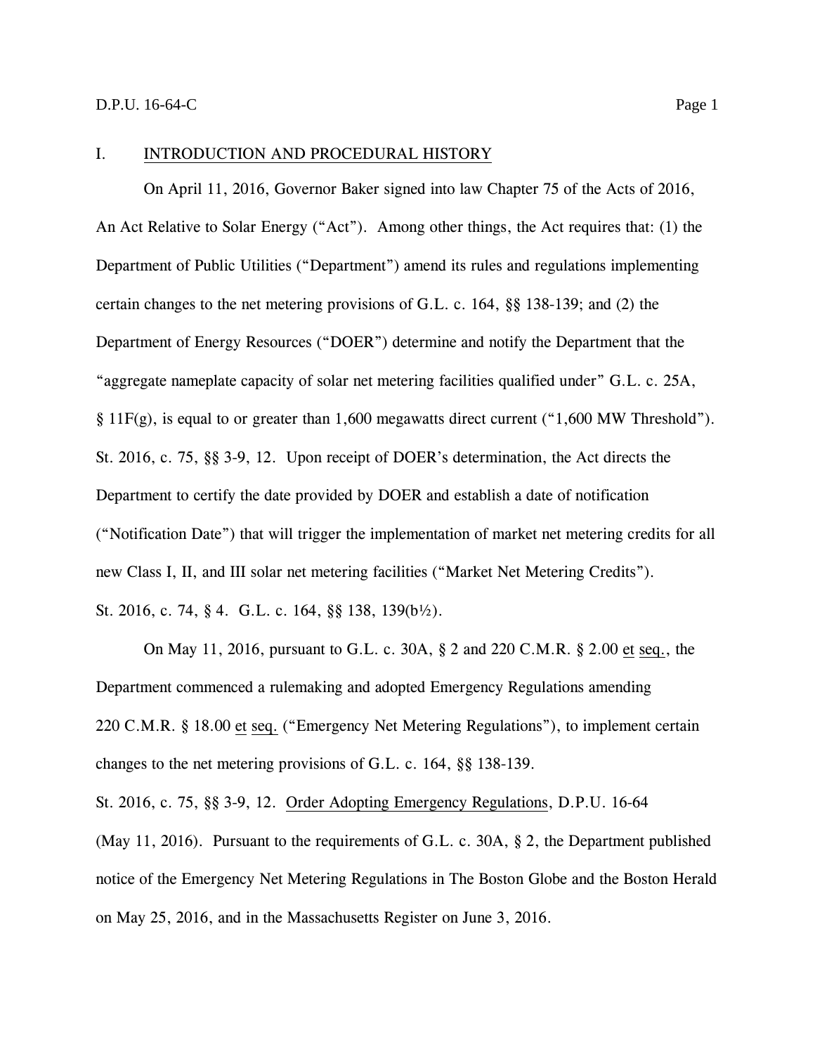## I. INTRODUCTION AND PROCEDURAL HISTORY

On April 11, 2016, Governor Baker signed into law Chapter 75 of the Acts of 2016, An Act Relative to Solar Energy ("Act"). Among other things, the Act requires that: (1) the Department of Public Utilities ("Department") amend its rules and regulations implementing certain changes to the net metering provisions of G.L. c. 164, §§ 138-139; and (2) the Department of Energy Resources ("DOER") determine and notify the Department that the "aggregate nameplate capacity of solar net metering facilities qualified under" G.L. c. 25A, § 11F(g), is equal to or greater than 1,600 megawatts direct current ("1,600 MW Threshold"). St. 2016, c. 75, §§ 3-9, 12. Upon receipt of DOER's determination, the Act directs the Department to certify the date provided by DOER and establish a date of notification ("Notification Date") that will trigger the implementation of market net metering credits for all new Class I, II, and III solar net metering facilities ("Market Net Metering Credits"). St. 2016, c. 74, § 4. G.L. c. 164, §§ 138, 139(b½).

On May 11, 2016, pursuant to G.L. c. 30A, § 2 and 220 C.M.R. § 2.00 et seq., the Department commenced a rulemaking and adopted Emergency Regulations amending 220 C.M.R. § 18.00 et seq. ("Emergency Net Metering Regulations"), to implement certain changes to the net metering provisions of G.L. c. 164, §§ 138-139. St. 2016, c. 75, §§ 3-9, 12. Order Adopting Emergency Regulations, D.P.U. 16-64 (May 11, 2016). Pursuant to the requirements of G.L. c. 30A, § 2, the Department published notice of the Emergency Net Metering Regulations in The Boston Globe and the Boston Herald on May 25, 2016, and in the Massachusetts Register on June 3, 2016.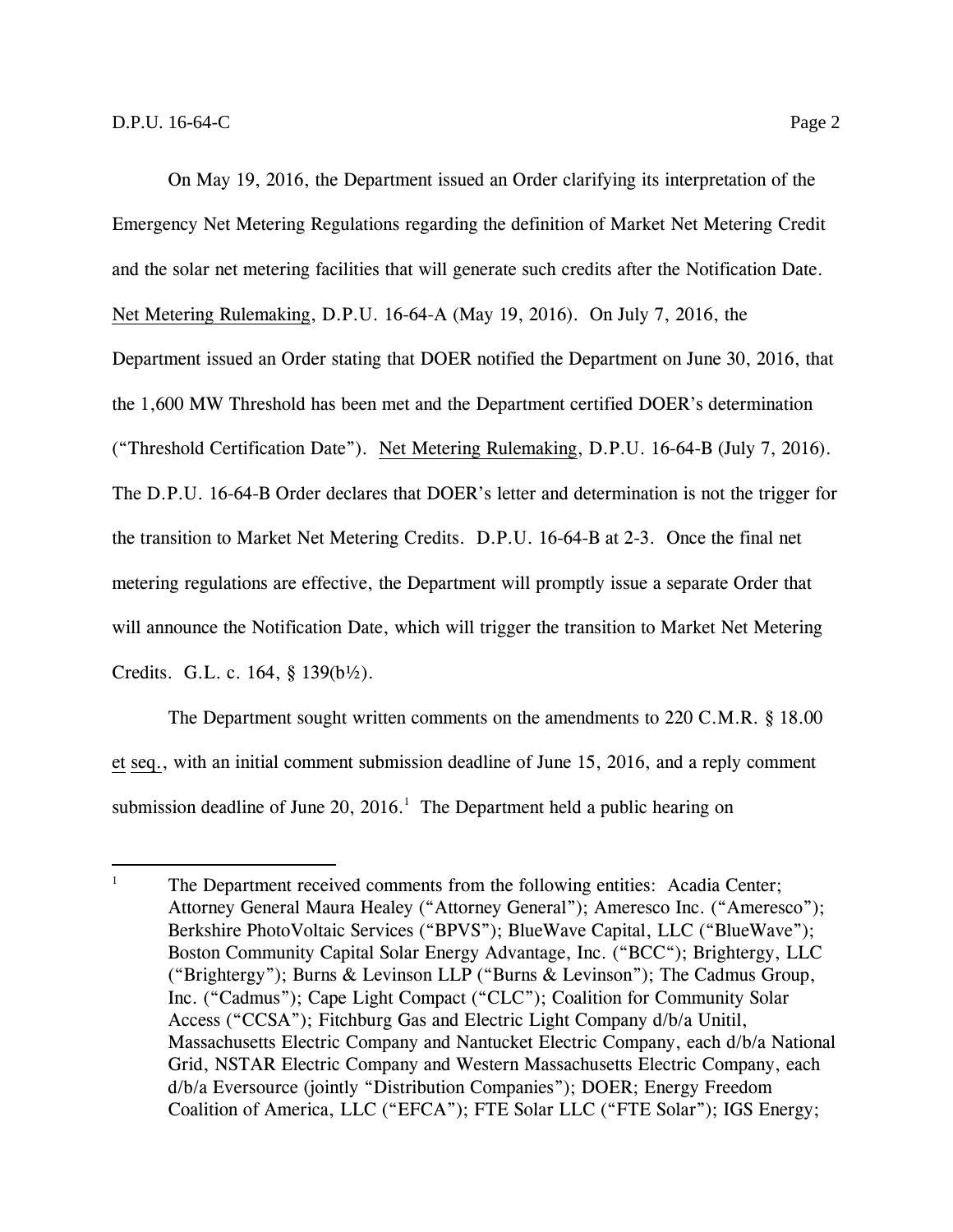On May 19, 2016, the Department issued an Order clarifying its interpretation of the Emergency Net Metering Regulations regarding the definition of Market Net Metering Credit and the solar net metering facilities that will generate such credits after the Notification Date. Net Metering Rulemaking, D.P.U. 16-64-A (May 19, 2016). On July 7, 2016, the Department issued an Order stating that DOER notified the Department on June 30, 2016, that the 1,600 MW Threshold has been met and the Department certified DOER's determination ("Threshold Certification Date"). Net Metering Rulemaking, D.P.U. 16-64-B (July 7, 2016). The D.P.U. 16-64-B Order declares that DOER's letter and determination is not the trigger for the transition to Market Net Metering Credits. D.P.U. 16-64-B at 2-3. Once the final net metering regulations are effective, the Department will promptly issue a separate Order that will announce the Notification Date, which will trigger the transition to Market Net Metering Credits. G.L. c. 164, § 139(b½).

The Department sought written comments on the amendments to 220 C.M.R. § 18.00 et seq., with an initial comment submission deadline of June 15, 2016, and a reply comment submission deadline of June 20, 2016.[1] The Department held a public hearing on

---

[1] The Department received comments from the following entities: Acadia Center; Attorney General Maura Healey ("Attorney General"); Ameresco Inc. ("Ameresco"); Berkshire PhotoVoltaic Services ("BPVS"); BlueWave Capital, LLC ("BlueWave"); Boston Community Capital Solar Energy Advantage, Inc. ("BCC"); Brightergy, LLC ("Brightergy"); Burns & Levinson LLP ("Burns & Levinson"); The Cadmus Group, Inc. ("Cadmus"); Cape Light Compact ("CLC"); Coalition for Community Solar Access ("CCSA"); Fitchburg Gas and Electric Light Company d/b/a Unitil, Massachusetts Electric Company and Nantucket Electric Company, each d/b/a National Grid, NSTAR Electric Company and Western Massachusetts Electric Company, each d/b/a Eversource (jointly "Distribution Companies"); DOER; Energy Freedom Coalition of America, LLC ("EFCA"); FTE Solar LLC ("FTE Solar"); IGS Energy;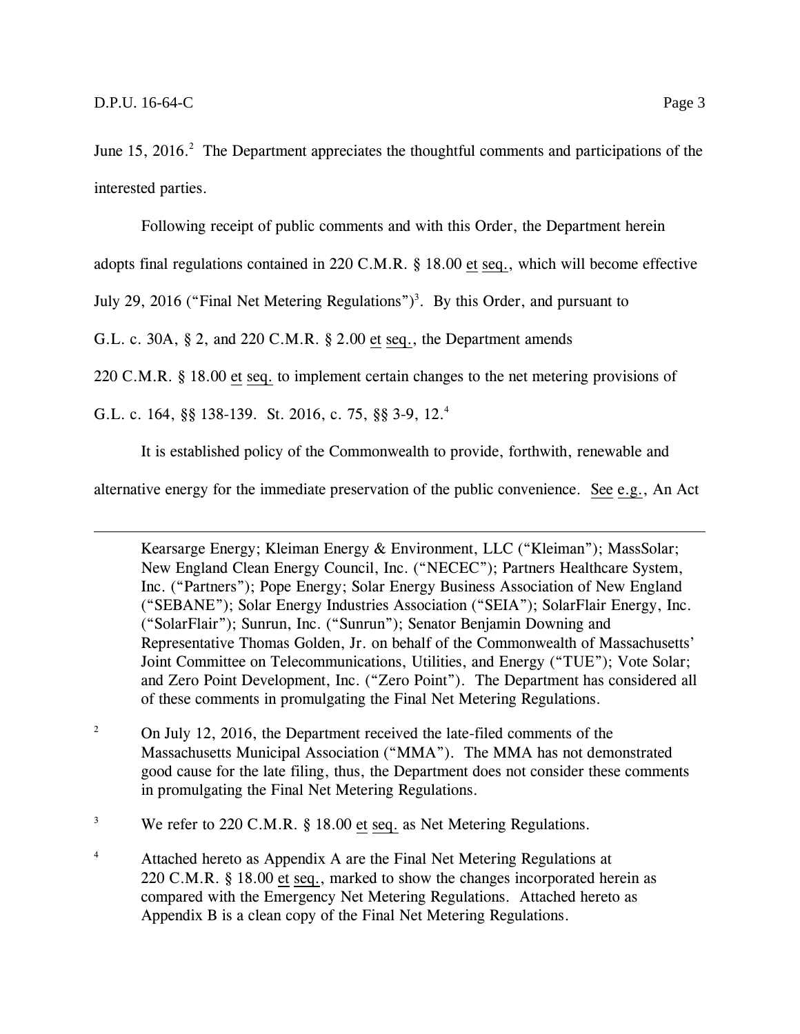June 15, 2016.[2] The Department appreciates the thoughtful comments and participations of the interested parties.

Following receipt of public comments and with this Order, the Department herein adopts final regulations contained in 220 C.M.R. § 18.00 et seq., which will become effective July 29, 2016 ("Final Net Metering Regulations")[3]. By this Order, and pursuant to G.L. c. 30A, § 2, and 220 C.M.R. § 2.00 et seq., the Department amends 220 C.M.R. § 18.00 et seq. to implement certain changes to the net metering provisions of G.L. c. 164, §§ 138-139. St. 2016, c. 75, §§ 3-9, 12.[4]

It is established policy of the Commonwealth to provide, forthwith, renewable and alternative energy for the immediate preservation of the public convenience. See e.g., An Act

---

Kearsarge Energy; Kleiman Energy & Environment, LLC ("Kleiman"); MassSolar; New England Clean Energy Council, Inc. ("NECEC"); Partners Healthcare System, Inc. ("Partners"); Pope Energy; Solar Energy Business Association of New England ("SEBANE"); Solar Energy Industries Association ("SEIA"); SolarFlair Energy, Inc. ("SolarFlair"); Sunrun, Inc. ("Sunrun"); Senator Benjamin Downing and Representative Thomas Golden, Jr. on behalf of the Commonwealth of Massachusetts' Joint Committee on Telecommunications, Utilities, and Energy ("TUE"); Vote Solar; and Zero Point Development, Inc. ("Zero Point"). The Department has considered all of these comments in promulgating the Final Net Metering Regulations.

[2] On July 12, 2016, the Department received the late-filed comments of the Massachusetts Municipal Association ("MMA"). The MMA has not demonstrated good cause for the late filing, thus, the Department does not consider these comments in promulgating the Final Net Metering Regulations.

[3] We refer to 220 C.M.R. § 18.00 et seq. as Net Metering Regulations.

[4] Attached hereto as Appendix A are the Final Net Metering Regulations at 220 C.M.R. § 18.00 et seq., marked to show the changes incorporated herein as compared with the Emergency Net Metering Regulations. Attached hereto as Appendix B is a clean copy of the Final Net Metering Regulations.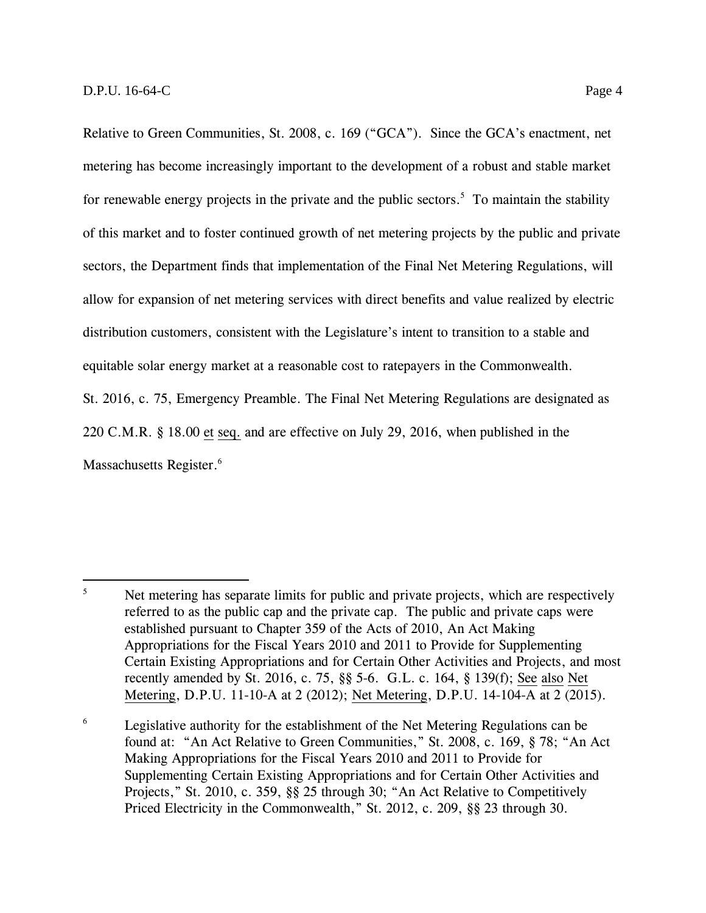Relative to Green Communities, St. 2008, c. 169 ("GCA"). Since the GCA's enactment, net metering has become increasingly important to the development of a robust and stable market for renewable energy projects in the private and the public sectors.[5] To maintain the stability of this market and to foster continued growth of net metering projects by the public and private sectors, the Department finds that implementation of the Final Net Metering Regulations, will allow for expansion of net metering services with direct benefits and value realized by electric distribution customers, consistent with the Legislature's intent to transition to a stable and equitable solar energy market at a reasonable cost to ratepayers in the Commonwealth. St. 2016, c. 75, Emergency Preamble. The Final Net Metering Regulations are designated as 220 C.M.R. § 18.00 et seq. and are effective on July 29, 2016, when published in the Massachusetts Register.[6]

---

[5] Net metering has separate limits for public and private projects, which are respectively referred to as the public cap and the private cap. The public and private caps were established pursuant to Chapter 359 of the Acts of 2010, An Act Making Appropriations for the Fiscal Years 2010 and 2011 to Provide for Supplementing Certain Existing Appropriations and for Certain Other Activities and Projects, and most recently amended by St. 2016, c. 75, §§ 5-6. G.L. c. 164, § 139(f); See also Net Metering, D.P.U. 11-10-A at 2 (2012); Net Metering, D.P.U. 14-104-A at 2 (2015).

[6] Legislative authority for the establishment of the Net Metering Regulations can be found at: "An Act Relative to Green Communities," St. 2008, c. 169, § 78; "An Act Making Appropriations for the Fiscal Years 2010 and 2011 to Provide for Supplementing Certain Existing Appropriations and for Certain Other Activities and Projects," St. 2010, c. 359, §§ 25 through 30; "An Act Relative to Competitively Priced Electricity in the Commonwealth," St. 2012, c. 209, §§ 23 through 30.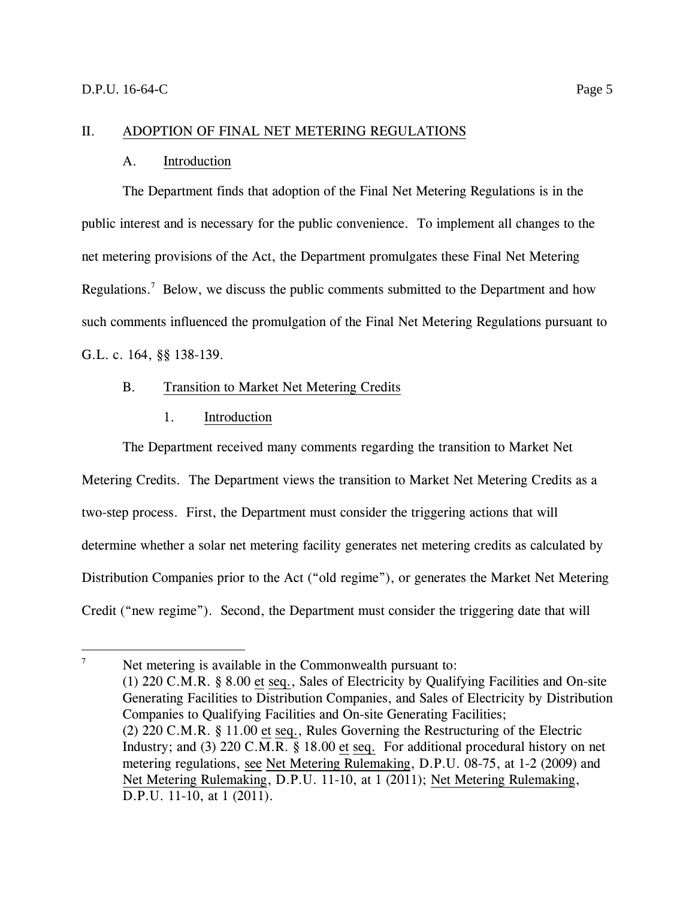## II. ADOPTION OF FINAL NET METERING REGULATIONS

### A. Introduction

The Department finds that adoption of the Final Net Metering Regulations is in the public interest and is necessary for the public convenience. To implement all changes to the net metering provisions of the Act, the Department promulgates these Final Net Metering Regulations.[7] Below, we discuss the public comments submitted to the Department and how such comments influenced the promulgation of the Final Net Metering Regulations pursuant to G.L. c. 164, §§ 138-139.

### B. Transition to Market Net Metering Credits

#### 1. Introduction

The Department received many comments regarding the transition to Market Net Metering Credits. The Department views the transition to Market Net Metering Credits as a two-step process. First, the Department must consider the triggering actions that will determine whether a solar net metering facility generates net metering credits as calculated by Distribution Companies prior to the Act ("old regime"), or generates the Market Net Metering Credit ("new regime"). Second, the Department must consider the triggering date that will

---

[7] Net metering is available in the Commonwealth pursuant to: (1) 220 C.M.R. § 8.00 et seq., Sales of Electricity by Qualifying Facilities and On-site Generating Facilities to Distribution Companies, and Sales of Electricity by Distribution Companies to Qualifying Facilities and On-site Generating Facilities; (2) 220 C.M.R. § 11.00 et seq., Rules Governing the Restructuring of the Electric Industry; and (3) 220 C.M.R. § 18.00 et seq. For additional procedural history on net metering regulations, see Net Metering Rulemaking, D.P.U. 08-75, at 1-2 (2009) and Net Metering Rulemaking, D.P.U. 11-10, at 1 (2011); Net Metering Rulemaking, D.P.U. 11-10, at 1 (2011).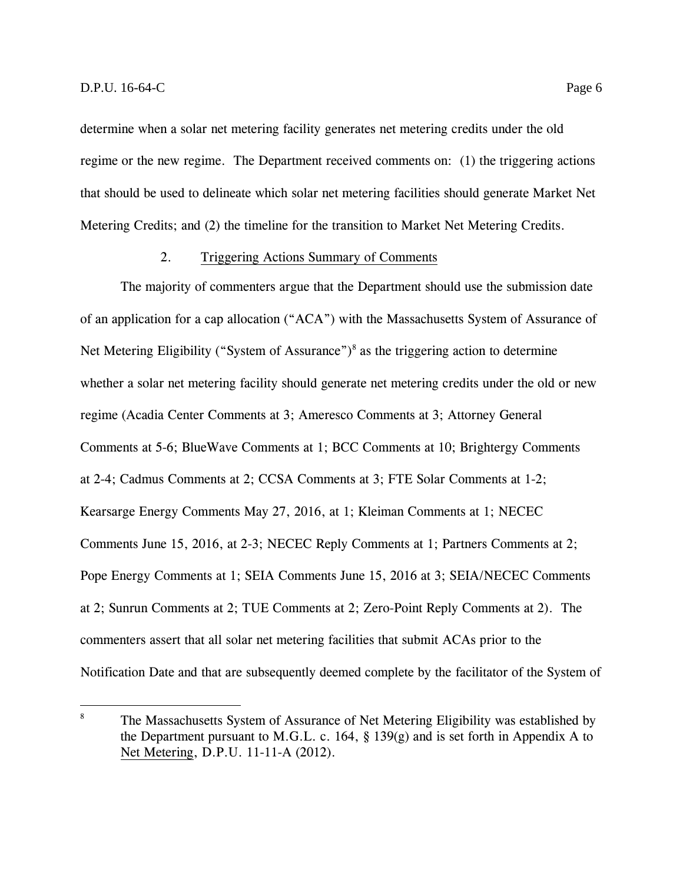determine when a solar net metering facility generates net metering credits under the old regime or the new regime. The Department received comments on: (1) the triggering actions that should be used to delineate which solar net metering facilities should generate Market Net Metering Credits; and (2) the timeline for the transition to Market Net Metering Credits.

### 2. Triggering Actions Summary of Comments

The majority of commenters argue that the Department should use the submission date of an application for a cap allocation ("ACA") with the Massachusetts System of Assurance of Net Metering Eligibility ("System of Assurance")[8] as the triggering action to determine whether a solar net metering facility should generate net metering credits under the old or new regime (Acadia Center Comments at 3; Ameresco Comments at 3; Attorney General Comments at 5-6; BlueWave Comments at 1; BCC Comments at 10; Brightergy Comments at 2-4; Cadmus Comments at 2; CCSA Comments at 3; FTE Solar Comments at 1-2; Kearsarge Energy Comments May 27, 2016, at 1; Kleiman Comments at 1; NECEC Comments June 15, 2016, at 2-3; NECEC Reply Comments at 1; Partners Comments at 2; Pope Energy Comments at 1; SEIA Comments June 15, 2016 at 3; SEIA/NECEC Comments at 2; Sunrun Comments at 2; TUE Comments at 2; Zero-Point Reply Comments at 2). The commenters assert that all solar net metering facilities that submit ACAs prior to the Notification Date and that are subsequently deemed complete by the facilitator of the System of

---

[8] The Massachusetts System of Assurance of Net Metering Eligibility was established by the Department pursuant to M.G.L. c. 164, § 139(g) and is set forth in Appendix A to Net Metering, D.P.U. 11-11-A (2012).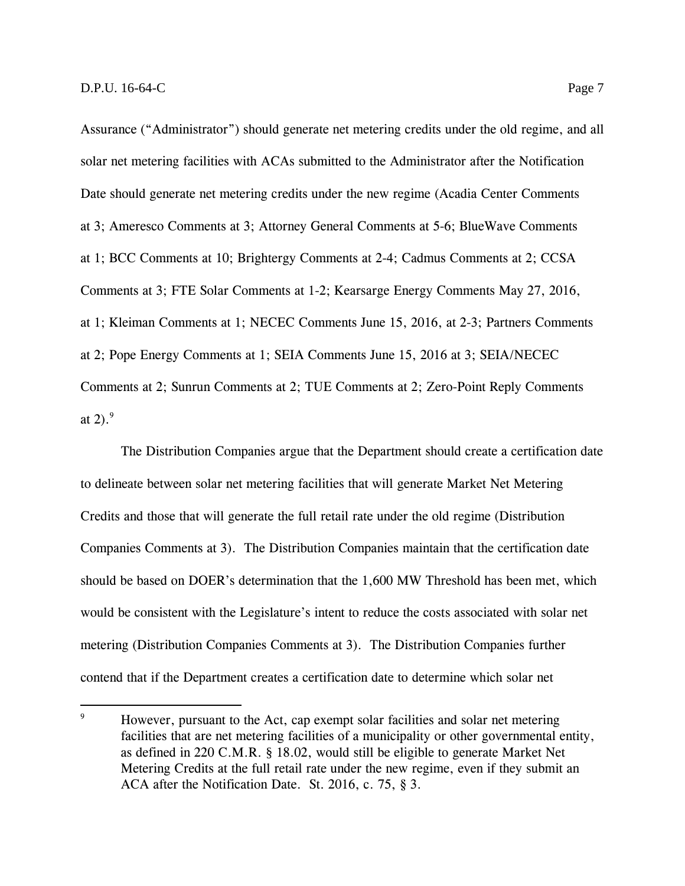Assurance ("Administrator") should generate net metering credits under the old regime, and all solar net metering facilities with ACAs submitted to the Administrator after the Notification Date should generate net metering credits under the new regime (Acadia Center Comments at 3; Ameresco Comments at 3; Attorney General Comments at 5-6; BlueWave Comments at 1; BCC Comments at 10; Brightergy Comments at 2-4; Cadmus Comments at 2; CCSA Comments at 3; FTE Solar Comments at 1-2; Kearsarge Energy Comments May 27, 2016, at 1; Kleiman Comments at 1; NECEC Comments June 15, 2016, at 2-3; Partners Comments at 2; Pope Energy Comments at 1; SEIA Comments June 15, 2016 at 3; SEIA/NECEC Comments at 2; Sunrun Comments at 2; TUE Comments at 2; Zero-Point Reply Comments at 2).[9]

The Distribution Companies argue that the Department should create a certification date to delineate between solar net metering facilities that will generate Market Net Metering Credits and those that will generate the full retail rate under the old regime (Distribution Companies Comments at 3). The Distribution Companies maintain that the certification date should be based on DOER's determination that the 1,600 MW Threshold has been met, which would be consistent with the Legislature's intent to reduce the costs associated with solar net metering (Distribution Companies Comments at 3). The Distribution Companies further contend that if the Department creates a certification date to determine which solar net

---

[9] However, pursuant to the Act, cap exempt solar facilities and solar net metering facilities that are net metering facilities of a municipality or other governmental entity, as defined in 220 C.M.R. § 18.02, would still be eligible to generate Market Net Metering Credits at the full retail rate under the new regime, even if they submit an ACA after the Notification Date. St. 2016, c. 75, § 3.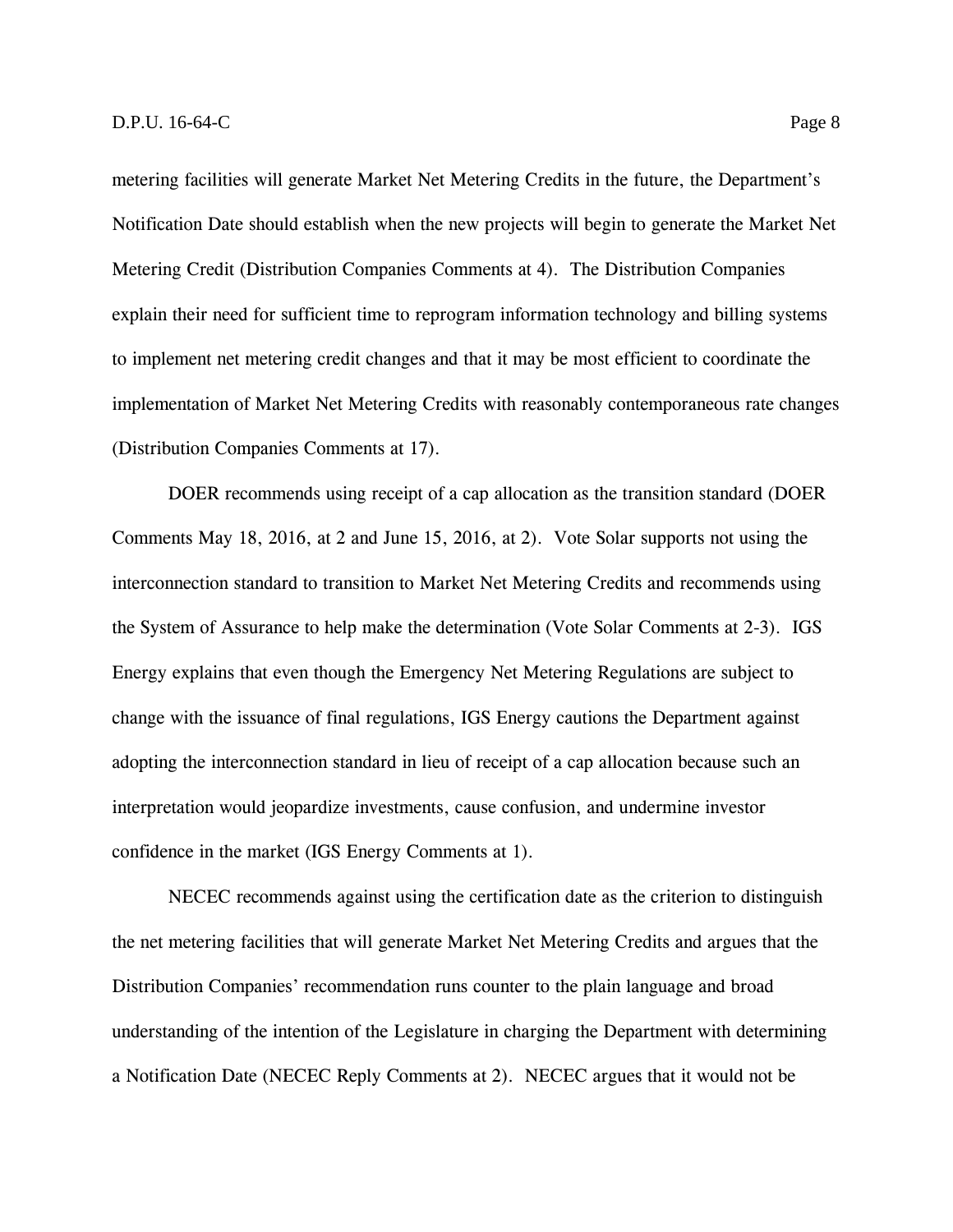metering facilities will generate Market Net Metering Credits in the future, the Department's Notification Date should establish when the new projects will begin to generate the Market Net Metering Credit (Distribution Companies Comments at 4). The Distribution Companies explain their need for sufficient time to reprogram information technology and billing systems to implement net metering credit changes and that it may be most efficient to coordinate the implementation of Market Net Metering Credits with reasonably contemporaneous rate changes (Distribution Companies Comments at 17).

DOER recommends using receipt of a cap allocation as the transition standard (DOER Comments May 18, 2016, at 2 and June 15, 2016, at 2). Vote Solar supports not using the interconnection standard to transition to Market Net Metering Credits and recommends using the System of Assurance to help make the determination (Vote Solar Comments at 2-3). IGS Energy explains that even though the Emergency Net Metering Regulations are subject to change with the issuance of final regulations, IGS Energy cautions the Department against adopting the interconnection standard in lieu of receipt of a cap allocation because such an interpretation would jeopardize investments, cause confusion, and undermine investor confidence in the market (IGS Energy Comments at 1).

NECEC recommends against using the certification date as the criterion to distinguish the net metering facilities that will generate Market Net Metering Credits and argues that the Distribution Companies' recommendation runs counter to the plain language and broad understanding of the intention of the Legislature in charging the Department with determining a Notification Date (NECEC Reply Comments at 2). NECEC argues that it would not be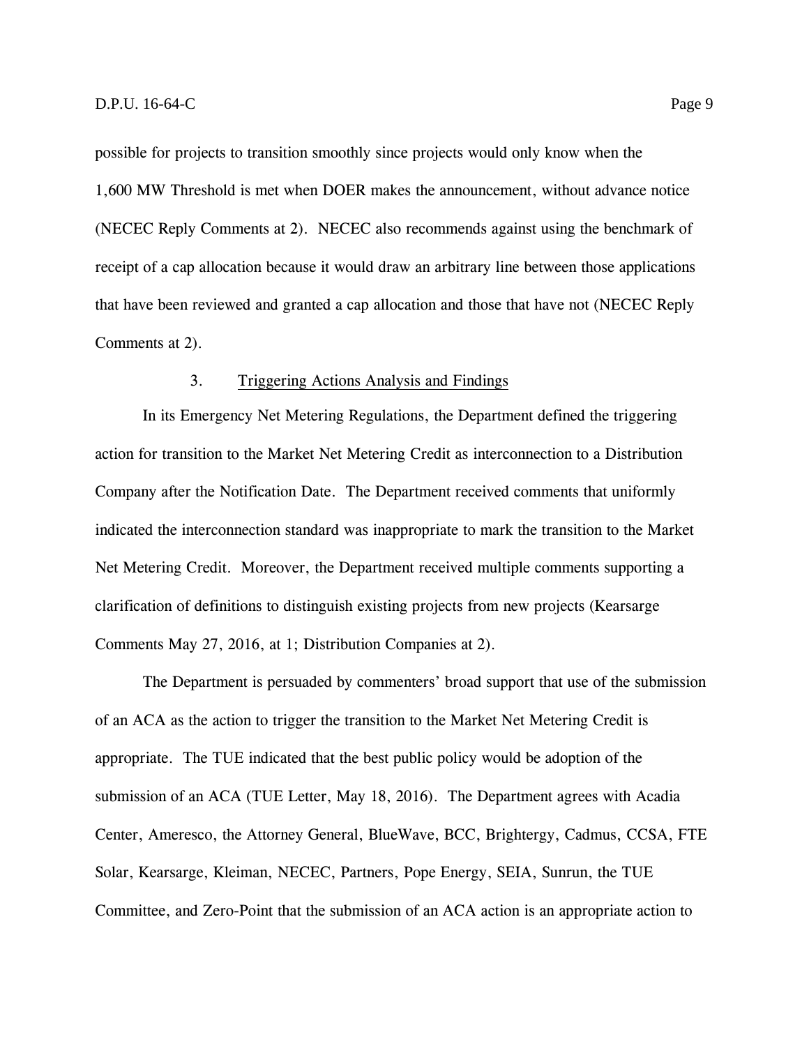possible for projects to transition smoothly since projects would only know when the 1,600 MW Threshold is met when DOER makes the announcement, without advance notice (NECEC Reply Comments at 2). NECEC also recommends against using the benchmark of receipt of a cap allocation because it would draw an arbitrary line between those applications that have been reviewed and granted a cap allocation and those that have not (NECEC Reply Comments at 2).

### 3. Triggering Actions Analysis and Findings

In its Emergency Net Metering Regulations, the Department defined the triggering action for transition to the Market Net Metering Credit as interconnection to a Distribution Company after the Notification Date. The Department received comments that uniformly indicated the interconnection standard was inappropriate to mark the transition to the Market Net Metering Credit. Moreover, the Department received multiple comments supporting a clarification of definitions to distinguish existing projects from new projects (Kearsarge Comments May 27, 2016, at 1; Distribution Companies at 2).

The Department is persuaded by commenters' broad support that use of the submission of an ACA as the action to trigger the transition to the Market Net Metering Credit is appropriate. The TUE indicated that the best public policy would be adoption of the submission of an ACA (TUE Letter, May 18, 2016). The Department agrees with Acadia Center, Ameresco, the Attorney General, BlueWave, BCC, Brightergy, Cadmus, CCSA, FTE Solar, Kearsarge, Kleiman, NECEC, Partners, Pope Energy, SEIA, Sunrun, the TUE Committee, and Zero-Point that the submission of an ACA action is an appropriate action to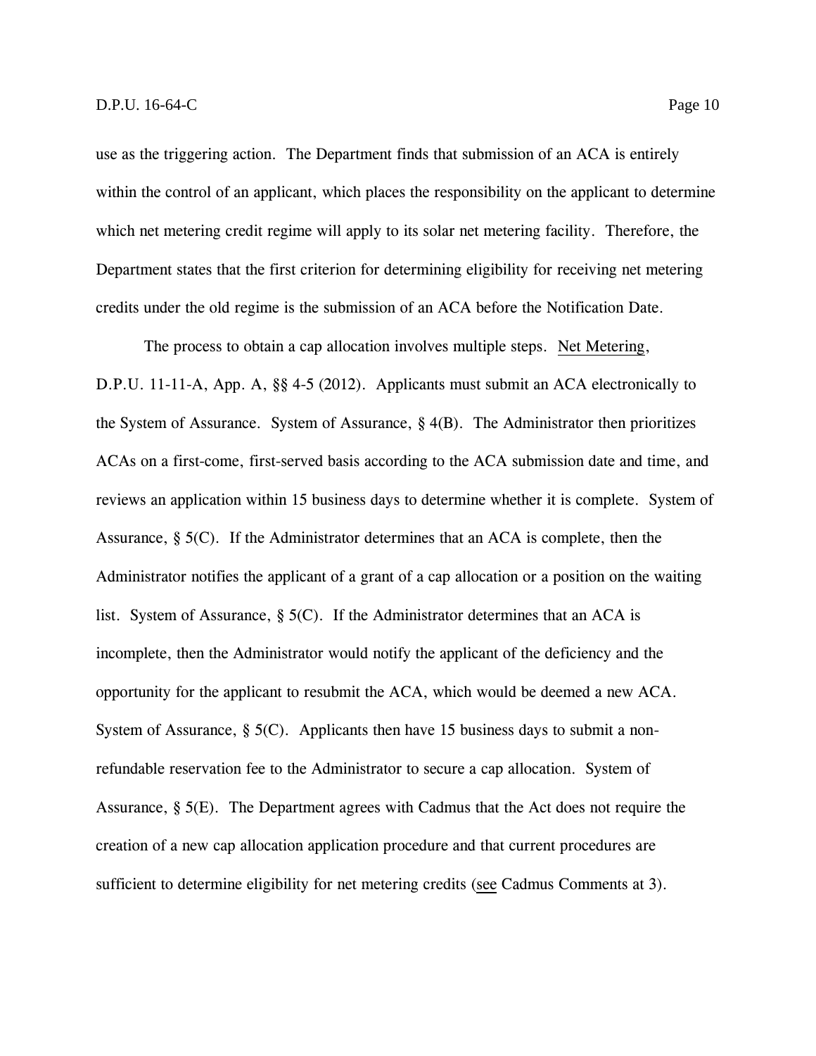use as the triggering action. The Department finds that submission of an ACA is entirely within the control of an applicant, which places the responsibility on the applicant to determine which net metering credit regime will apply to its solar net metering facility. Therefore, the Department states that the first criterion for determining eligibility for receiving net metering credits under the old regime is the submission of an ACA before the Notification Date.

The process to obtain a cap allocation involves multiple steps. Net Metering, D.P.U. 11-11-A, App. A, §§ 4-5 (2012). Applicants must submit an ACA electronically to the System of Assurance. System of Assurance, § 4(B). The Administrator then prioritizes ACAs on a first-come, first-served basis according to the ACA submission date and time, and reviews an application within 15 business days to determine whether it is complete. System of Assurance, § 5(C). If the Administrator determines that an ACA is complete, then the Administrator notifies the applicant of a grant of a cap allocation or a position on the waiting list. System of Assurance, § 5(C). If the Administrator determines that an ACA is incomplete, then the Administrator would notify the applicant of the deficiency and the opportunity for the applicant to resubmit the ACA, which would be deemed a new ACA. System of Assurance, § 5(C). Applicants then have 15 business days to submit a non-refundable reservation fee to the Administrator to secure a cap allocation. System of Assurance, § 5(E). The Department agrees with Cadmus that the Act does not require the creation of a new cap allocation application procedure and that current procedures are sufficient to determine eligibility for net metering credits (see Cadmus Comments at 3).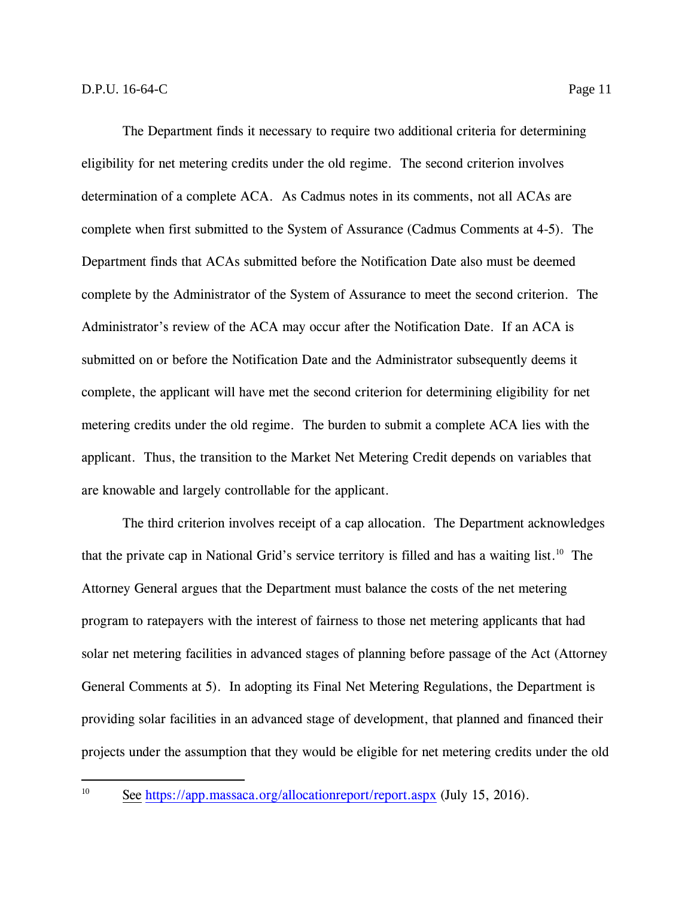The Department finds it necessary to require two additional criteria for determining eligibility for net metering credits under the old regime. The second criterion involves determination of a complete ACA. As Cadmus notes in its comments, not all ACAs are complete when first submitted to the System of Assurance (Cadmus Comments at 4-5). The Department finds that ACAs submitted before the Notification Date also must be deemed complete by the Administrator of the System of Assurance to meet the second criterion. The Administrator's review of the ACA may occur after the Notification Date. If an ACA is submitted on or before the Notification Date and the Administrator subsequently deems it complete, the applicant will have met the second criterion for determining eligibility for net metering credits under the old regime. The burden to submit a complete ACA lies with the applicant. Thus, the transition to the Market Net Metering Credit depends on variables that are knowable and largely controllable for the applicant.

The third criterion involves receipt of a cap allocation. The Department acknowledges that the private cap in National Grid's service territory is filled and has a waiting list.[10] The Attorney General argues that the Department must balance the costs of the net metering program to ratepayers with the interest of fairness to those net metering applicants that had solar net metering facilities in advanced stages of planning before passage of the Act (Attorney General Comments at 5). In adopting its Final Net Metering Regulations, the Department is providing solar facilities in an advanced stage of development, that planned and financed their projects under the assumption that they would be eligible for net metering credits under the old

---

[10] See https://app.massaca.org/allocationreport/report.aspx (July 15, 2016).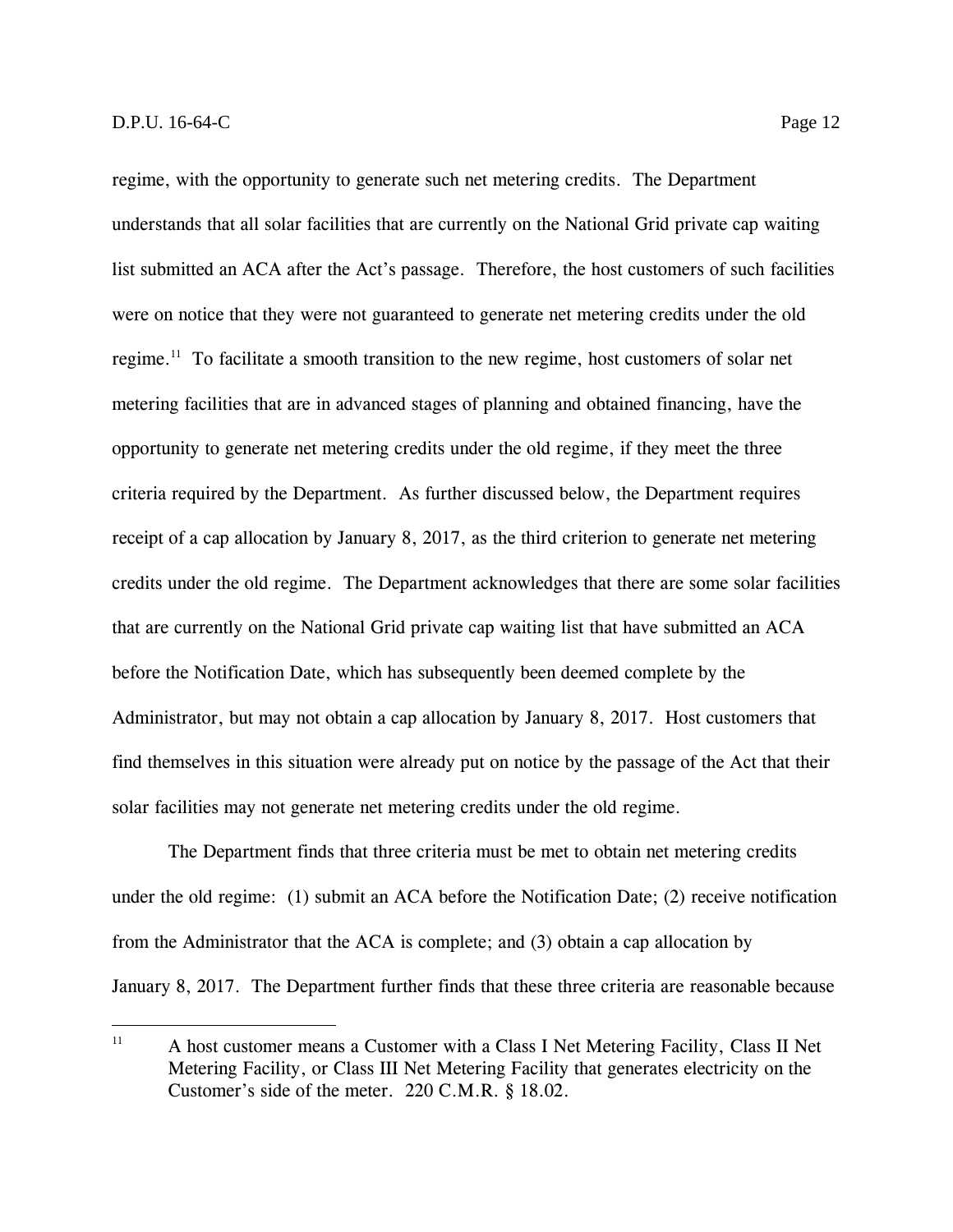regime, with the opportunity to generate such net metering credits. The Department understands that all solar facilities that are currently on the National Grid private cap waiting list submitted an ACA after the Act's passage. Therefore, the host customers of such facilities were on notice that they were not guaranteed to generate net metering credits under the old regime.[11] To facilitate a smooth transition to the new regime, host customers of solar net metering facilities that are in advanced stages of planning and obtained financing, have the opportunity to generate net metering credits under the old regime, if they meet the three criteria required by the Department. As further discussed below, the Department requires receipt of a cap allocation by January 8, 2017, as the third criterion to generate net metering credits under the old regime. The Department acknowledges that there are some solar facilities that are currently on the National Grid private cap waiting list that have submitted an ACA before the Notification Date, which has subsequently been deemed complete by the Administrator, but may not obtain a cap allocation by January 8, 2017. Host customers that find themselves in this situation were already put on notice by the passage of the Act that their solar facilities may not generate net metering credits under the old regime.

The Department finds that three criteria must be met to obtain net metering credits under the old regime: (1) submit an ACA before the Notification Date; (2) receive notification from the Administrator that the ACA is complete; and (3) obtain a cap allocation by January 8, 2017. The Department further finds that these three criteria are reasonable because

[11] A host customer means a Customer with a Class I Net Metering Facility, Class II Net Metering Facility, or Class III Net Metering Facility that generates electricity on the Customer's side of the meter. 220 C.M.R. § 18.02.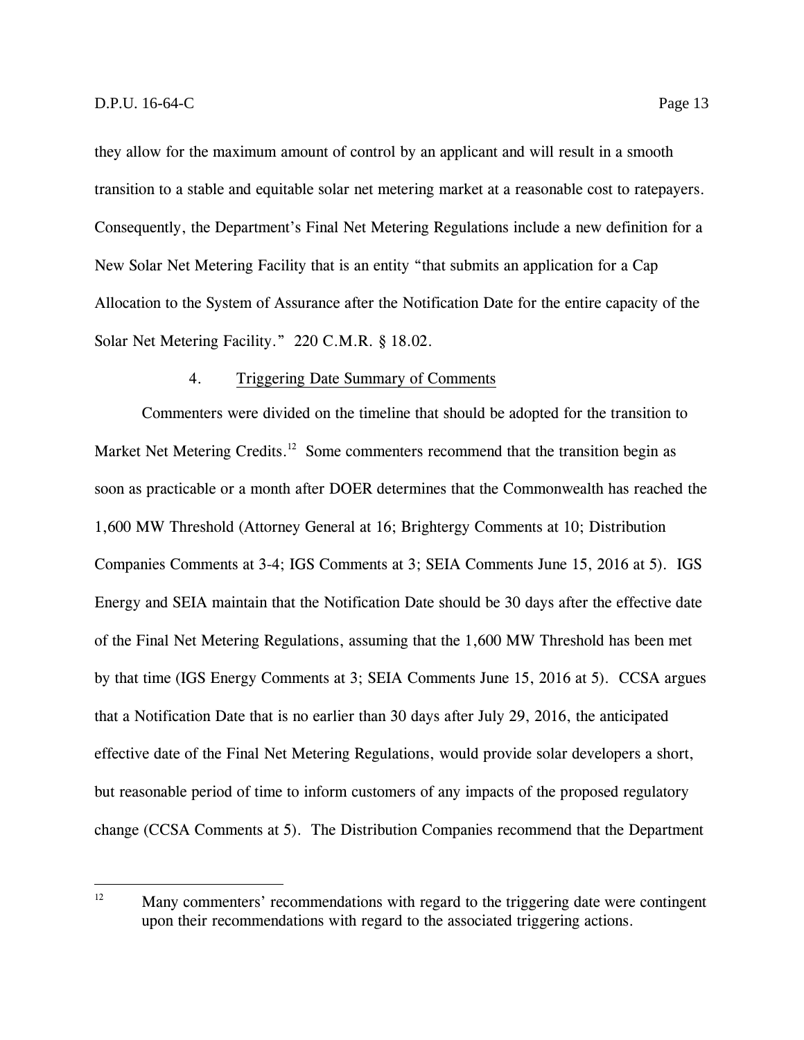they allow for the maximum amount of control by an applicant and will result in a smooth transition to a stable and equitable solar net metering market at a reasonable cost to ratepayers. Consequently, the Department's Final Net Metering Regulations include a new definition for a New Solar Net Metering Facility that is an entity "that submits an application for a Cap Allocation to the System of Assurance after the Notification Date for the entire capacity of the Solar Net Metering Facility." 220 C.M.R. § 18.02.

### 4. Triggering Date Summary of Comments

Commenters were divided on the timeline that should be adopted for the transition to Market Net Metering Credits.[12] Some commenters recommend that the transition begin as soon as practicable or a month after DOER determines that the Commonwealth has reached the 1,600 MW Threshold (Attorney General at 16; Brightergy Comments at 10; Distribution Companies Comments at 3-4; IGS Comments at 3; SEIA Comments June 15, 2016 at 5). IGS Energy and SEIA maintain that the Notification Date should be 30 days after the effective date of the Final Net Metering Regulations, assuming that the 1,600 MW Threshold has been met by that time (IGS Energy Comments at 3; SEIA Comments June 15, 2016 at 5). CCSA argues that a Notification Date that is no earlier than 30 days after July 29, 2016, the anticipated effective date of the Final Net Metering Regulations, would provide solar developers a short, but reasonable period of time to inform customers of any impacts of the proposed regulatory change (CCSA Comments at 5). The Distribution Companies recommend that the Department

---

[12] Many commenters' recommendations with regard to the triggering date were contingent upon their recommendations with regard to the associated triggering actions.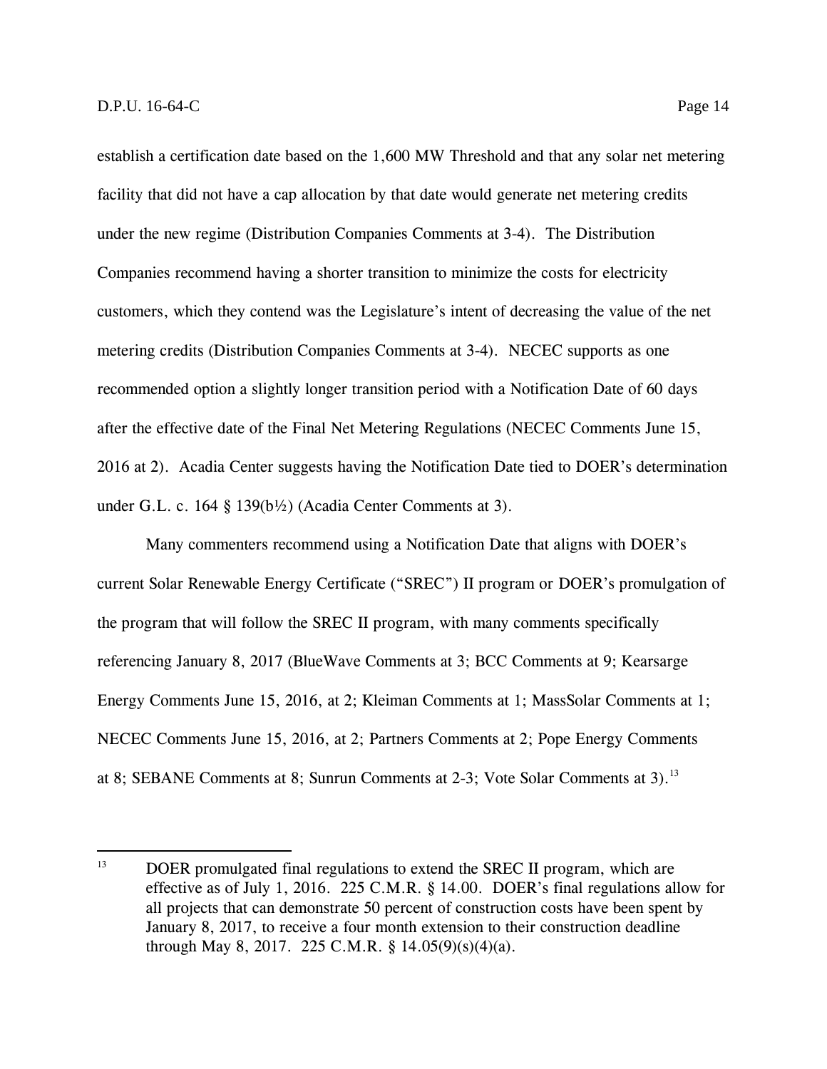establish a certification date based on the 1,600 MW Threshold and that any solar net metering facility that did not have a cap allocation by that date would generate net metering credits under the new regime (Distribution Companies Comments at 3-4). The Distribution Companies recommend having a shorter transition to minimize the costs for electricity customers, which they contend was the Legislature's intent of decreasing the value of the net metering credits (Distribution Companies Comments at 3-4). NECEC supports as one recommended option a slightly longer transition period with a Notification Date of 60 days after the effective date of the Final Net Metering Regulations (NECEC Comments June 15, 2016 at 2). Acadia Center suggests having the Notification Date tied to DOER's determination under G.L. c. 164 § 139(b½) (Acadia Center Comments at 3).

Many commenters recommend using a Notification Date that aligns with DOER's current Solar Renewable Energy Certificate ("SREC") II program or DOER's promulgation of the program that will follow the SREC II program, with many comments specifically referencing January 8, 2017 (BlueWave Comments at 3; BCC Comments at 9; Kearsarge Energy Comments June 15, 2016, at 2; Kleiman Comments at 1; MassSolar Comments at 1; NECEC Comments June 15, 2016, at 2; Partners Comments at 2; Pope Energy Comments at 8; SEBANE Comments at 8; Sunrun Comments at 2-3; Vote Solar Comments at 3).[13]

[13] DOER promulgated final regulations to extend the SREC II program, which are effective as of July 1, 2016. 225 C.M.R. § 14.00. DOER's final regulations allow for all projects that can demonstrate 50 percent of construction costs have been spent by January 8, 2017, to receive a four month extension to their construction deadline through May 8, 2017. 225 C.M.R. § 14.05(9)(s)(4)(a).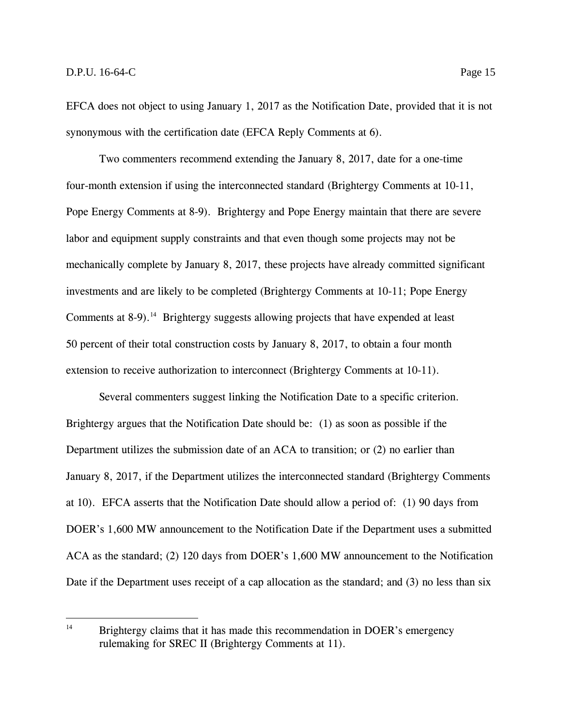EFCA does not object to using January 1, 2017 as the Notification Date, provided that it is not synonymous with the certification date (EFCA Reply Comments at 6).

Two commenters recommend extending the January 8, 2017, date for a one-time four-month extension if using the interconnected standard (Brightergy Comments at 10-11, Pope Energy Comments at 8-9). Brightergy and Pope Energy maintain that there are severe labor and equipment supply constraints and that even though some projects may not be mechanically complete by January 8, 2017, these projects have already committed significant investments and are likely to be completed (Brightergy Comments at 10-11; Pope Energy Comments at 8-9).[14] Brightergy suggests allowing projects that have expended at least 50 percent of their total construction costs by January 8, 2017, to obtain a four month extension to receive authorization to interconnect (Brightergy Comments at 10-11).

Several commenters suggest linking the Notification Date to a specific criterion. Brightergy argues that the Notification Date should be: (1) as soon as possible if the Department utilizes the submission date of an ACA to transition; or (2) no earlier than January 8, 2017, if the Department utilizes the interconnected standard (Brightergy Comments at 10). EFCA asserts that the Notification Date should allow a period of: (1) 90 days from DOER's 1,600 MW announcement to the Notification Date if the Department uses a submitted ACA as the standard; (2) 120 days from DOER's 1,600 MW announcement to the Notification Date if the Department uses receipt of a cap allocation as the standard; and (3) no less than six

---

[14] Brightergy claims that it has made this recommendation in DOER's emergency rulemaking for SREC II (Brightergy Comments at 11).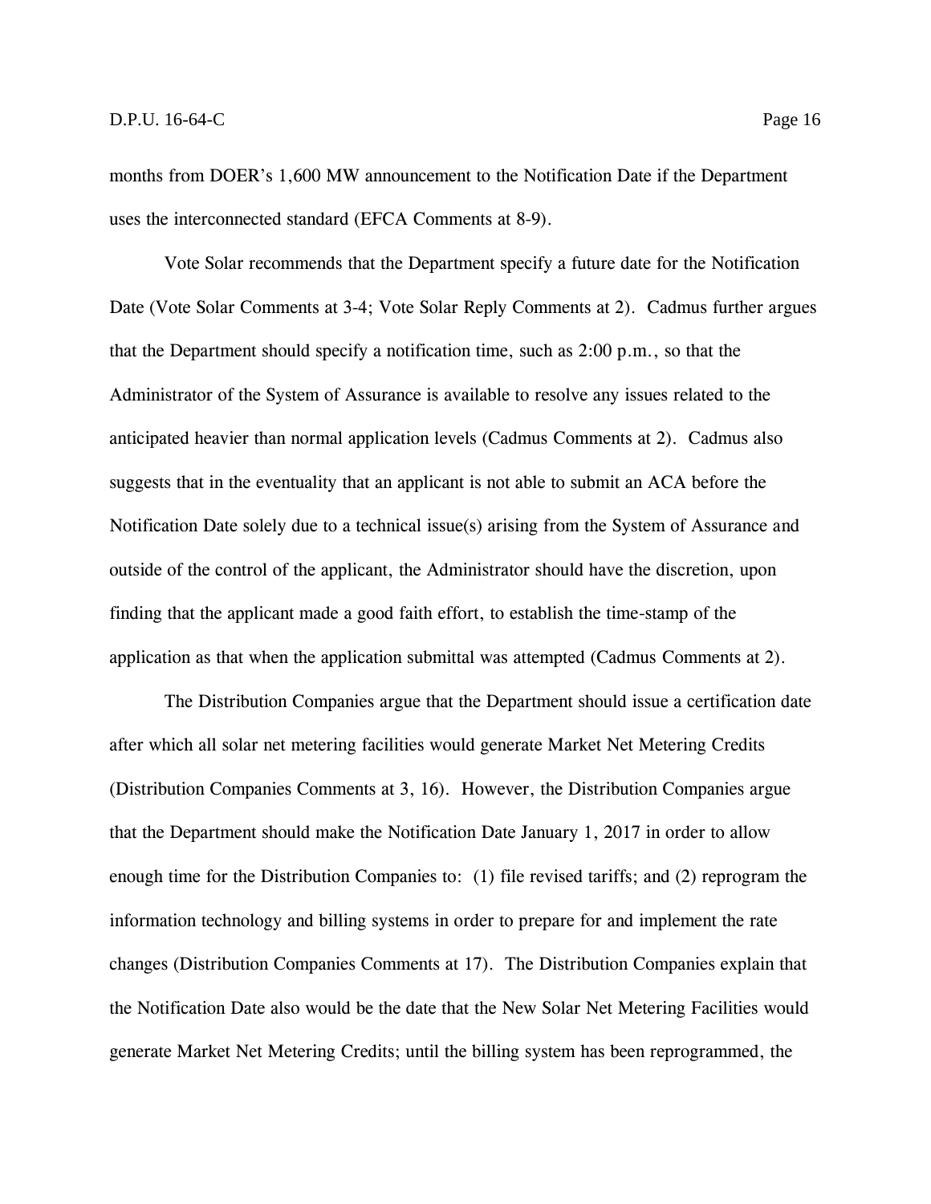months from DOER's 1,600 MW announcement to the Notification Date if the Department uses the interconnected standard (EFCA Comments at 8-9).

Vote Solar recommends that the Department specify a future date for the Notification Date (Vote Solar Comments at 3-4; Vote Solar Reply Comments at 2). Cadmus further argues that the Department should specify a notification time, such as 2:00 p.m., so that the Administrator of the System of Assurance is available to resolve any issues related to the anticipated heavier than normal application levels (Cadmus Comments at 2). Cadmus also suggests that in the eventuality that an applicant is not able to submit an ACA before the Notification Date solely due to a technical issue(s) arising from the System of Assurance and outside of the control of the applicant, the Administrator should have the discretion, upon finding that the applicant made a good faith effort, to establish the time-stamp of the application as that when the application submittal was attempted (Cadmus Comments at 2).

The Distribution Companies argue that the Department should issue a certification date after which all solar net metering facilities would generate Market Net Metering Credits (Distribution Companies Comments at 3, 16). However, the Distribution Companies argue that the Department should make the Notification Date January 1, 2017 in order to allow enough time for the Distribution Companies to: (1) file revised tariffs; and (2) reprogram the information technology and billing systems in order to prepare for and implement the rate changes (Distribution Companies Comments at 17). The Distribution Companies explain that the Notification Date also would be the date that the New Solar Net Metering Facilities would generate Market Net Metering Credits; until the billing system has been reprogrammed, the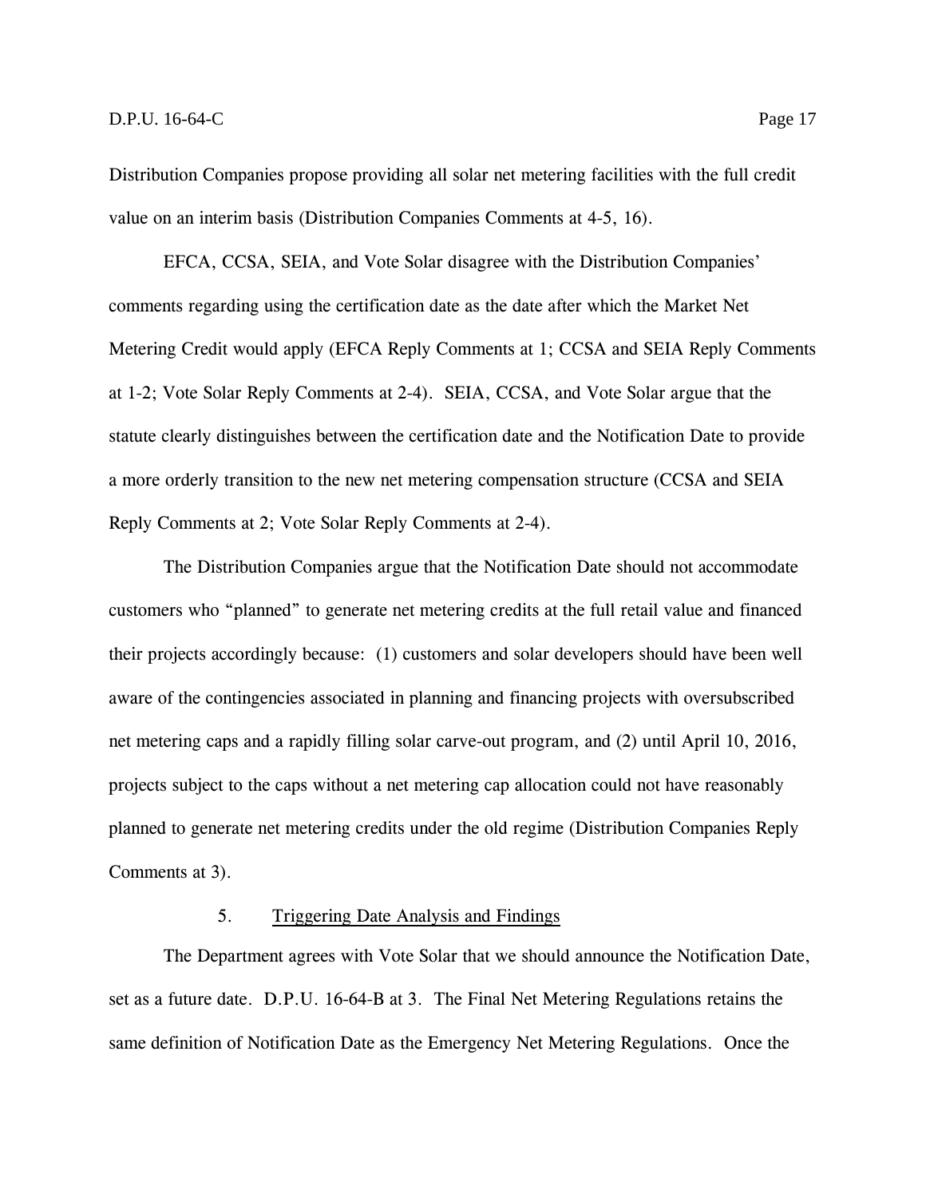Distribution Companies propose providing all solar net metering facilities with the full credit value on an interim basis (Distribution Companies Comments at 4-5, 16).

EFCA, CCSA, SEIA, and Vote Solar disagree with the Distribution Companies' comments regarding using the certification date as the date after which the Market Net Metering Credit would apply (EFCA Reply Comments at 1; CCSA and SEIA Reply Comments at 1-2; Vote Solar Reply Comments at 2-4). SEIA, CCSA, and Vote Solar argue that the statute clearly distinguishes between the certification date and the Notification Date to provide a more orderly transition to the new net metering compensation structure (CCSA and SEIA Reply Comments at 2; Vote Solar Reply Comments at 2-4).

The Distribution Companies argue that the Notification Date should not accommodate customers who "planned" to generate net metering credits at the full retail value and financed their projects accordingly because: (1) customers and solar developers should have been well aware of the contingencies associated in planning and financing projects with oversubscribed net metering caps and a rapidly filling solar carve-out program, and (2) until April 10, 2016, projects subject to the caps without a net metering cap allocation could not have reasonably planned to generate net metering credits under the old regime (Distribution Companies Reply Comments at 3).

### 5. Triggering Date Analysis and Findings

The Department agrees with Vote Solar that we should announce the Notification Date, set as a future date. D.P.U. 16-64-B at 3. The Final Net Metering Regulations retains the same definition of Notification Date as the Emergency Net Metering Regulations. Once the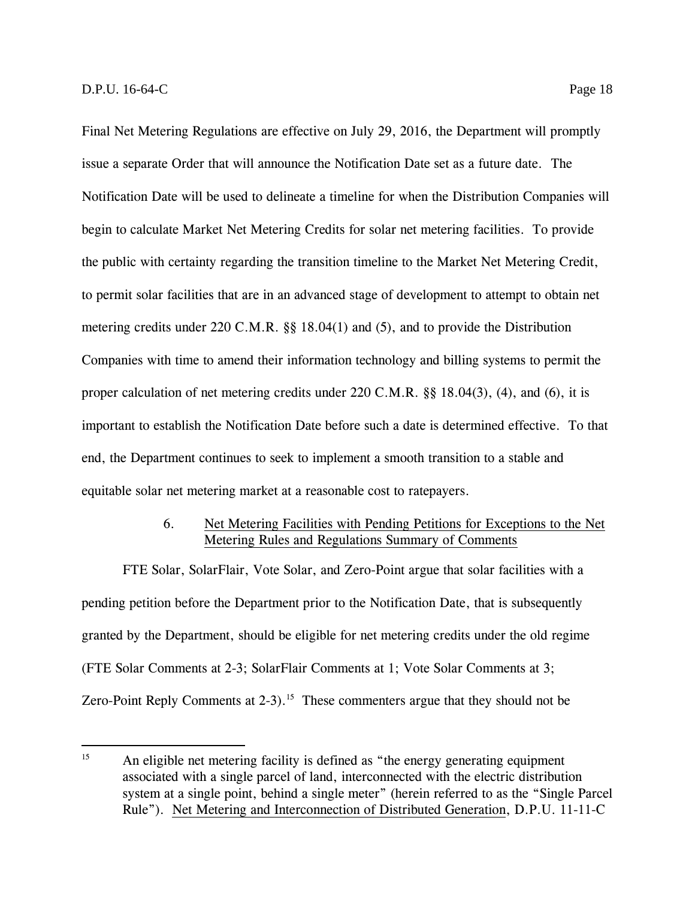Final Net Metering Regulations are effective on July 29, 2016, the Department will promptly issue a separate Order that will announce the Notification Date set as a future date. The Notification Date will be used to delineate a timeline for when the Distribution Companies will begin to calculate Market Net Metering Credits for solar net metering facilities. To provide the public with certainty regarding the transition timeline to the Market Net Metering Credit, to permit solar facilities that are in an advanced stage of development to attempt to obtain net metering credits under 220 C.M.R. §§ 18.04(1) and (5), and to provide the Distribution Companies with time to amend their information technology and billing systems to permit the proper calculation of net metering credits under 220 C.M.R. §§ 18.04(3), (4), and (6), it is important to establish the Notification Date before such a date is determined effective. To that end, the Department continues to seek to implement a smooth transition to a stable and equitable solar net metering market at a reasonable cost to ratepayers.

6. Net Metering Facilities with Pending Petitions for Exceptions to the Net Metering Rules and Regulations Summary of Comments

FTE Solar, SolarFlair, Vote Solar, and Zero-Point argue that solar facilities with a pending petition before the Department prior to the Notification Date, that is subsequently granted by the Department, should be eligible for net metering credits under the old regime (FTE Solar Comments at 2-3; SolarFlair Comments at 1; Vote Solar Comments at 3; Zero-Point Reply Comments at 2-3).[15] These commenters argue that they should not be

[15] An eligible net metering facility is defined as "the energy generating equipment associated with a single parcel of land, interconnected with the electric distribution system at a single point, behind a single meter" (herein referred to as the "Single Parcel Rule"). Net Metering and Interconnection of Distributed Generation, D.P.U. 11-11-C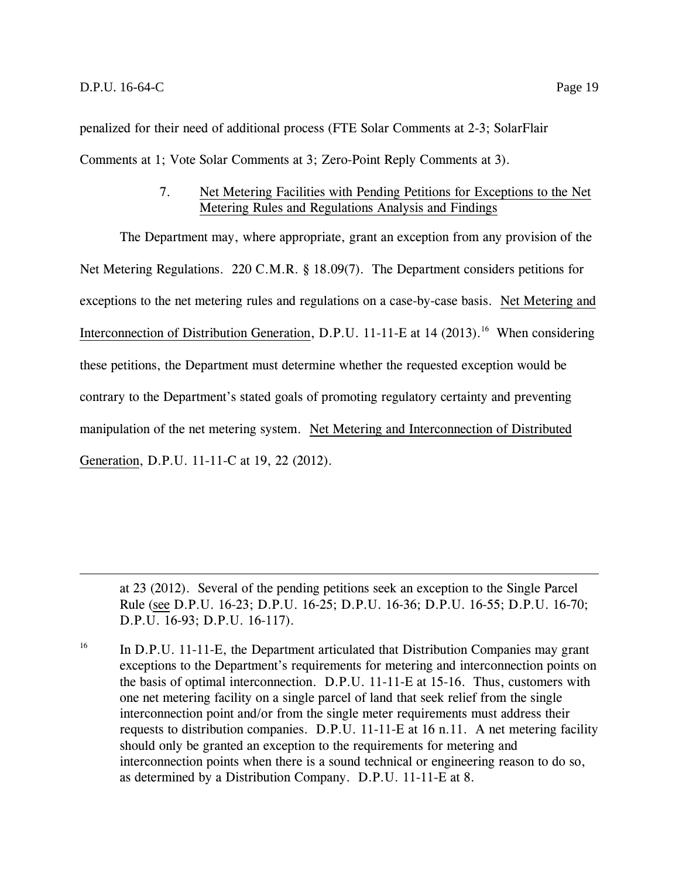penalized for their need of additional process (FTE Solar Comments at 2-3; SolarFlair Comments at 1; Vote Solar Comments at 3; Zero-Point Reply Comments at 3).

### 7. Net Metering Facilities with Pending Petitions for Exceptions to the Net Metering Rules and Regulations Analysis and Findings

The Department may, where appropriate, grant an exception from any provision of the Net Metering Regulations. 220 C.M.R. § 18.09(7). The Department considers petitions for exceptions to the net metering rules and regulations on a case-by-case basis. Net Metering and Interconnection of Distribution Generation, D.P.U. 11-11-E at 14 (2013).[16] When considering these petitions, the Department must determine whether the requested exception would be contrary to the Department's stated goals of promoting regulatory certainty and preventing manipulation of the net metering system. Net Metering and Interconnection of Distributed Generation, D.P.U. 11-11-C at 19, 22 (2012).

---

at 23 (2012). Several of the pending petitions seek an exception to the Single Parcel Rule (see D.P.U. 16-23; D.P.U. 16-25; D.P.U. 16-36; D.P.U. 16-55; D.P.U. 16-70; D.P.U. 16-93; D.P.U. 16-117).

[16] In D.P.U. 11-11-E, the Department articulated that Distribution Companies may grant exceptions to the Department's requirements for metering and interconnection points on the basis of optimal interconnection. D.P.U. 11-11-E at 15-16. Thus, customers with one net metering facility on a single parcel of land that seek relief from the single interconnection point and/or from the single meter requirements must address their requests to distribution companies. D.P.U. 11-11-E at 16 n.11. A net metering facility should only be granted an exception to the requirements for metering and interconnection points when there is a sound technical or engineering reason to do so, as determined by a Distribution Company. D.P.U. 11-11-E at 8.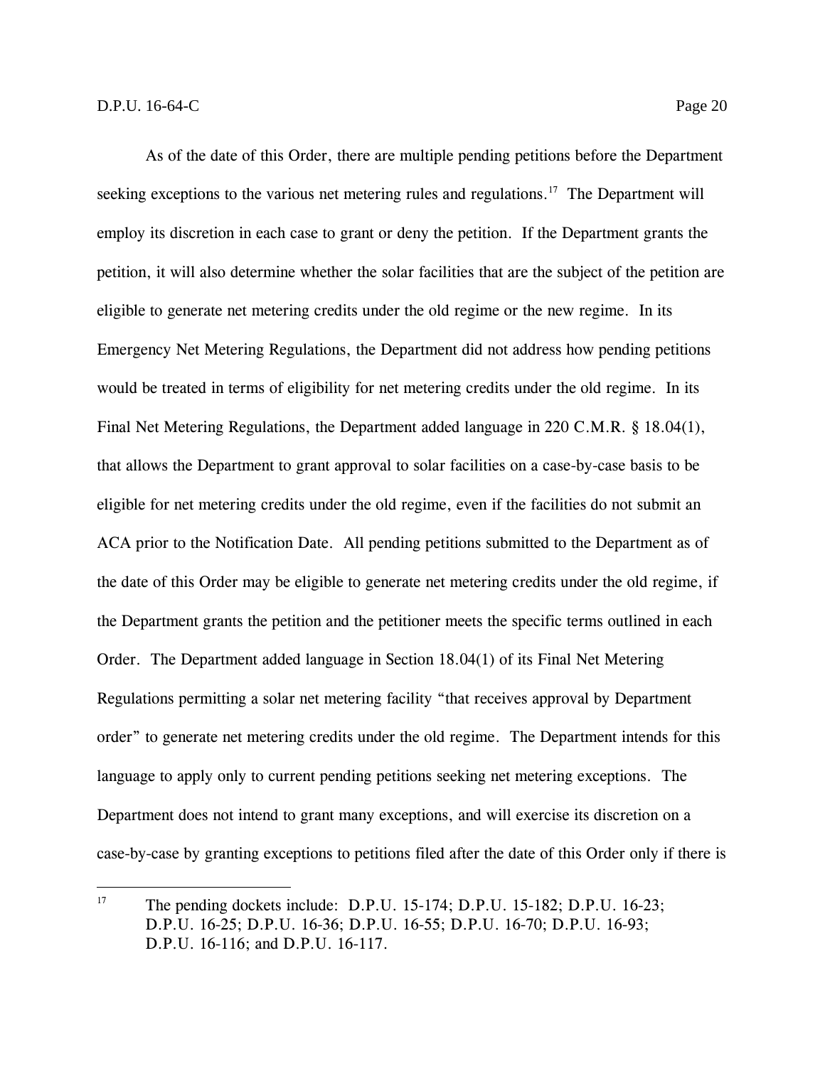As of the date of this Order, there are multiple pending petitions before the Department seeking exceptions to the various net metering rules and regulations.[17] The Department will employ its discretion in each case to grant or deny the petition. If the Department grants the petition, it will also determine whether the solar facilities that are the subject of the petition are eligible to generate net metering credits under the old regime or the new regime. In its Emergency Net Metering Regulations, the Department did not address how pending petitions would be treated in terms of eligibility for net metering credits under the old regime. In its Final Net Metering Regulations, the Department added language in 220 C.M.R. § 18.04(1), that allows the Department to grant approval to solar facilities on a case-by-case basis to be eligible for net metering credits under the old regime, even if the facilities do not submit an ACA prior to the Notification Date. All pending petitions submitted to the Department as of the date of this Order may be eligible to generate net metering credits under the old regime, if the Department grants the petition and the petitioner meets the specific terms outlined in each Order. The Department added language in Section 18.04(1) of its Final Net Metering Regulations permitting a solar net metering facility "that receives approval by Department order" to generate net metering credits under the old regime. The Department intends for this language to apply only to current pending petitions seeking net metering exceptions. The Department does not intend to grant many exceptions, and will exercise its discretion on a case-by-case by granting exceptions to petitions filed after the date of this Order only if there is

[17] The pending dockets include: D.P.U. 15-174; D.P.U. 15-182; D.P.U. 16-23; D.P.U. 16-25; D.P.U. 16-36; D.P.U. 16-55; D.P.U. 16-70; D.P.U. 16-93; D.P.U. 16-116; and D.P.U. 16-117.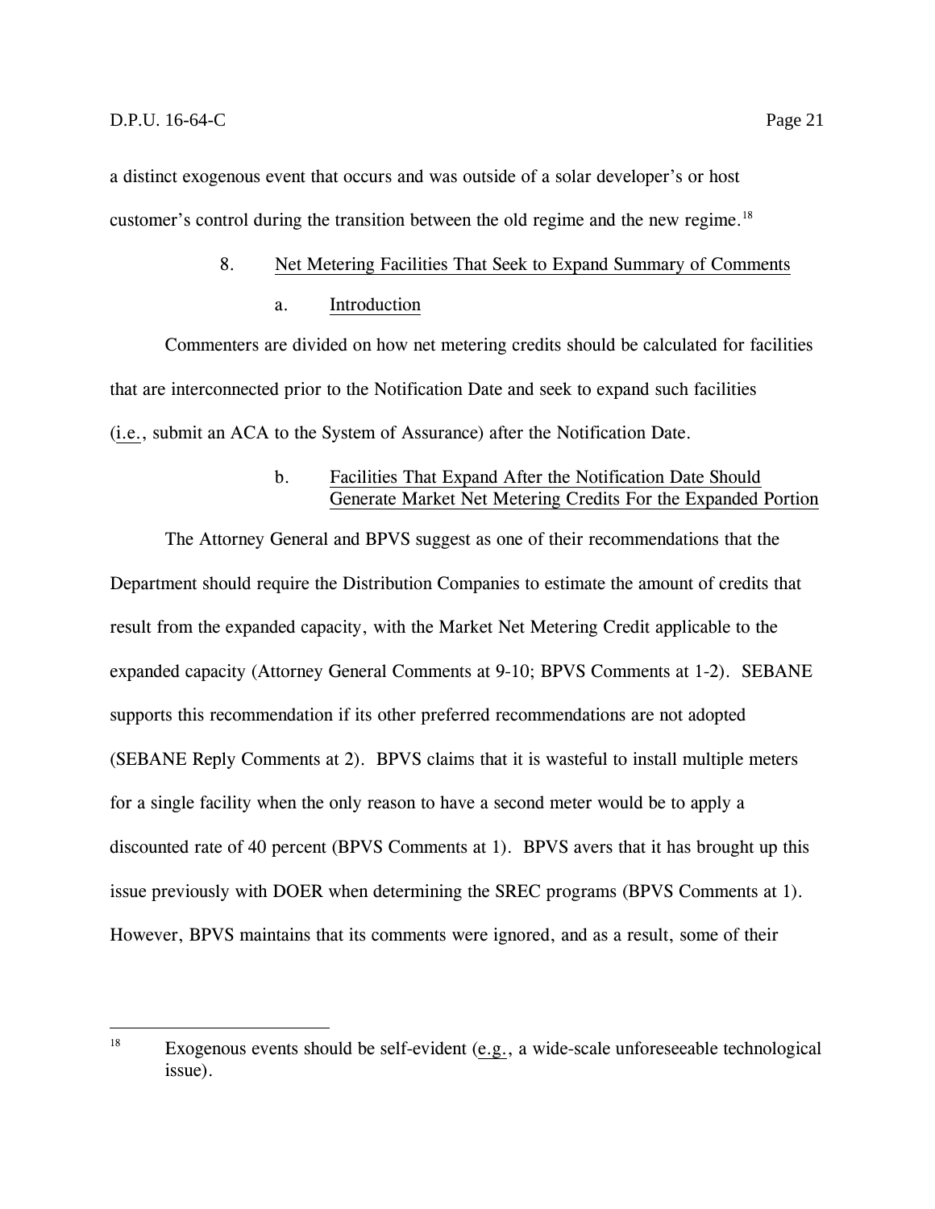a distinct exogenous event that occurs and was outside of a solar developer's or host customer's control during the transition between the old regime and the new regime.[18]

### 8. Net Metering Facilities That Seek to Expand Summary of Comments

#### a. Introduction

Commenters are divided on how net metering credits should be calculated for facilities that are interconnected prior to the Notification Date and seek to expand such facilities (i.e., submit an ACA to the System of Assurance) after the Notification Date.

#### b. Facilities That Expand After the Notification Date Should Generate Market Net Metering Credits For the Expanded Portion

The Attorney General and BPVS suggest as one of their recommendations that the Department should require the Distribution Companies to estimate the amount of credits that result from the expanded capacity, with the Market Net Metering Credit applicable to the expanded capacity (Attorney General Comments at 9-10; BPVS Comments at 1-2). SEBANE supports this recommendation if its other preferred recommendations are not adopted (SEBANE Reply Comments at 2). BPVS claims that it is wasteful to install multiple meters for a single facility when the only reason to have a second meter would be to apply a discounted rate of 40 percent (BPVS Comments at 1). BPVS avers that it has brought up this issue previously with DOER when determining the SREC programs (BPVS Comments at 1). However, BPVS maintains that its comments were ignored, and as a result, some of their

---

[18] Exogenous events should be self-evident (e.g., a wide-scale unforeseeable technological issue).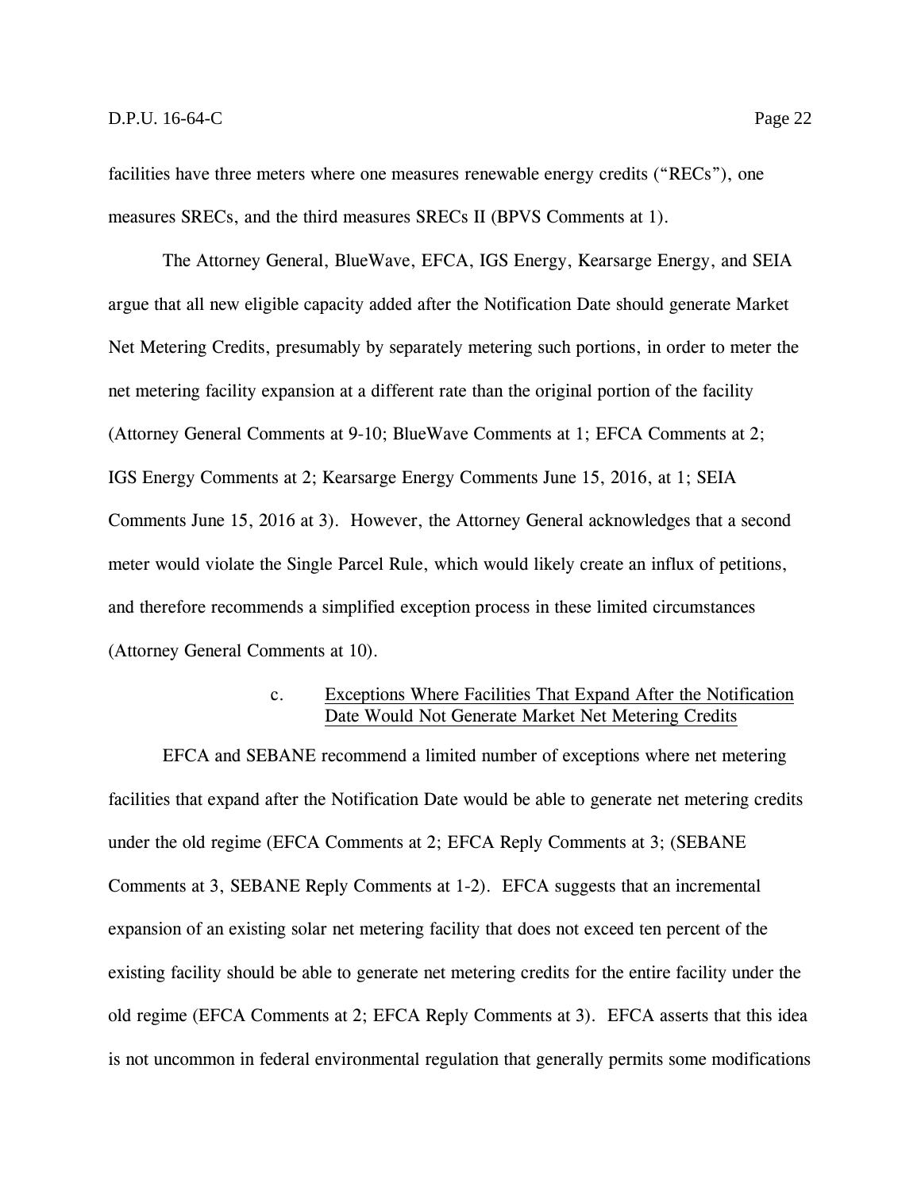facilities have three meters where one measures renewable energy credits ("RECs"), one measures SRECs, and the third measures SRECs II (BPVS Comments at 1).

The Attorney General, BlueWave, EFCA, IGS Energy, Kearsarge Energy, and SEIA argue that all new eligible capacity added after the Notification Date should generate Market Net Metering Credits, presumably by separately metering such portions, in order to meter the net metering facility expansion at a different rate than the original portion of the facility (Attorney General Comments at 9-10; BlueWave Comments at 1; EFCA Comments at 2; IGS Energy Comments at 2; Kearsarge Energy Comments June 15, 2016, at 1; SEIA Comments June 15, 2016 at 3). However, the Attorney General acknowledges that a second meter would violate the Single Parcel Rule, which would likely create an influx of petitions, and therefore recommends a simplified exception process in these limited circumstances (Attorney General Comments at 10).

c. Exceptions Where Facilities That Expand After the Notification Date Would Not Generate Market Net Metering Credits

EFCA and SEBANE recommend a limited number of exceptions where net metering facilities that expand after the Notification Date would be able to generate net metering credits under the old regime (EFCA Comments at 2; EFCA Reply Comments at 3; (SEBANE Comments at 3, SEBANE Reply Comments at 1-2). EFCA suggests that an incremental expansion of an existing solar net metering facility that does not exceed ten percent of the existing facility should be able to generate net metering credits for the entire facility under the old regime (EFCA Comments at 2; EFCA Reply Comments at 3). EFCA asserts that this idea is not uncommon in federal environmental regulation that generally permits some modifications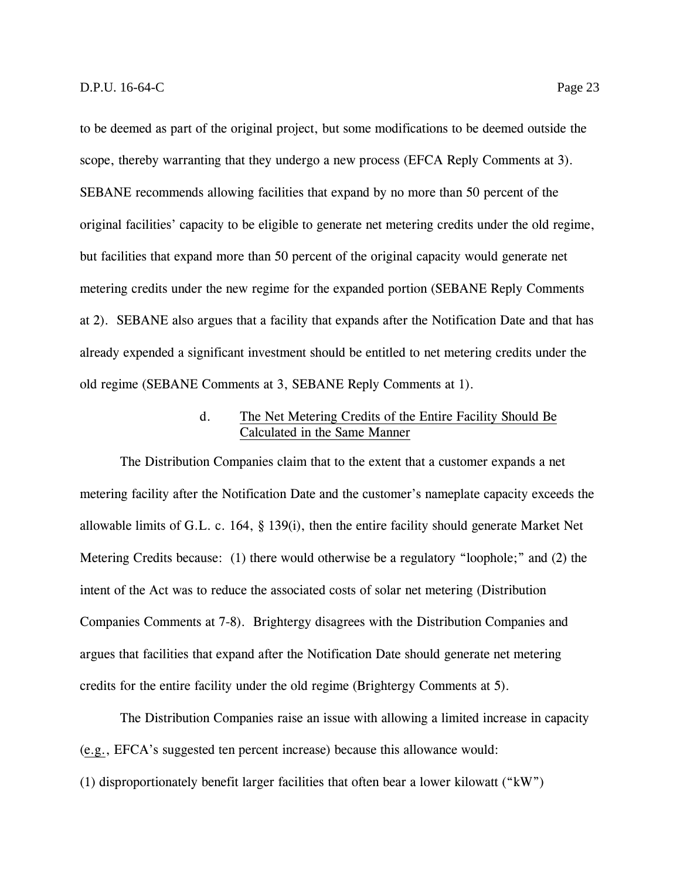to be deemed as part of the original project, but some modifications to be deemed outside the scope, thereby warranting that they undergo a new process (EFCA Reply Comments at 3). SEBANE recommends allowing facilities that expand by no more than 50 percent of the original facilities' capacity to be eligible to generate net metering credits under the old regime, but facilities that expand more than 50 percent of the original capacity would generate net metering credits under the new regime for the expanded portion (SEBANE Reply Comments at 2). SEBANE also argues that a facility that expands after the Notification Date and that has already expended a significant investment should be entitled to net metering credits under the old regime (SEBANE Comments at 3, SEBANE Reply Comments at 1).

#### d. The Net Metering Credits of the Entire Facility Should Be Calculated in the Same Manner

The Distribution Companies claim that to the extent that a customer expands a net metering facility after the Notification Date and the customer's nameplate capacity exceeds the allowable limits of G.L. c. 164, § 139(i), then the entire facility should generate Market Net Metering Credits because: (1) there would otherwise be a regulatory "loophole;" and (2) the intent of the Act was to reduce the associated costs of solar net metering (Distribution Companies Comments at 7-8). Brightergy disagrees with the Distribution Companies and argues that facilities that expand after the Notification Date should generate net metering credits for the entire facility under the old regime (Brightergy Comments at 5).

The Distribution Companies raise an issue with allowing a limited increase in capacity (e.g., EFCA's suggested ten percent increase) because this allowance would: (1) disproportionately benefit larger facilities that often bear a lower kilowatt ("kW")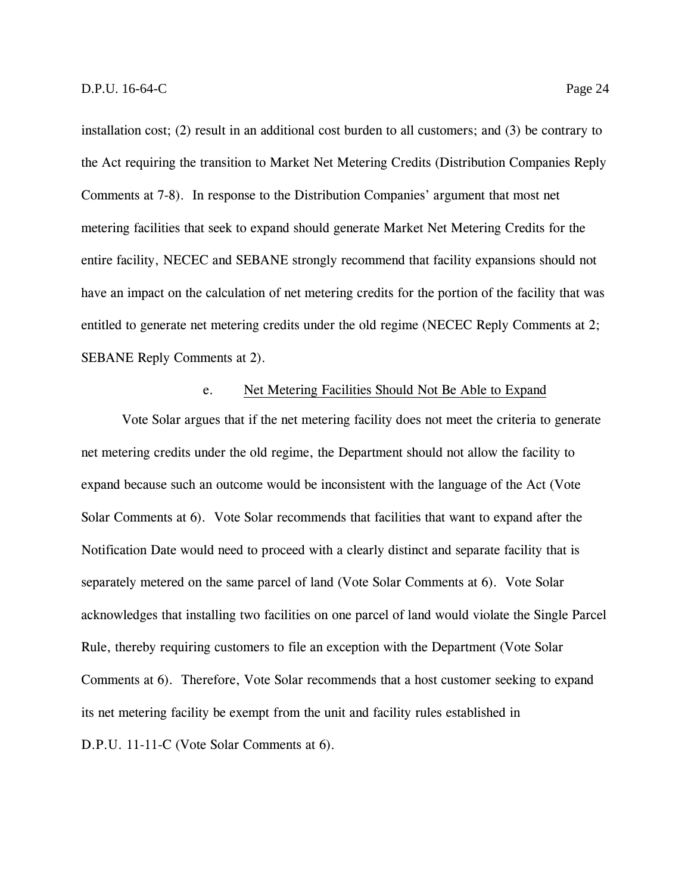installation cost; (2) result in an additional cost burden to all customers; and (3) be contrary to the Act requiring the transition to Market Net Metering Credits (Distribution Companies Reply Comments at 7-8). In response to the Distribution Companies' argument that most net metering facilities that seek to expand should generate Market Net Metering Credits for the entire facility, NECEC and SEBANE strongly recommend that facility expansions should not have an impact on the calculation of net metering credits for the portion of the facility that was entitled to generate net metering credits under the old regime (NECEC Reply Comments at 2; SEBANE Reply Comments at 2).

#### e. Net Metering Facilities Should Not Be Able to Expand

Vote Solar argues that if the net metering facility does not meet the criteria to generate net metering credits under the old regime, the Department should not allow the facility to expand because such an outcome would be inconsistent with the language of the Act (Vote Solar Comments at 6). Vote Solar recommends that facilities that want to expand after the Notification Date would need to proceed with a clearly distinct and separate facility that is separately metered on the same parcel of land (Vote Solar Comments at 6). Vote Solar acknowledges that installing two facilities on one parcel of land would violate the Single Parcel Rule, thereby requiring customers to file an exception with the Department (Vote Solar Comments at 6). Therefore, Vote Solar recommends that a host customer seeking to expand its net metering facility be exempt from the unit and facility rules established in D.P.U. 11-11-C (Vote Solar Comments at 6).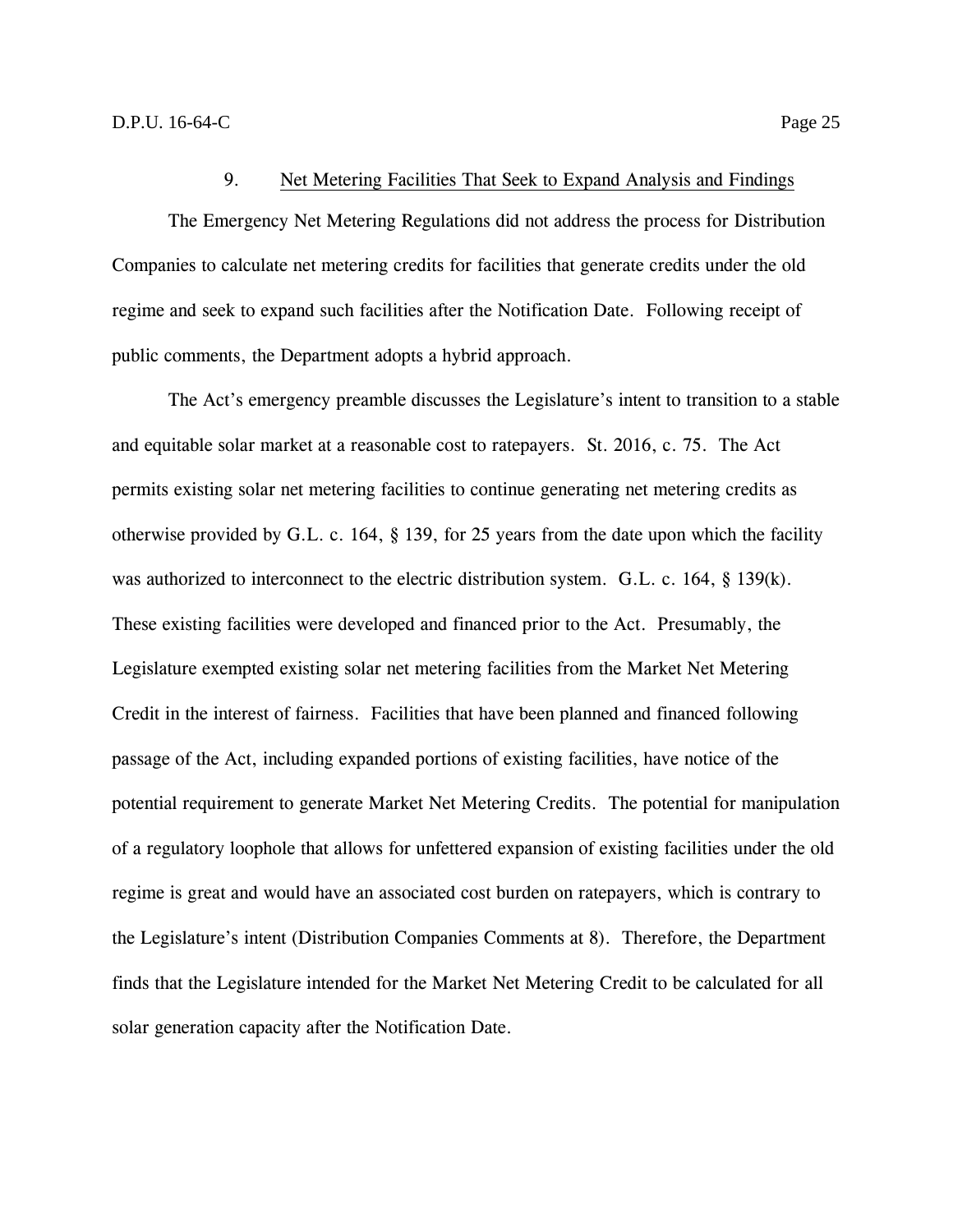### 9. Net Metering Facilities That Seek to Expand Analysis and Findings

The Emergency Net Metering Regulations did not address the process for Distribution Companies to calculate net metering credits for facilities that generate credits under the old regime and seek to expand such facilities after the Notification Date. Following receipt of public comments, the Department adopts a hybrid approach.

The Act's emergency preamble discusses the Legislature's intent to transition to a stable and equitable solar market at a reasonable cost to ratepayers. St. 2016, c. 75. The Act permits existing solar net metering facilities to continue generating net metering credits as otherwise provided by G.L. c. 164, § 139, for 25 years from the date upon which the facility was authorized to interconnect to the electric distribution system. G.L. c. 164, § 139(k). These existing facilities were developed and financed prior to the Act. Presumably, the Legislature exempted existing solar net metering facilities from the Market Net Metering Credit in the interest of fairness. Facilities that have been planned and financed following passage of the Act, including expanded portions of existing facilities, have notice of the potential requirement to generate Market Net Metering Credits. The potential for manipulation of a regulatory loophole that allows for unfettered expansion of existing facilities under the old regime is great and would have an associated cost burden on ratepayers, which is contrary to the Legislature's intent (Distribution Companies Comments at 8). Therefore, the Department finds that the Legislature intended for the Market Net Metering Credit to be calculated for all solar generation capacity after the Notification Date.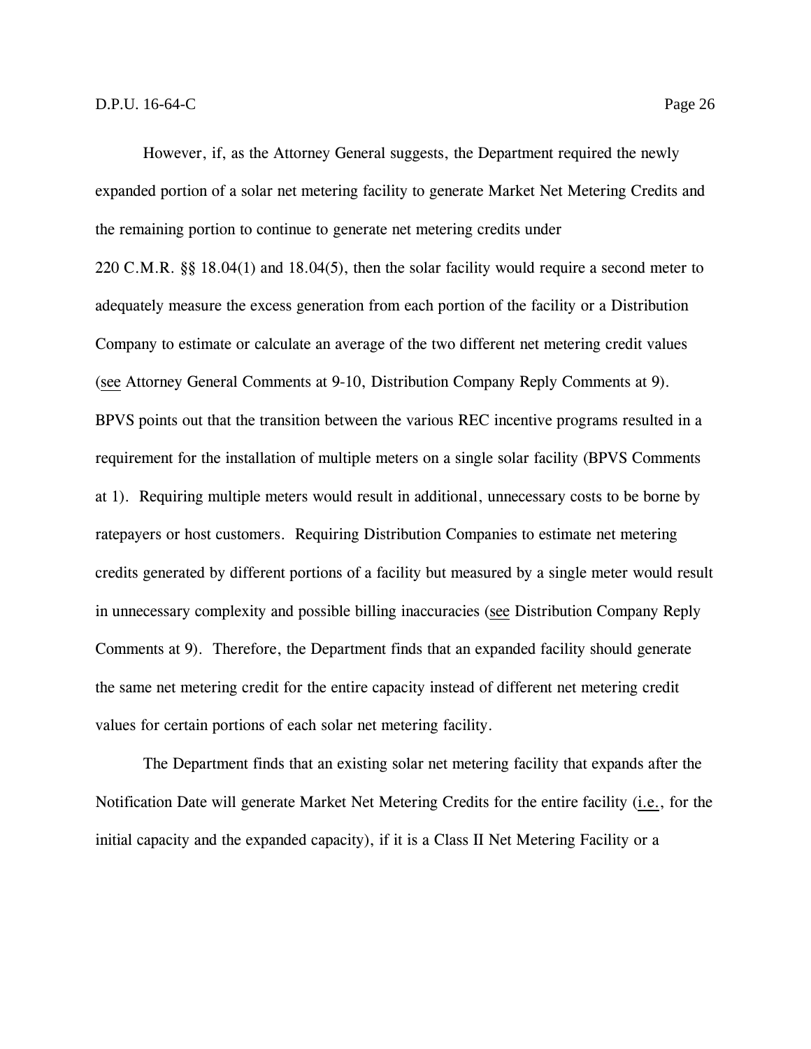However, if, as the Attorney General suggests, the Department required the newly expanded portion of a solar net metering facility to generate Market Net Metering Credits and the remaining portion to continue to generate net metering credits under 220 C.M.R. §§ 18.04(1) and 18.04(5), then the solar facility would require a second meter to adequately measure the excess generation from each portion of the facility or a Distribution Company to estimate or calculate an average of the two different net metering credit values (see Attorney General Comments at 9-10, Distribution Company Reply Comments at 9). BPVS points out that the transition between the various REC incentive programs resulted in a requirement for the installation of multiple meters on a single solar facility (BPVS Comments at 1). Requiring multiple meters would result in additional, unnecessary costs to be borne by ratepayers or host customers. Requiring Distribution Companies to estimate net metering credits generated by different portions of a facility but measured by a single meter would result in unnecessary complexity and possible billing inaccuracies (see Distribution Company Reply Comments at 9). Therefore, the Department finds that an expanded facility should generate the same net metering credit for the entire capacity instead of different net metering credit values for certain portions of each solar net metering facility.

The Department finds that an existing solar net metering facility that expands after the Notification Date will generate Market Net Metering Credits for the entire facility (i.e., for the initial capacity and the expanded capacity), if it is a Class II Net Metering Facility or a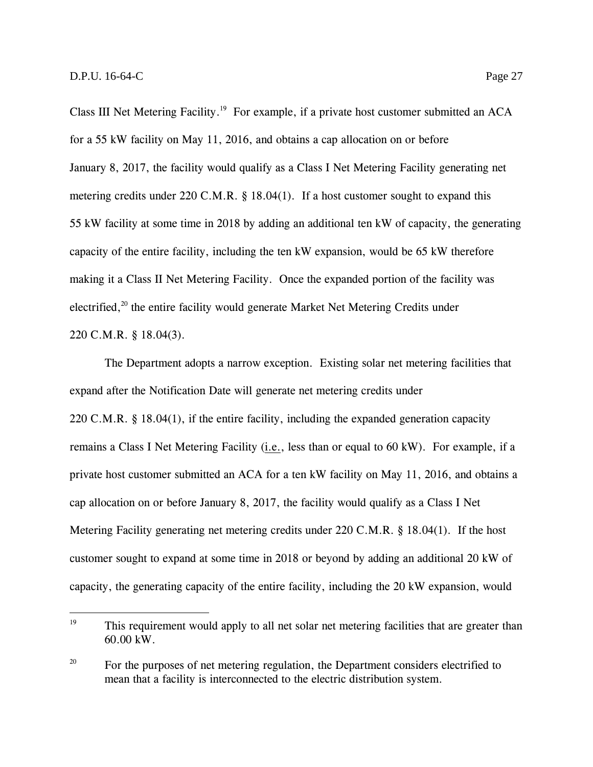Class III Net Metering Facility.[19] For example, if a private host customer submitted an ACA for a 55 kW facility on May 11, 2016, and obtains a cap allocation on or before January 8, 2017, the facility would qualify as a Class I Net Metering Facility generating net metering credits under 220 C.M.R. § 18.04(1). If a host customer sought to expand this 55 kW facility at some time in 2018 by adding an additional ten kW of capacity, the generating capacity of the entire facility, including the ten kW expansion, would be 65 kW therefore making it a Class II Net Metering Facility. Once the expanded portion of the facility was electrified,[20] the entire facility would generate Market Net Metering Credits under 220 C.M.R. § 18.04(3).

The Department adopts a narrow exception. Existing solar net metering facilities that expand after the Notification Date will generate net metering credits under 220 C.M.R. § 18.04(1), if the entire facility, including the expanded generation capacity remains a Class I Net Metering Facility (i.e., less than or equal to 60 kW). For example, if a private host customer submitted an ACA for a ten kW facility on May 11, 2016, and obtains a cap allocation on or before January 8, 2017, the facility would qualify as a Class I Net Metering Facility generating net metering credits under 220 C.M.R. § 18.04(1). If the host customer sought to expand at some time in 2018 or beyond by adding an additional 20 kW of capacity, the generating capacity of the entire facility, including the 20 kW expansion, would

---

[19] This requirement would apply to all net solar net metering facilities that are greater than 60.00 kW.

[20] For the purposes of net metering regulation, the Department considers electrified to mean that a facility is interconnected to the electric distribution system.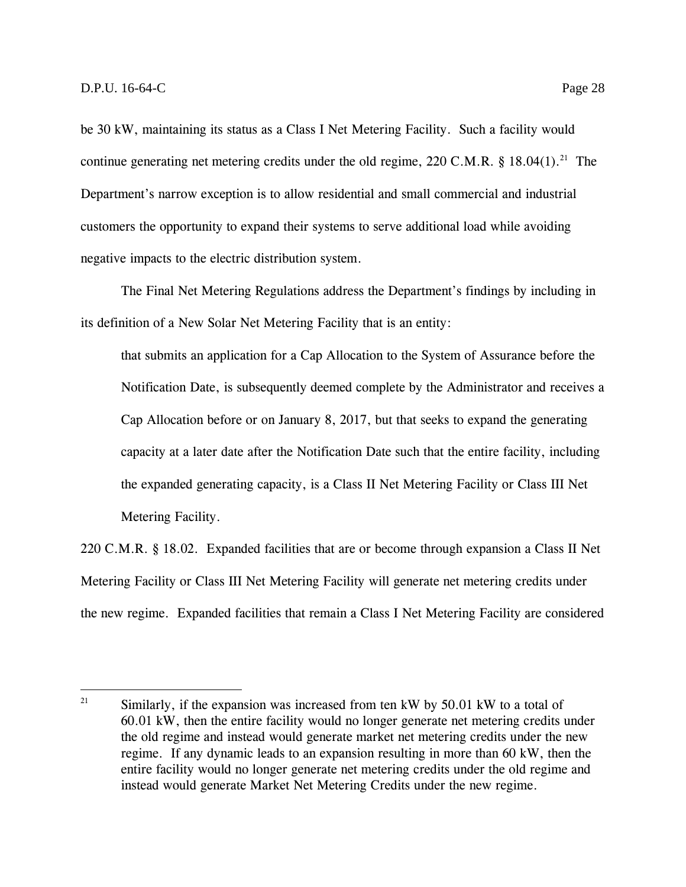be 30 kW, maintaining its status as a Class I Net Metering Facility. Such a facility would continue generating net metering credits under the old regime, 220 C.M.R. § 18.04(1).[21] The Department's narrow exception is to allow residential and small commercial and industrial customers the opportunity to expand their systems to serve additional load while avoiding negative impacts to the electric distribution system.

The Final Net Metering Regulations address the Department's findings by including in its definition of a New Solar Net Metering Facility that is an entity:

> that submits an application for a Cap Allocation to the System of Assurance before the Notification Date, is subsequently deemed complete by the Administrator and receives a Cap Allocation before or on January 8, 2017, but that seeks to expand the generating capacity at a later date after the Notification Date such that the entire facility, including the expanded generating capacity, is a Class II Net Metering Facility or Class III Net Metering Facility.

220 C.M.R. § 18.02. Expanded facilities that are or become through expansion a Class II Net Metering Facility or Class III Net Metering Facility will generate net metering credits under the new regime. Expanded facilities that remain a Class I Net Metering Facility are considered

---

[21] Similarly, if the expansion was increased from ten kW by 50.01 kW to a total of 60.01 kW, then the entire facility would no longer generate net metering credits under the old regime and instead would generate market net metering credits under the new regime. If any dynamic leads to an expansion resulting in more than 60 kW, then the entire facility would no longer generate net metering credits under the old regime and instead would generate Market Net Metering Credits under the new regime.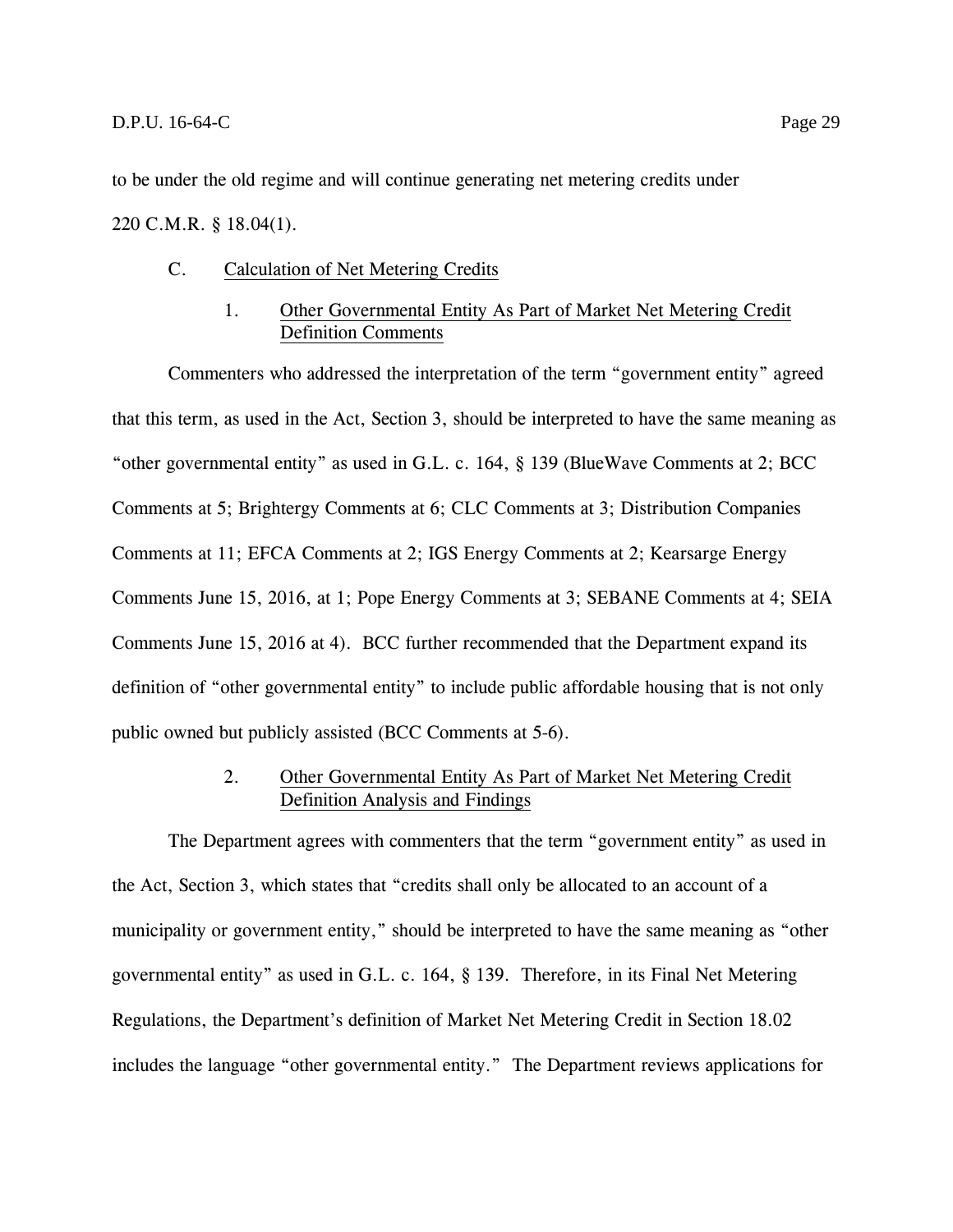to be under the old regime and will continue generating net metering credits under 220 C.M.R. § 18.04(1).

### C. Calculation of Net Metering Credits

#### 1. Other Governmental Entity As Part of Market Net Metering Credit Definition Comments

Commenters who addressed the interpretation of the term "government entity" agreed that this term, as used in the Act, Section 3, should be interpreted to have the same meaning as "other governmental entity" as used in G.L. c. 164, § 139 (BlueWave Comments at 2; BCC Comments at 5; Brightergy Comments at 6; CLC Comments at 3; Distribution Companies Comments at 11; EFCA Comments at 2; IGS Energy Comments at 2; Kearsarge Energy Comments June 15, 2016, at 1; Pope Energy Comments at 3; SEBANE Comments at 4; SEIA Comments June 15, 2016 at 4). BCC further recommended that the Department expand its definition of "other governmental entity" to include public affordable housing that is not only public owned but publicly assisted (BCC Comments at 5-6).

#### 2. Other Governmental Entity As Part of Market Net Metering Credit Definition Analysis and Findings

The Department agrees with commenters that the term "government entity" as used in the Act, Section 3, which states that "credits shall only be allocated to an account of a municipality or government entity," should be interpreted to have the same meaning as "other governmental entity" as used in G.L. c. 164, § 139. Therefore, in its Final Net Metering Regulations, the Department's definition of Market Net Metering Credit in Section 18.02 includes the language "other governmental entity." The Department reviews applications for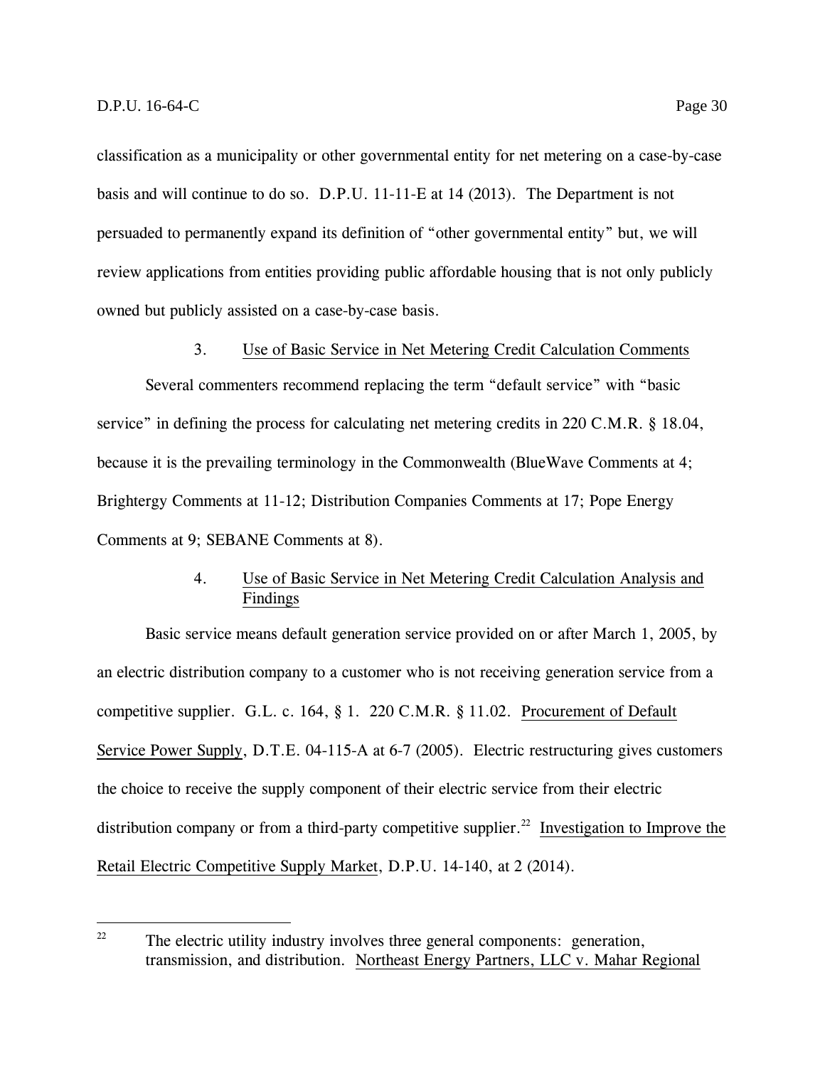classification as a municipality or other governmental entity for net metering on a case-by-case basis and will continue to do so. D.P.U. 11-11-E at 14 (2013). The Department is not persuaded to permanently expand its definition of "other governmental entity" but, we will review applications from entities providing public affordable housing that is not only publicly owned but publicly assisted on a case-by-case basis.

### 3. Use of Basic Service in Net Metering Credit Calculation Comments

Several commenters recommend replacing the term "default service" with "basic service" in defining the process for calculating net metering credits in 220 C.M.R. § 18.04, because it is the prevailing terminology in the Commonwealth (BlueWave Comments at 4; Brightergy Comments at 11-12; Distribution Companies Comments at 17; Pope Energy Comments at 9; SEBANE Comments at 8).

### 4. Use of Basic Service in Net Metering Credit Calculation Analysis and Findings

Basic service means default generation service provided on or after March 1, 2005, by an electric distribution company to a customer who is not receiving generation service from a competitive supplier. G.L. c. 164, § 1. 220 C.M.R. § 11.02. Procurement of Default Service Power Supply, D.T.E. 04-115-A at 6-7 (2005). Electric restructuring gives customers the choice to receive the supply component of their electric service from their electric distribution company or from a third-party competitive supplier.[22] Investigation to Improve the Retail Electric Competitive Supply Market, D.P.U. 14-140, at 2 (2014).

---

[22] The electric utility industry involves three general components: generation, transmission, and distribution. Northeast Energy Partners, LLC v. Mahar Regional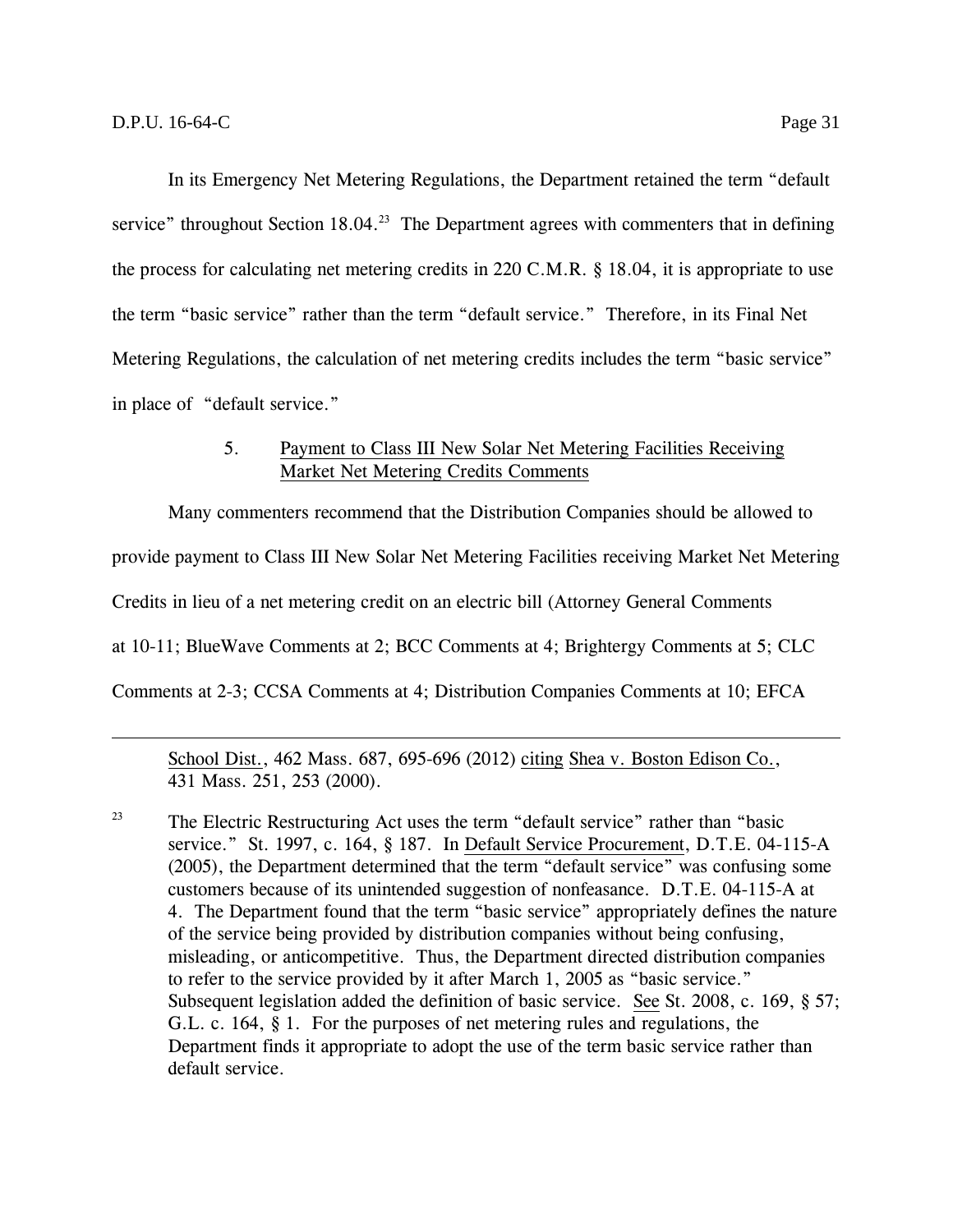In its Emergency Net Metering Regulations, the Department retained the term "default service" throughout Section 18.04.[23] The Department agrees with commenters that in defining the process for calculating net metering credits in 220 C.M.R. § 18.04, it is appropriate to use the term "basic service" rather than the term "default service." Therefore, in its Final Net Metering Regulations, the calculation of net metering credits includes the term "basic service" in place of "default service."

5. Payment to Class III New Solar Net Metering Facilities Receiving Market Net Metering Credits Comments

Many commenters recommend that the Distribution Companies should be allowed to provide payment to Class III New Solar Net Metering Facilities receiving Market Net Metering Credits in lieu of a net metering credit on an electric bill (Attorney General Comments at 10-11; BlueWave Comments at 2; BCC Comments at 4; Brightergy Comments at 5; CLC Comments at 2-3; CCSA Comments at 4; Distribution Companies Comments at 10; EFCA

---

School Dist., 462 Mass. 687, 695-696 (2012) citing Shea v. Boston Edison Co., 431 Mass. 251, 253 (2000).

[23] The Electric Restructuring Act uses the term "default service" rather than "basic service." St. 1997, c. 164, § 187. In Default Service Procurement, D.T.E. 04-115-A (2005), the Department determined that the term "default service" was confusing some customers because of its unintended suggestion of nonfeasance. D.T.E. 04-115-A at 4. The Department found that the term "basic service" appropriately defines the nature of the service being provided by distribution companies without being confusing, misleading, or anticompetitive. Thus, the Department directed distribution companies to refer to the service provided by it after March 1, 2005 as "basic service." Subsequent legislation added the definition of basic service. See St. 2008, c. 169, § 57; G.L. c. 164, § 1. For the purposes of net metering rules and regulations, the Department finds it appropriate to adopt the use of the term basic service rather than default service.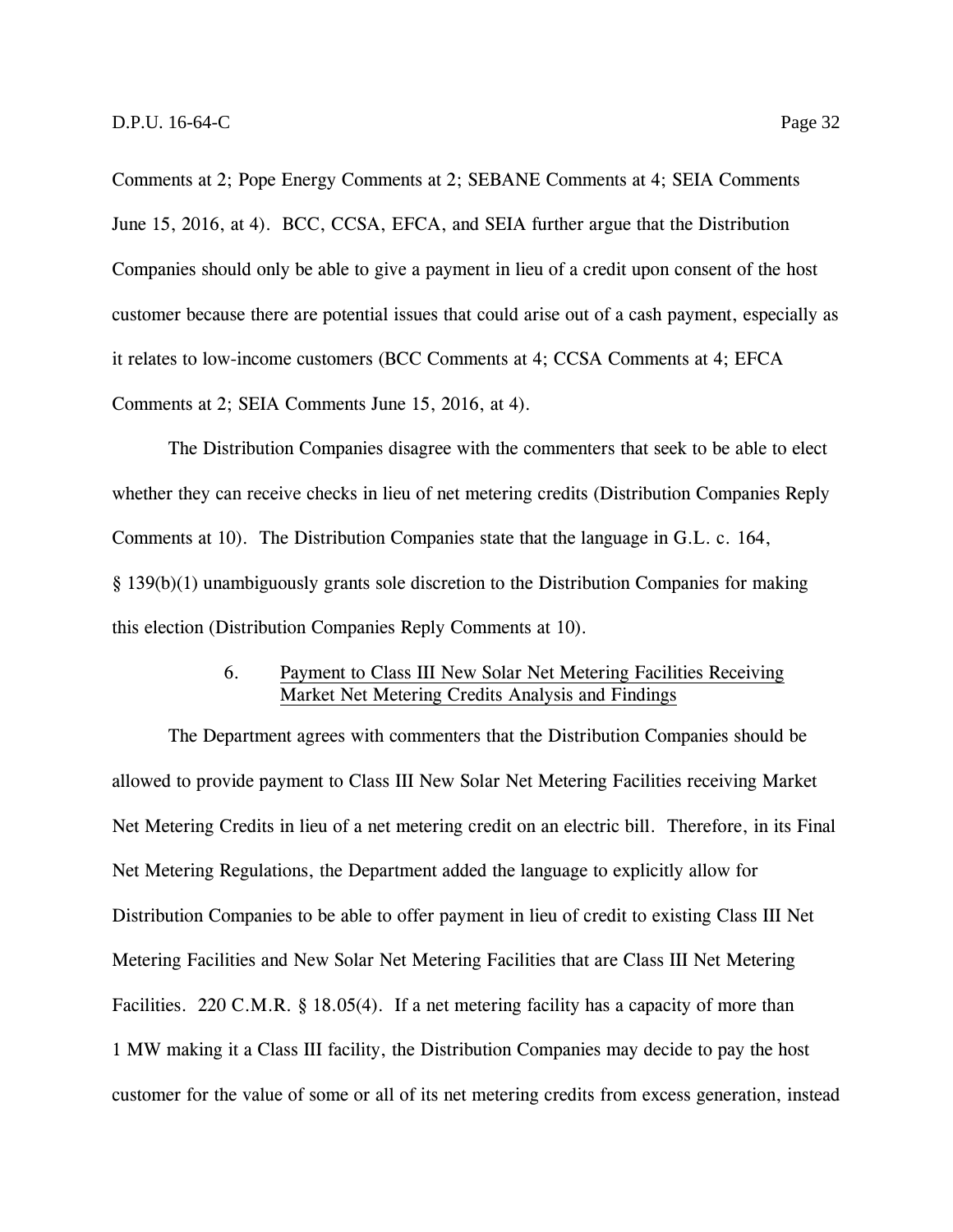Comments at 2; Pope Energy Comments at 2; SEBANE Comments at 4; SEIA Comments June 15, 2016, at 4). BCC, CCSA, EFCA, and SEIA further argue that the Distribution Companies should only be able to give a payment in lieu of a credit upon consent of the host customer because there are potential issues that could arise out of a cash payment, especially as it relates to low-income customers (BCC Comments at 4; CCSA Comments at 4; EFCA Comments at 2; SEIA Comments June 15, 2016, at 4).

The Distribution Companies disagree with the commenters that seek to be able to elect whether they can receive checks in lieu of net metering credits (Distribution Companies Reply Comments at 10). The Distribution Companies state that the language in G.L. c. 164, § 139(b)(1) unambiguously grants sole discretion to the Distribution Companies for making this election (Distribution Companies Reply Comments at 10).

### 6. Payment to Class III New Solar Net Metering Facilities Receiving Market Net Metering Credits Analysis and Findings

The Department agrees with commenters that the Distribution Companies should be allowed to provide payment to Class III New Solar Net Metering Facilities receiving Market Net Metering Credits in lieu of a net metering credit on an electric bill. Therefore, in its Final Net Metering Regulations, the Department added the language to explicitly allow for Distribution Companies to be able to offer payment in lieu of credit to existing Class III Net Metering Facilities and New Solar Net Metering Facilities that are Class III Net Metering Facilities. 220 C.M.R. § 18.05(4). If a net metering facility has a capacity of more than 1 MW making it a Class III facility, the Distribution Companies may decide to pay the host customer for the value of some or all of its net metering credits from excess generation, instead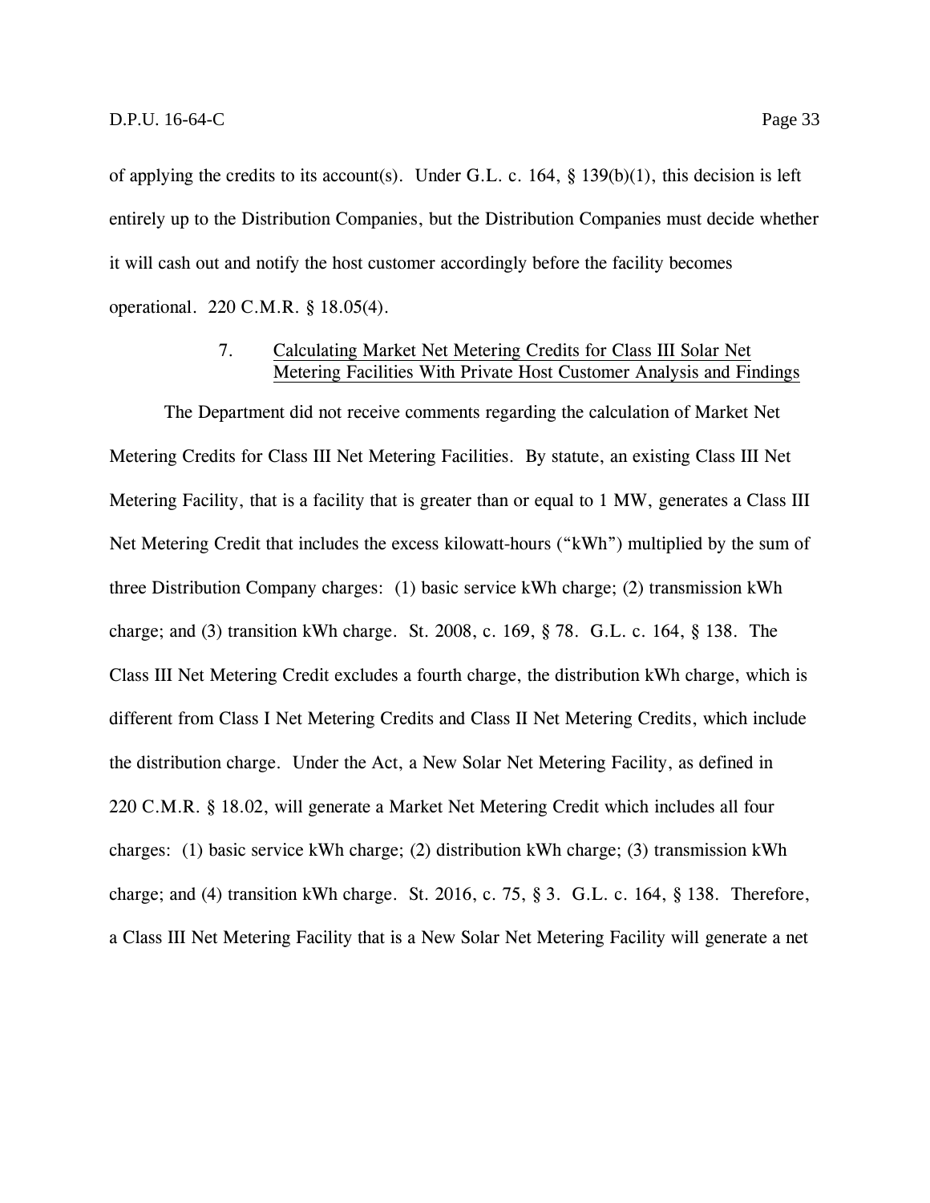of applying the credits to its account(s). Under G.L. c. 164, § 139(b)(1), this decision is left entirely up to the Distribution Companies, but the Distribution Companies must decide whether it will cash out and notify the host customer accordingly before the facility becomes operational. 220 C.M.R. § 18.05(4).

#### 7. Calculating Market Net Metering Credits for Class III Solar Net Metering Facilities With Private Host Customer Analysis and Findings

The Department did not receive comments regarding the calculation of Market Net Metering Credits for Class III Net Metering Facilities. By statute, an existing Class III Net Metering Facility, that is a facility that is greater than or equal to 1 MW, generates a Class III Net Metering Credit that includes the excess kilowatt-hours ("kWh") multiplied by the sum of three Distribution Company charges: (1) basic service kWh charge; (2) transmission kWh charge; and (3) transition kWh charge. St. 2008, c. 169, § 78. G.L. c. 164, § 138. The Class III Net Metering Credit excludes a fourth charge, the distribution kWh charge, which is different from Class I Net Metering Credits and Class II Net Metering Credits, which include the distribution charge. Under the Act, a New Solar Net Metering Facility, as defined in 220 C.M.R. § 18.02, will generate a Market Net Metering Credit which includes all four charges: (1) basic service kWh charge; (2) distribution kWh charge; (3) transmission kWh charge; and (4) transition kWh charge. St. 2016, c. 75, § 3. G.L. c. 164, § 138. Therefore, a Class III Net Metering Facility that is a New Solar Net Metering Facility will generate a net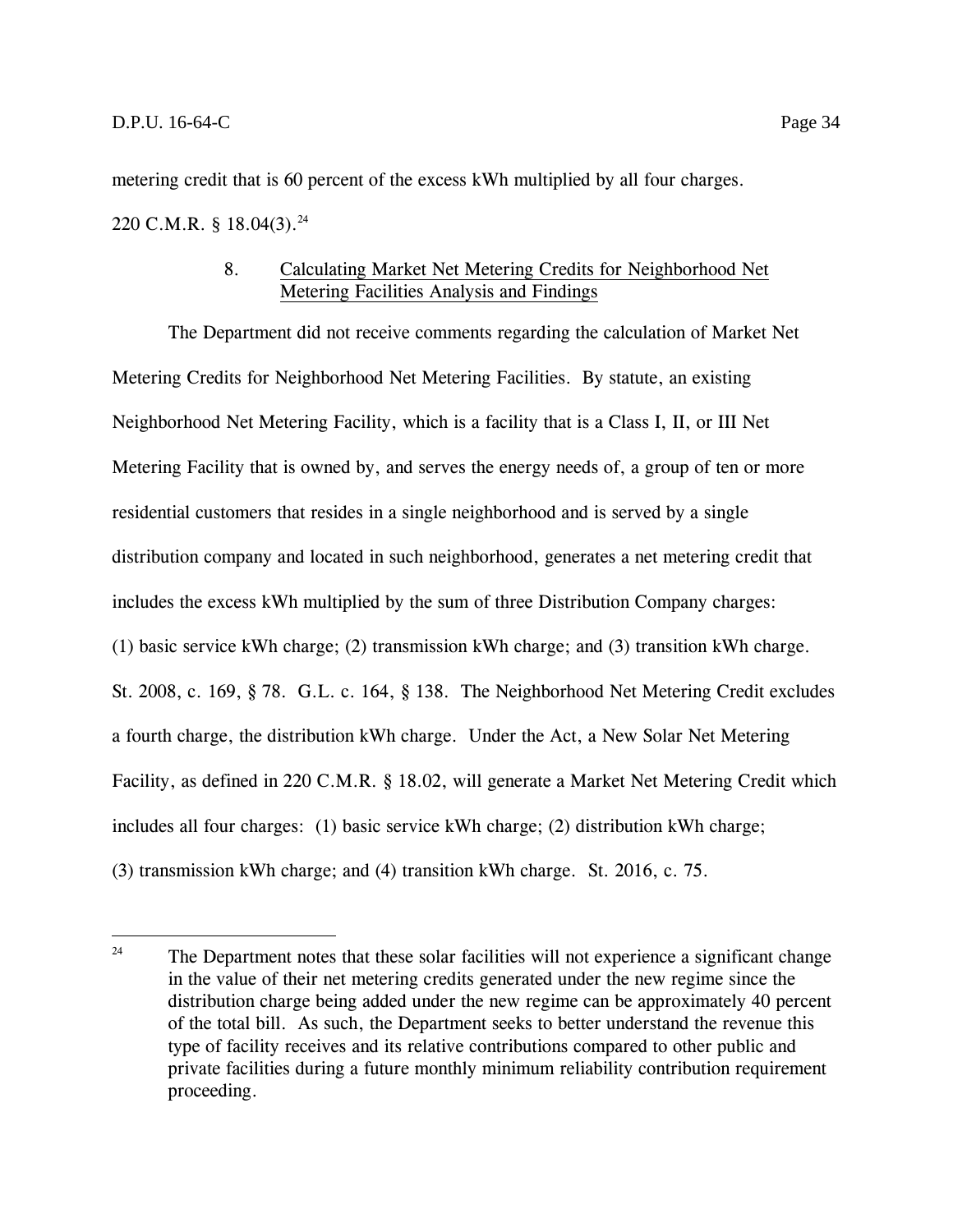metering credit that is 60 percent of the excess kWh multiplied by all four charges. 220 C.M.R. § 18.04(3).[24]

### 8. Calculating Market Net Metering Credits for Neighborhood Net Metering Facilities Analysis and Findings

The Department did not receive comments regarding the calculation of Market Net Metering Credits for Neighborhood Net Metering Facilities. By statute, an existing Neighborhood Net Metering Facility, which is a facility that is a Class I, II, or III Net Metering Facility that is owned by, and serves the energy needs of, a group of ten or more residential customers that resides in a single neighborhood and is served by a single distribution company and located in such neighborhood, generates a net metering credit that includes the excess kWh multiplied by the sum of three Distribution Company charges: (1) basic service kWh charge; (2) transmission kWh charge; and (3) transition kWh charge. St. 2008, c. 169, § 78. G.L. c. 164, § 138. The Neighborhood Net Metering Credit excludes a fourth charge, the distribution kWh charge. Under the Act, a New Solar Net Metering Facility, as defined in 220 C.M.R. § 18.02, will generate a Market Net Metering Credit which includes all four charges: (1) basic service kWh charge; (2) distribution kWh charge; (3) transmission kWh charge; and (4) transition kWh charge. St. 2016, c. 75.

---

[24] The Department notes that these solar facilities will not experience a significant change in the value of their net metering credits generated under the new regime since the distribution charge being added under the new regime can be approximately 40 percent of the total bill. As such, the Department seeks to better understand the revenue this type of facility receives and its relative contributions compared to other public and private facilities during a future monthly minimum reliability contribution requirement proceeding.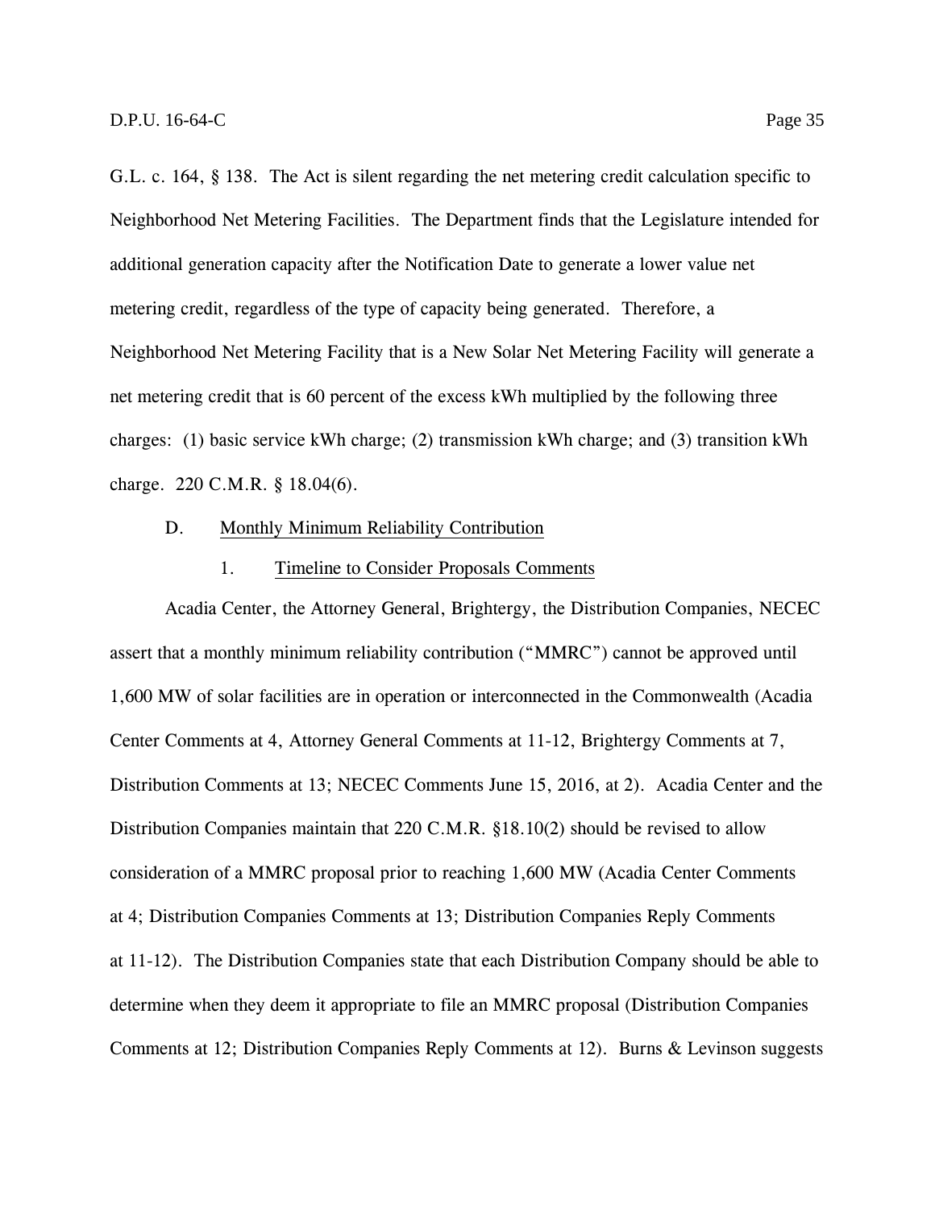G.L. c. 164, § 138. The Act is silent regarding the net metering credit calculation specific to Neighborhood Net Metering Facilities. The Department finds that the Legislature intended for additional generation capacity after the Notification Date to generate a lower value net metering credit, regardless of the type of capacity being generated. Therefore, a Neighborhood Net Metering Facility that is a New Solar Net Metering Facility will generate a net metering credit that is 60 percent of the excess kWh multiplied by the following three charges: (1) basic service kWh charge; (2) transmission kWh charge; and (3) transition kWh charge. 220 C.M.R. § 18.04(6).

### D. Monthly Minimum Reliability Contribution

#### 1. Timeline to Consider Proposals Comments

Acadia Center, the Attorney General, Brightergy, the Distribution Companies, NECEC assert that a monthly minimum reliability contribution ("MMRC") cannot be approved until 1,600 MW of solar facilities are in operation or interconnected in the Commonwealth (Acadia Center Comments at 4, Attorney General Comments at 11-12, Brightergy Comments at 7, Distribution Comments at 13; NECEC Comments June 15, 2016, at 2). Acadia Center and the Distribution Companies maintain that 220 C.M.R. §18.10(2) should be revised to allow consideration of a MMRC proposal prior to reaching 1,600 MW (Acadia Center Comments at 4; Distribution Companies Comments at 13; Distribution Companies Reply Comments at 11-12). The Distribution Companies state that each Distribution Company should be able to determine when they deem it appropriate to file an MMRC proposal (Distribution Companies Comments at 12; Distribution Companies Reply Comments at 12). Burns & Levinson suggests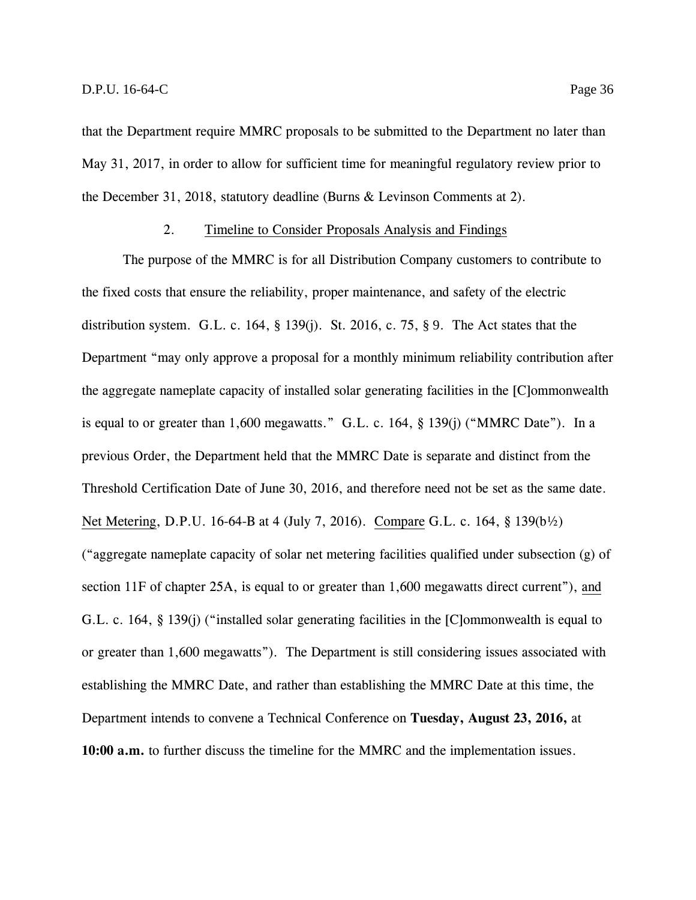that the Department require MMRC proposals to be submitted to the Department no later than May 31, 2017, in order to allow for sufficient time for meaningful regulatory review prior to the December 31, 2018, statutory deadline (Burns & Levinson Comments at 2).

### 2. Timeline to Consider Proposals Analysis and Findings

The purpose of the MMRC is for all Distribution Company customers to contribute to the fixed costs that ensure the reliability, proper maintenance, and safety of the electric distribution system. G.L. c. 164, § 139(j). St. 2016, c. 75, § 9. The Act states that the Department "may only approve a proposal for a monthly minimum reliability contribution after the aggregate nameplate capacity of installed solar generating facilities in the [C]ommonwealth is equal to or greater than 1,600 megawatts." G.L. c. 164, § 139(j) ("MMRC Date"). In a previous Order, the Department held that the MMRC Date is separate and distinct from the Threshold Certification Date of June 30, 2016, and therefore need not be set as the same date. Net Metering, D.P.U. 16-64-B at 4 (July 7, 2016). Compare G.L. c. 164, § 139(b½) ("aggregate nameplate capacity of solar net metering facilities qualified under subsection (g) of section 11F of chapter 25A, is equal to or greater than 1,600 megawatts direct current"), and G.L. c. 164, § 139(j) ("installed solar generating facilities in the [C]ommonwealth is equal to or greater than 1,600 megawatts"). The Department is still considering issues associated with establishing the MMRC Date, and rather than establishing the MMRC Date at this time, the Department intends to convene a Technical Conference on **Tuesday, August 23, 2016,** at **10:00 a.m.** to further discuss the timeline for the MMRC and the implementation issues.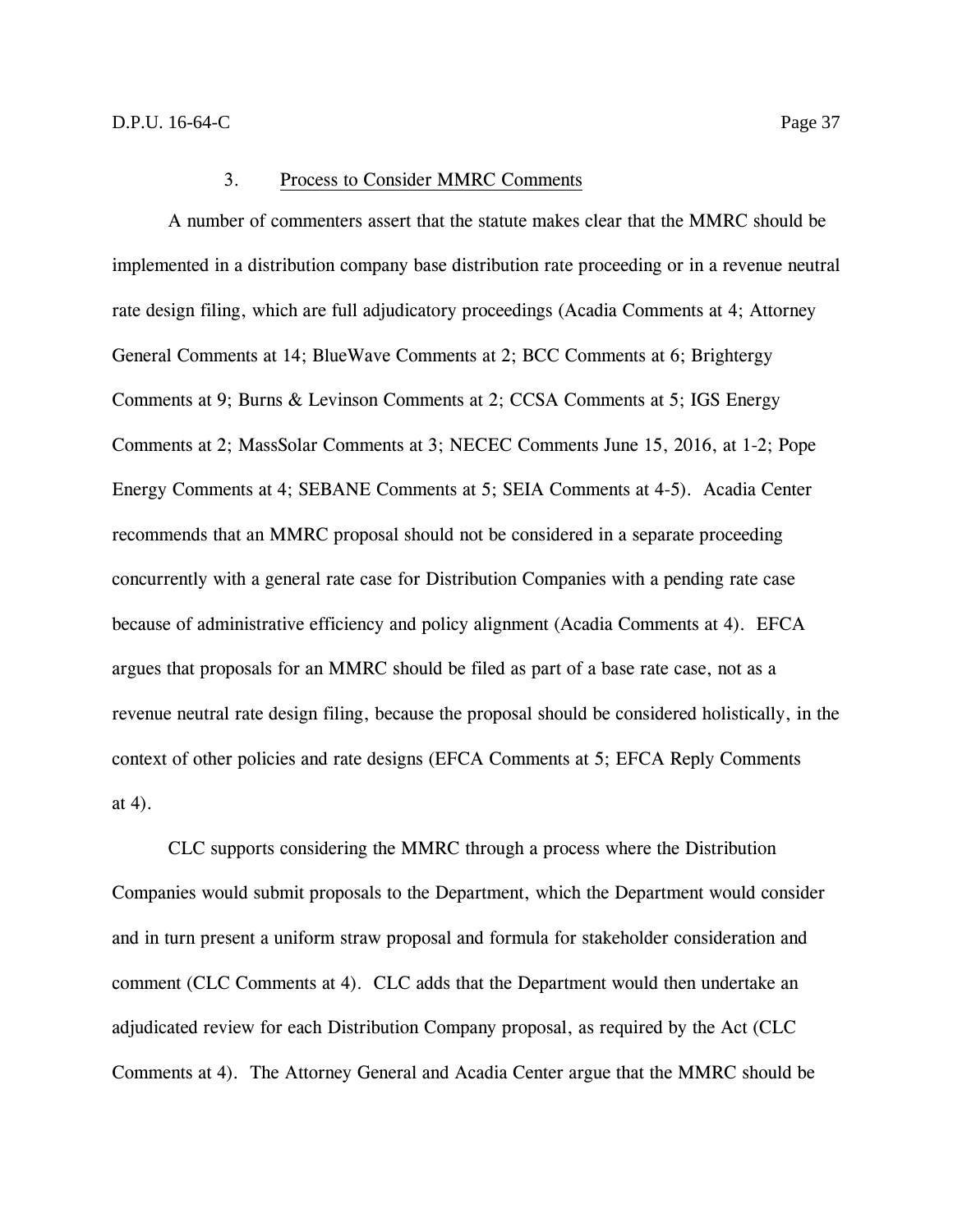### 3. Process to Consider MMRC Comments

A number of commenters assert that the statute makes clear that the MMRC should be implemented in a distribution company base distribution rate proceeding or in a revenue neutral rate design filing, which are full adjudicatory proceedings (Acadia Comments at 4; Attorney General Comments at 14; BlueWave Comments at 2; BCC Comments at 6; Brightergy Comments at 9; Burns & Levinson Comments at 2; CCSA Comments at 5; IGS Energy Comments at 2; MassSolar Comments at 3; NECEC Comments June 15, 2016, at 1-2; Pope Energy Comments at 4; SEBANE Comments at 5; SEIA Comments at 4-5). Acadia Center recommends that an MMRC proposal should not be considered in a separate proceeding concurrently with a general rate case for Distribution Companies with a pending rate case because of administrative efficiency and policy alignment (Acadia Comments at 4). EFCA argues that proposals for an MMRC should be filed as part of a base rate case, not as a revenue neutral rate design filing, because the proposal should be considered holistically, in the context of other policies and rate designs (EFCA Comments at 5; EFCA Reply Comments at 4).

CLC supports considering the MMRC through a process where the Distribution Companies would submit proposals to the Department, which the Department would consider and in turn present a uniform straw proposal and formula for stakeholder consideration and comment (CLC Comments at 4). CLC adds that the Department would then undertake an adjudicated review for each Distribution Company proposal, as required by the Act (CLC Comments at 4). The Attorney General and Acadia Center argue that the MMRC should be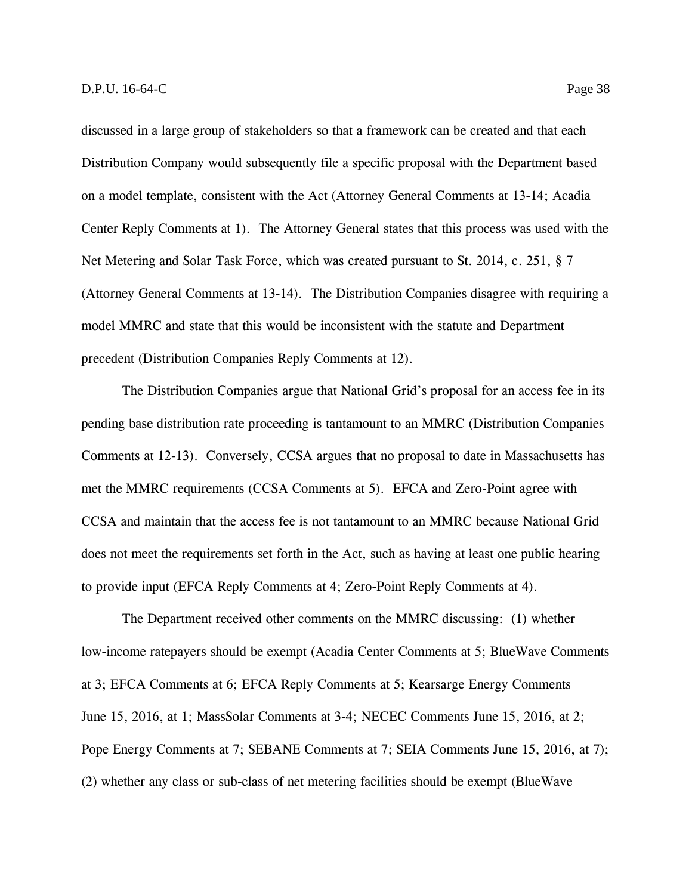discussed in a large group of stakeholders so that a framework can be created and that each Distribution Company would subsequently file a specific proposal with the Department based on a model template, consistent with the Act (Attorney General Comments at 13-14; Acadia Center Reply Comments at 1). The Attorney General states that this process was used with the Net Metering and Solar Task Force, which was created pursuant to St. 2014, c. 251, § 7 (Attorney General Comments at 13-14). The Distribution Companies disagree with requiring a model MMRC and state that this would be inconsistent with the statute and Department precedent (Distribution Companies Reply Comments at 12).

The Distribution Companies argue that National Grid's proposal for an access fee in its pending base distribution rate proceeding is tantamount to an MMRC (Distribution Companies Comments at 12-13). Conversely, CCSA argues that no proposal to date in Massachusetts has met the MMRC requirements (CCSA Comments at 5). EFCA and Zero-Point agree with CCSA and maintain that the access fee is not tantamount to an MMRC because National Grid does not meet the requirements set forth in the Act, such as having at least one public hearing to provide input (EFCA Reply Comments at 4; Zero-Point Reply Comments at 4).

The Department received other comments on the MMRC discussing: (1) whether low-income ratepayers should be exempt (Acadia Center Comments at 5; BlueWave Comments at 3; EFCA Comments at 6; EFCA Reply Comments at 5; Kearsarge Energy Comments June 15, 2016, at 1; MassSolar Comments at 3-4; NECEC Comments June 15, 2016, at 2; Pope Energy Comments at 7; SEBANE Comments at 7; SEIA Comments June 15, 2016, at 7); (2) whether any class or sub-class of net metering facilities should be exempt (BlueWave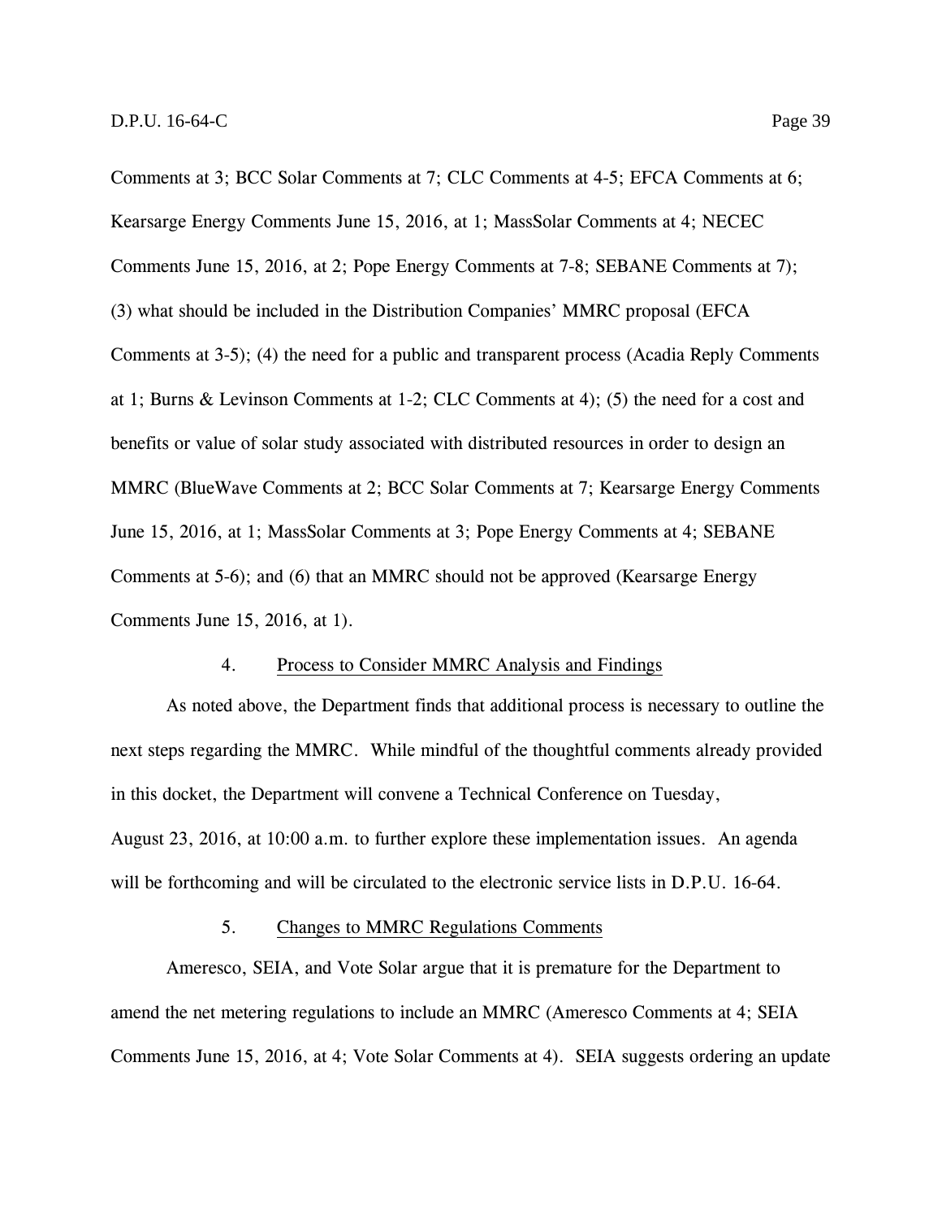Comments at 3; BCC Solar Comments at 7; CLC Comments at 4-5; EFCA Comments at 6; Kearsarge Energy Comments June 15, 2016, at 1; MassSolar Comments at 4; NECEC Comments June 15, 2016, at 2; Pope Energy Comments at 7-8; SEBANE Comments at 7); (3) what should be included in the Distribution Companies' MMRC proposal (EFCA Comments at 3-5); (4) the need for a public and transparent process (Acadia Reply Comments at 1; Burns & Levinson Comments at 1-2; CLC Comments at 4); (5) the need for a cost and benefits or value of solar study associated with distributed resources in order to design an MMRC (BlueWave Comments at 2; BCC Solar Comments at 7; Kearsarge Energy Comments June 15, 2016, at 1; MassSolar Comments at 3; Pope Energy Comments at 4; SEBANE Comments at 5-6); and (6) that an MMRC should not be approved (Kearsarge Energy Comments June 15, 2016, at 1).

#### 4. Process to Consider MMRC Analysis and Findings

As noted above, the Department finds that additional process is necessary to outline the next steps regarding the MMRC. While mindful of the thoughtful comments already provided in this docket, the Department will convene a Technical Conference on Tuesday, August 23, 2016, at 10:00 a.m. to further explore these implementation issues. An agenda will be forthcoming and will be circulated to the electronic service lists in D.P.U. 16-64.

#### 5. Changes to MMRC Regulations Comments

Ameresco, SEIA, and Vote Solar argue that it is premature for the Department to amend the net metering regulations to include an MMRC (Ameresco Comments at 4; SEIA Comments June 15, 2016, at 4; Vote Solar Comments at 4). SEIA suggests ordering an update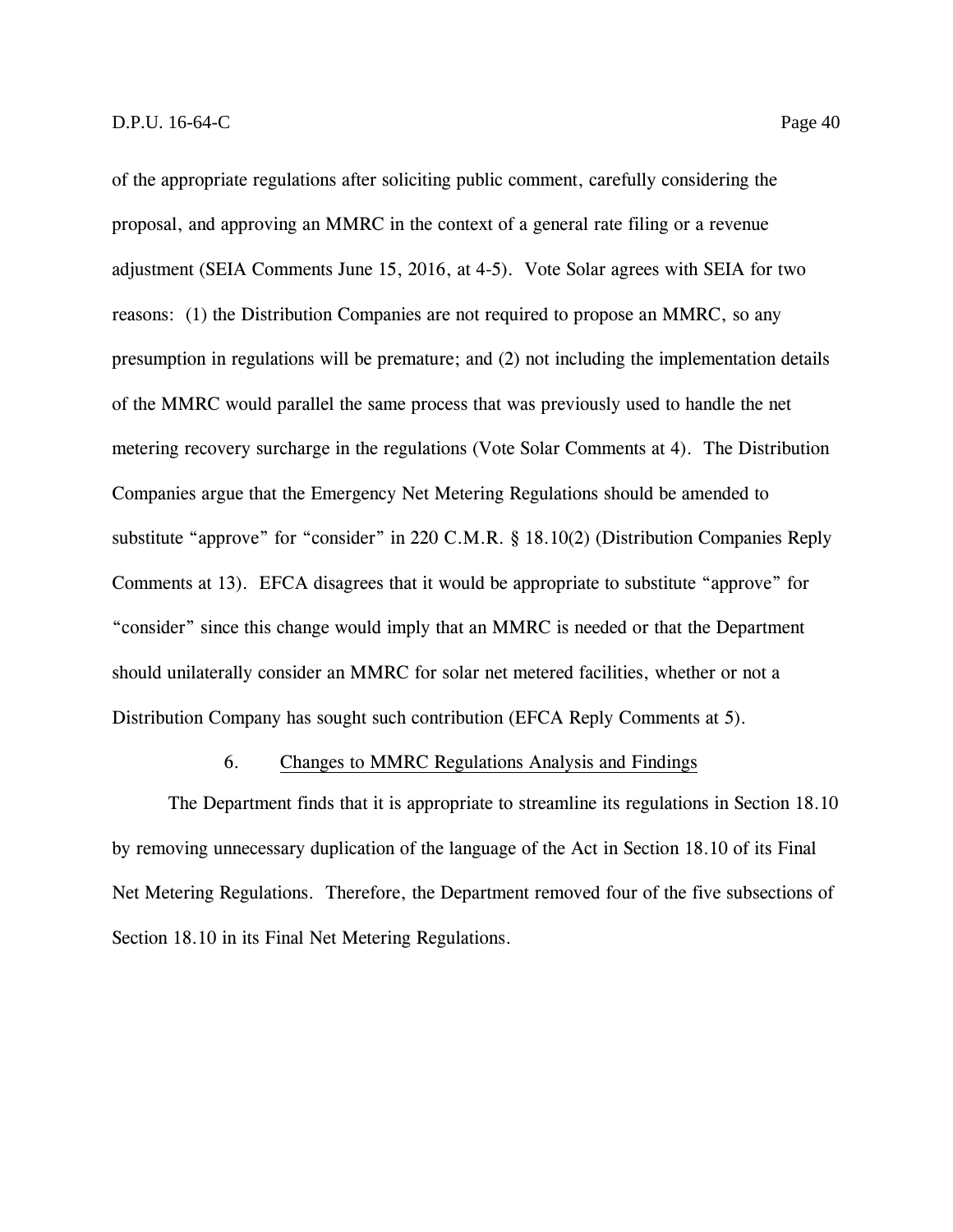of the appropriate regulations after soliciting public comment, carefully considering the proposal, and approving an MMRC in the context of a general rate filing or a revenue adjustment (SEIA Comments June 15, 2016, at 4-5). Vote Solar agrees with SEIA for two reasons: (1) the Distribution Companies are not required to propose an MMRC, so any presumption in regulations will be premature; and (2) not including the implementation details of the MMRC would parallel the same process that was previously used to handle the net metering recovery surcharge in the regulations (Vote Solar Comments at 4). The Distribution Companies argue that the Emergency Net Metering Regulations should be amended to substitute "approve" for "consider" in 220 C.M.R. § 18.10(2) (Distribution Companies Reply Comments at 13). EFCA disagrees that it would be appropriate to substitute "approve" for "consider" since this change would imply that an MMRC is needed or that the Department should unilaterally consider an MMRC for solar net metered facilities, whether or not a Distribution Company has sought such contribution (EFCA Reply Comments at 5).

#### 6. Changes to MMRC Regulations Analysis and Findings

The Department finds that it is appropriate to streamline its regulations in Section 18.10 by removing unnecessary duplication of the language of the Act in Section 18.10 of its Final Net Metering Regulations. Therefore, the Department removed four of the five subsections of Section 18.10 in its Final Net Metering Regulations.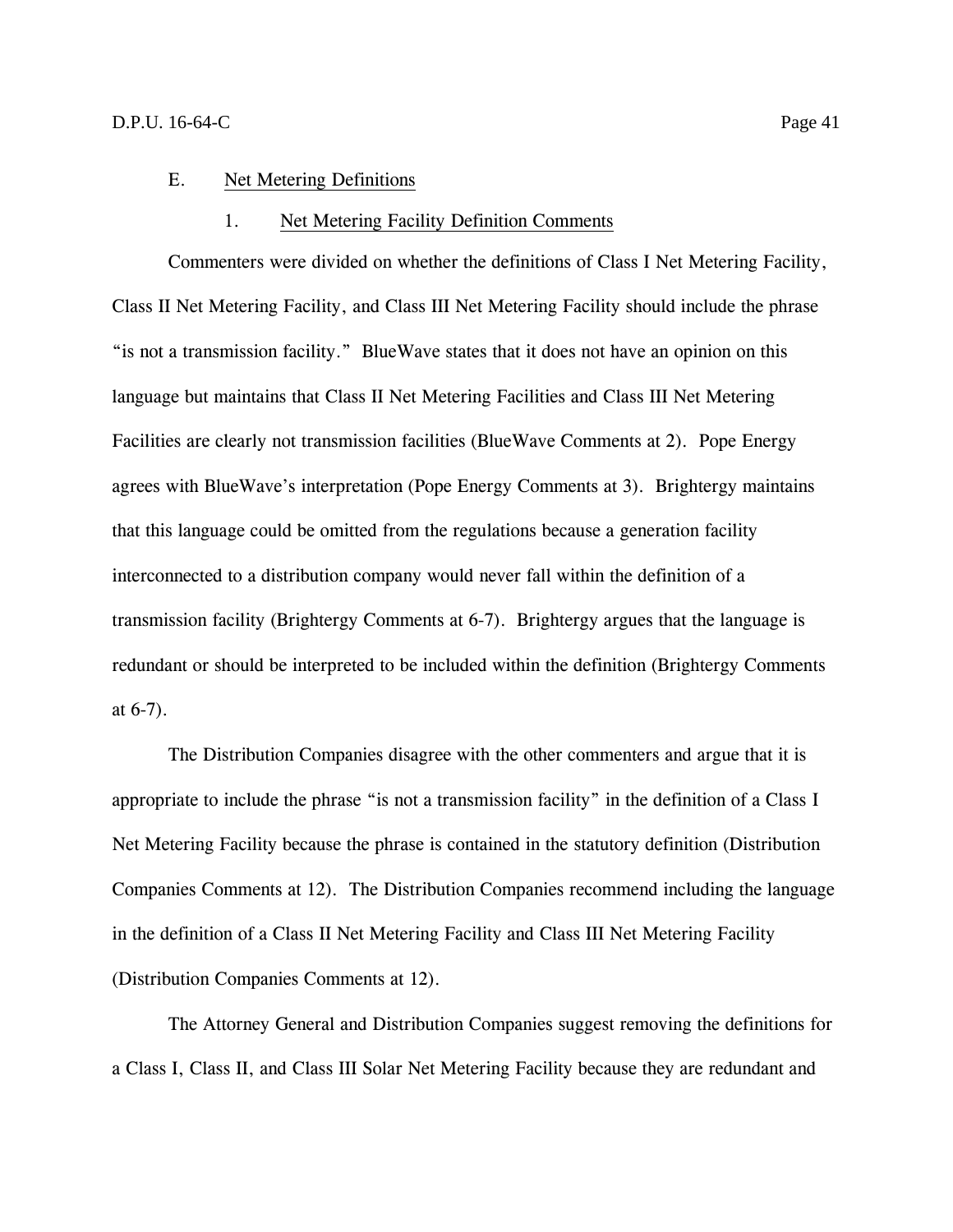## E. Net Metering Definitions

### 1. Net Metering Facility Definition Comments

Commenters were divided on whether the definitions of Class I Net Metering Facility, Class II Net Metering Facility, and Class III Net Metering Facility should include the phrase "is not a transmission facility." BlueWave states that it does not have an opinion on this language but maintains that Class II Net Metering Facilities and Class III Net Metering Facilities are clearly not transmission facilities (BlueWave Comments at 2). Pope Energy agrees with BlueWave's interpretation (Pope Energy Comments at 3). Brightergy maintains that this language could be omitted from the regulations because a generation facility interconnected to a distribution company would never fall within the definition of a transmission facility (Brightergy Comments at 6-7). Brightergy argues that the language is redundant or should be interpreted to be included within the definition (Brightergy Comments at 6-7).

The Distribution Companies disagree with the other commenters and argue that it is appropriate to include the phrase "is not a transmission facility" in the definition of a Class I Net Metering Facility because the phrase is contained in the statutory definition (Distribution Companies Comments at 12). The Distribution Companies recommend including the language in the definition of a Class II Net Metering Facility and Class III Net Metering Facility (Distribution Companies Comments at 12).

The Attorney General and Distribution Companies suggest removing the definitions for a Class I, Class II, and Class III Solar Net Metering Facility because they are redundant and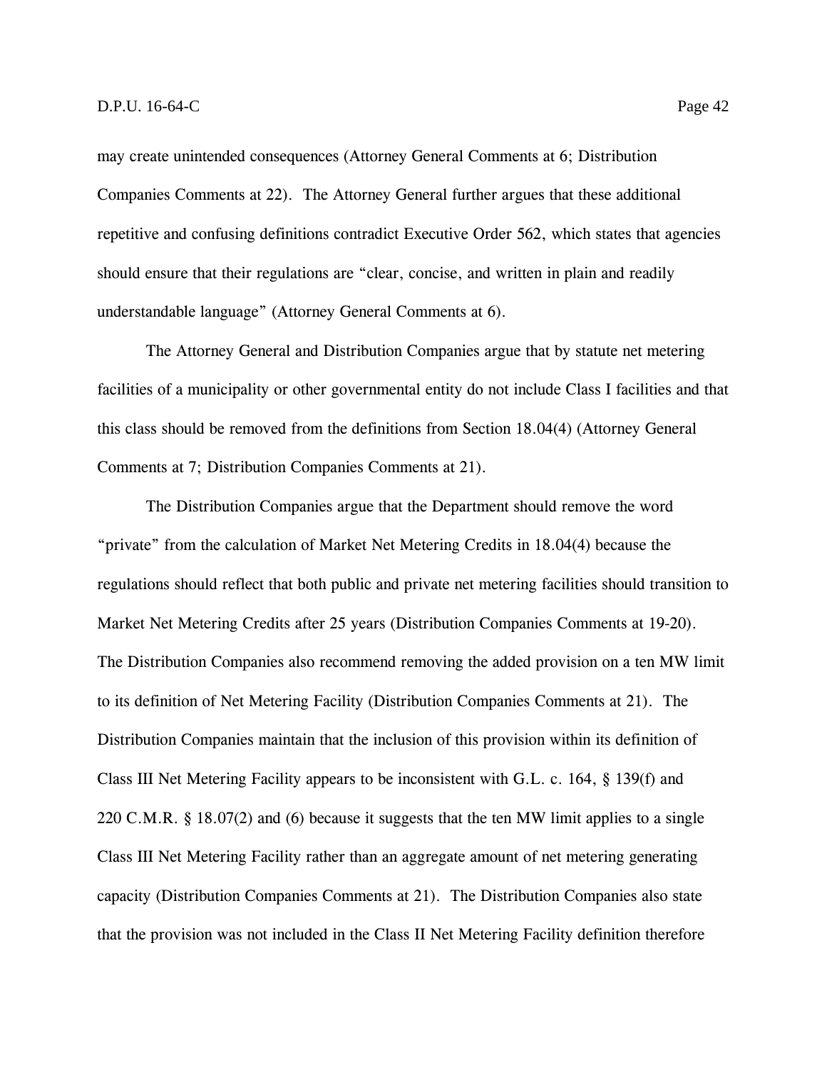may create unintended consequences (Attorney General Comments at 6; Distribution Companies Comments at 22). The Attorney General further argues that these additional repetitive and confusing definitions contradict Executive Order 562, which states that agencies should ensure that their regulations are "clear, concise, and written in plain and readily understandable language" (Attorney General Comments at 6).

The Attorney General and Distribution Companies argue that by statute net metering facilities of a municipality or other governmental entity do not include Class I facilities and that this class should be removed from the definitions from Section 18.04(4) (Attorney General Comments at 7; Distribution Companies Comments at 21).

The Distribution Companies argue that the Department should remove the word "private" from the calculation of Market Net Metering Credits in 18.04(4) because the regulations should reflect that both public and private net metering facilities should transition to Market Net Metering Credits after 25 years (Distribution Companies Comments at 19-20). The Distribution Companies also recommend removing the added provision on a ten MW limit to its definition of Net Metering Facility (Distribution Companies Comments at 21). The Distribution Companies maintain that the inclusion of this provision within its definition of Class III Net Metering Facility appears to be inconsistent with G.L. c. 164, § 139(f) and 220 C.M.R. § 18.07(2) and (6) because it suggests that the ten MW limit applies to a single Class III Net Metering Facility rather than an aggregate amount of net metering generating capacity (Distribution Companies Comments at 21). The Distribution Companies also state that the provision was not included in the Class II Net Metering Facility definition therefore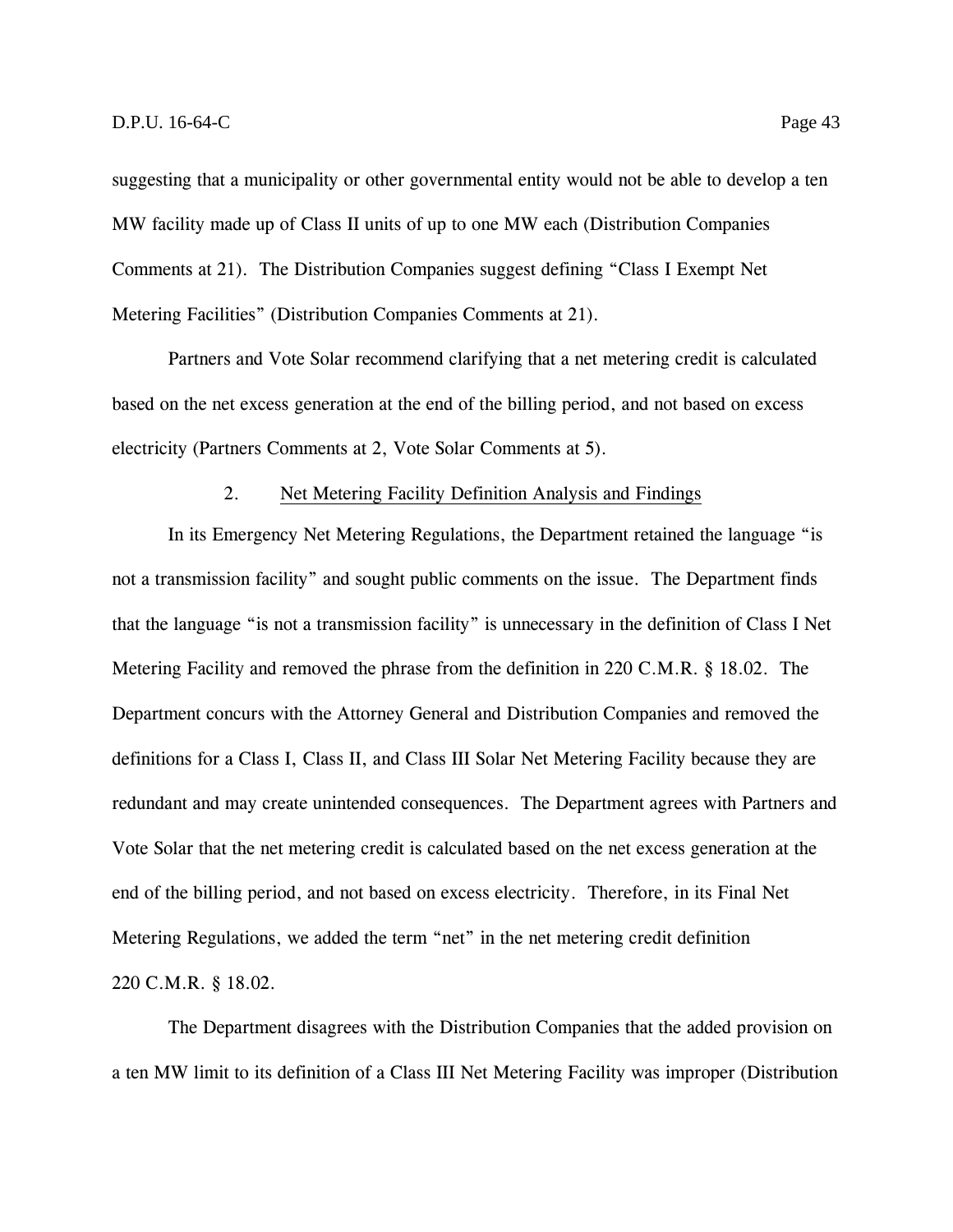suggesting that a municipality or other governmental entity would not be able to develop a ten MW facility made up of Class II units of up to one MW each (Distribution Companies Comments at 21). The Distribution Companies suggest defining "Class I Exempt Net Metering Facilities" (Distribution Companies Comments at 21).

Partners and Vote Solar recommend clarifying that a net metering credit is calculated based on the net excess generation at the end of the billing period, and not based on excess electricity (Partners Comments at 2, Vote Solar Comments at 5).

2. Net Metering Facility Definition Analysis and Findings

In its Emergency Net Metering Regulations, the Department retained the language "is not a transmission facility" and sought public comments on the issue. The Department finds that the language "is not a transmission facility" is unnecessary in the definition of Class I Net Metering Facility and removed the phrase from the definition in 220 C.M.R. § 18.02. The Department concurs with the Attorney General and Distribution Companies and removed the definitions for a Class I, Class II, and Class III Solar Net Metering Facility because they are redundant and may create unintended consequences. The Department agrees with Partners and Vote Solar that the net metering credit is calculated based on the net excess generation at the end of the billing period, and not based on excess electricity. Therefore, in its Final Net Metering Regulations, we added the term "net" in the net metering credit definition 220 C.M.R. § 18.02.

The Department disagrees with the Distribution Companies that the added provision on a ten MW limit to its definition of a Class III Net Metering Facility was improper (Distribution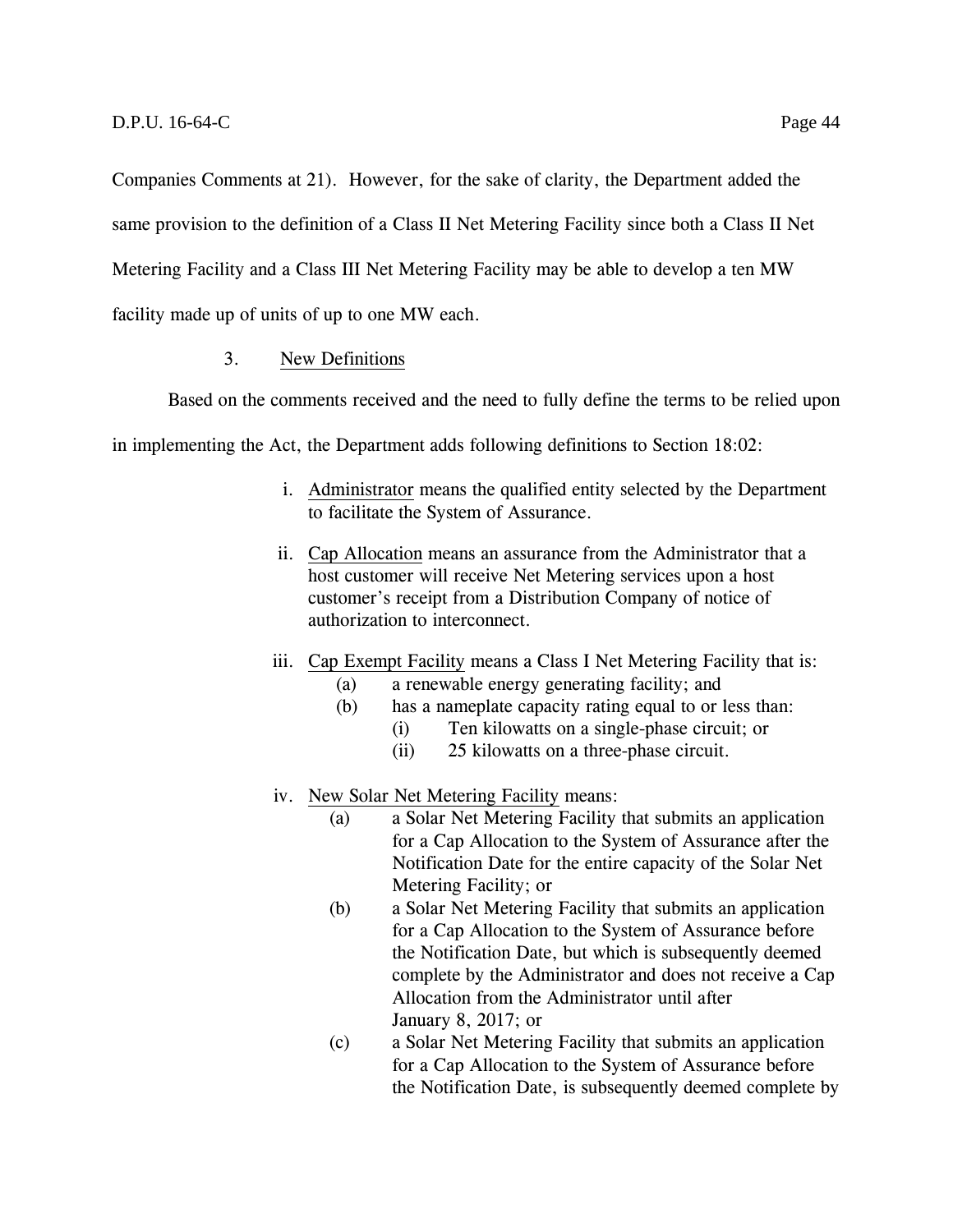Companies Comments at 21). However, for the sake of clarity, the Department added the same provision to the definition of a Class II Net Metering Facility since both a Class II Net Metering Facility and a Class III Net Metering Facility may be able to develop a ten MW facility made up of units of up to one MW each.

### 3. New Definitions

Based on the comments received and the need to fully define the terms to be relied upon in implementing the Act, the Department adds following definitions to Section 18:02:

> i. Administrator means the qualified entity selected by the Department to facilitate the System of Assurance.
>
> ii. Cap Allocation means an assurance from the Administrator that a host customer will receive Net Metering services upon a host customer's receipt from a Distribution Company of notice of authorization to interconnect.
>
> iii. Cap Exempt Facility means a Class I Net Metering Facility that is:
> - (a) a renewable energy generating facility; and
> - (b) has a nameplate capacity rating equal to or less than:
>   - (i) Ten kilowatts on a single-phase circuit; or
>   - (ii) 25 kilowatts on a three-phase circuit.
>
> iv. New Solar Net Metering Facility means:
> - (a) a Solar Net Metering Facility that submits an application for a Cap Allocation to the System of Assurance after the Notification Date for the entire capacity of the Solar Net Metering Facility; or
> - (b) a Solar Net Metering Facility that submits an application for a Cap Allocation to the System of Assurance before the Notification Date, but which is subsequently deemed complete by the Administrator and does not receive a Cap Allocation from the Administrator until after January 8, 2017; or
> - (c) a Solar Net Metering Facility that submits an application for a Cap Allocation to the System of Assurance before the Notification Date, is subsequently deemed complete by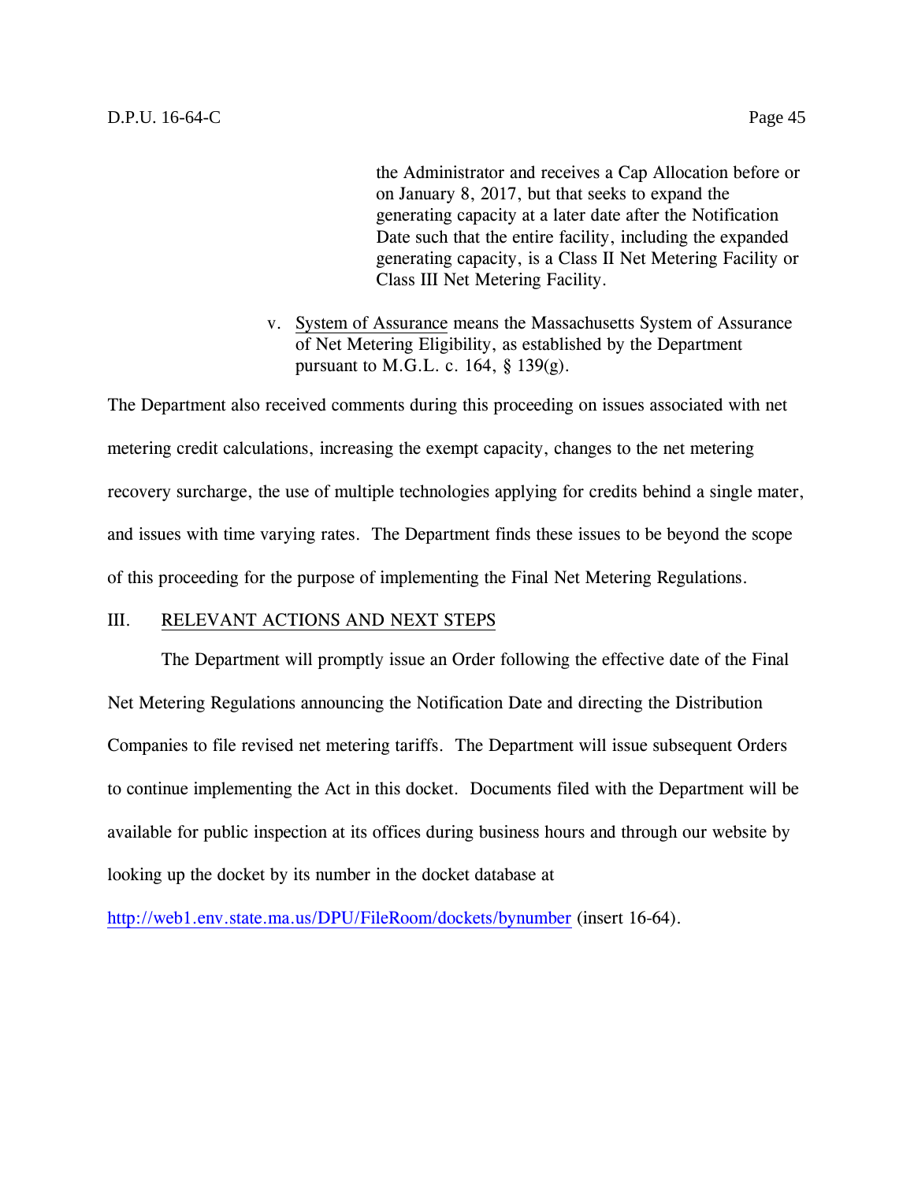the Administrator and receives a Cap Allocation before or on January 8, 2017, but that seeks to expand the generating capacity at a later date after the Notification Date such that the entire facility, including the expanded generating capacity, is a Class II Net Metering Facility or Class III Net Metering Facility.

v. System of Assurance means the Massachusetts System of Assurance of Net Metering Eligibility, as established by the Department pursuant to M.G.L. c. 164, § 139(g).

The Department also received comments during this proceeding on issues associated with net metering credit calculations, increasing the exempt capacity, changes to the net metering recovery surcharge, the use of multiple technologies applying for credits behind a single mater, and issues with time varying rates. The Department finds these issues to be beyond the scope of this proceeding for the purpose of implementing the Final Net Metering Regulations.

## III. RELEVANT ACTIONS AND NEXT STEPS

The Department will promptly issue an Order following the effective date of the Final Net Metering Regulations announcing the Notification Date and directing the Distribution Companies to file revised net metering tariffs. The Department will issue subsequent Orders to continue implementing the Act in this docket. Documents filed with the Department will be available for public inspection at its offices during business hours and through our website by looking up the docket by its number in the docket database at http://web1.env.state.ma.us/DPU/FileRoom/dockets/bynumber (insert 16-64).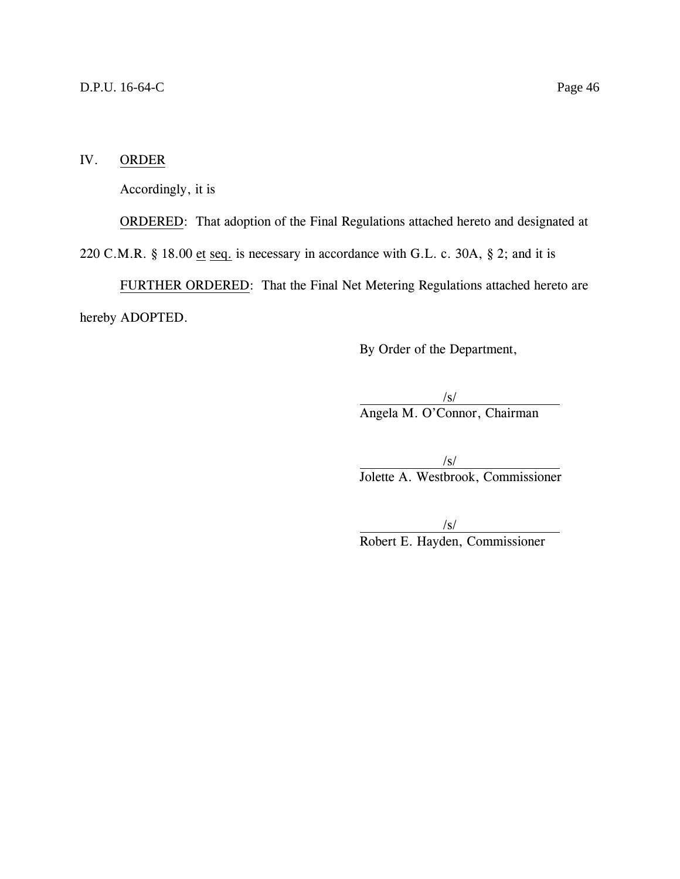## IV. ORDER

Accordingly, it is

ORDERED: That adoption of the Final Regulations attached hereto and designated at 220 C.M.R. § 18.00 et seq. is necessary in accordance with G.L. c. 30A, § 2; and it is

FURTHER ORDERED: That the Final Net Metering Regulations attached hereto are hereby ADOPTED.

By Order of the Department,

/s/
Angela M. O'Connor, Chairman

/s/
Jolette A. Westbrook, Commissioner

/s/
Robert E. Hayden, Commissioner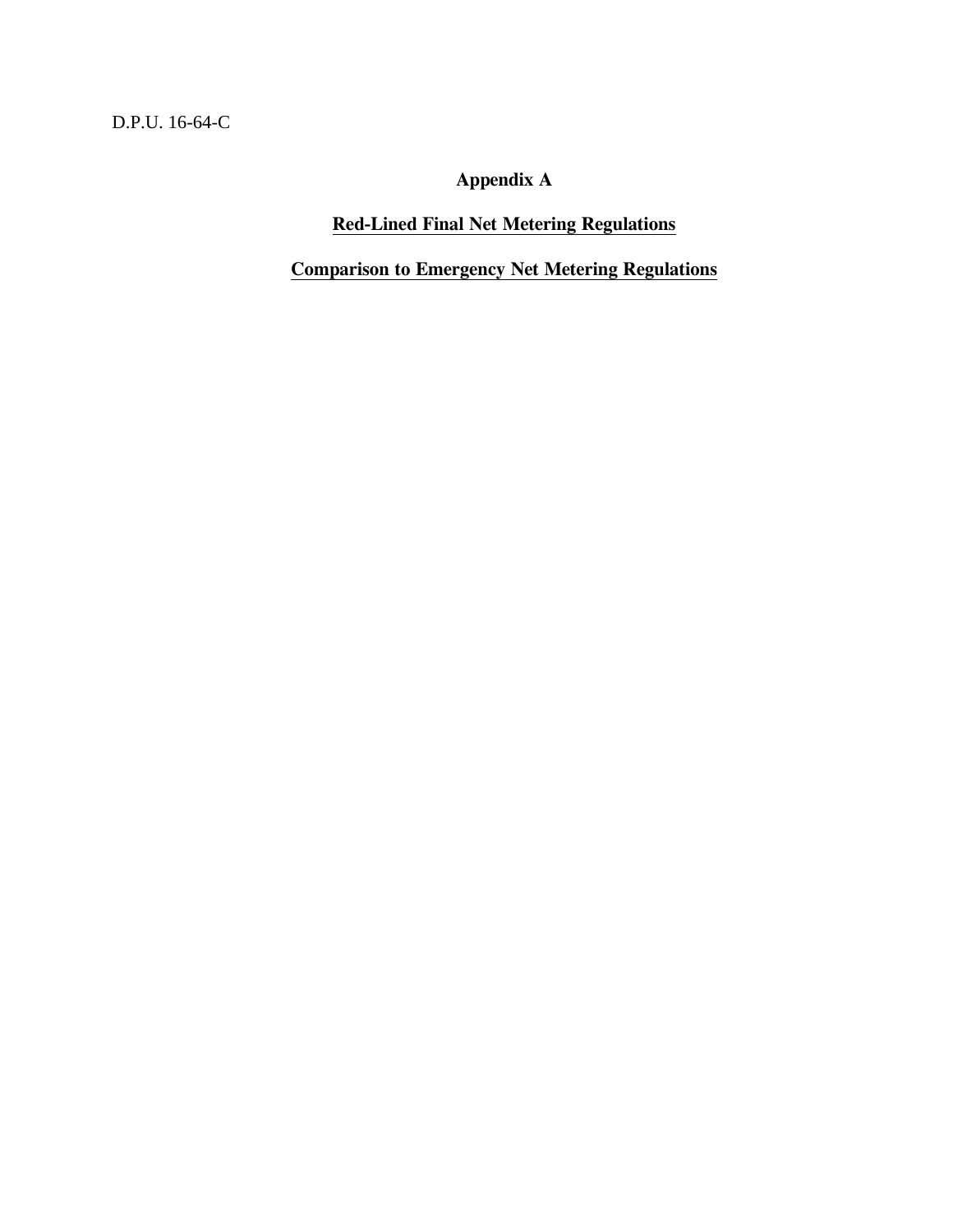D.P.U. 16-64-C

# Appendix A

## Red-Lined Final Net Metering Regulations

## Comparison to Emergency Net Metering Regulations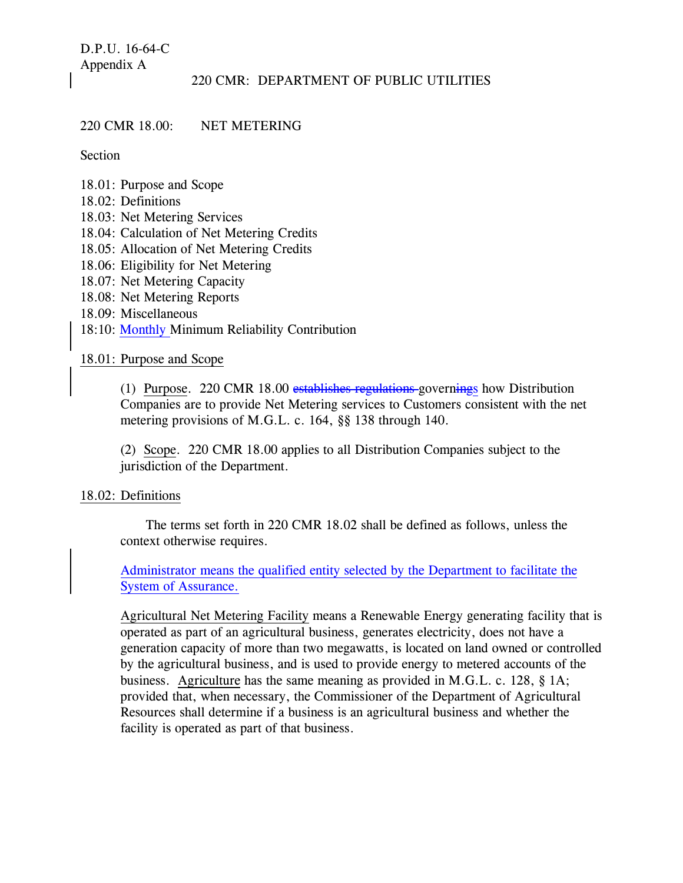D.P.U. 16-64-C
Appendix A

220 CMR: DEPARTMENT OF PUBLIC UTILITIES

220 CMR 18.00: NET METERING

Section

18.01: Purpose and Scope
18.02: Definitions
18.03: Net Metering Services
18.04: Calculation of Net Metering Credits
18.05: Allocation of Net Metering Credits
18.06: Eligibility for Net Metering
18.07: Net Metering Capacity
18.08: Net Metering Reports
18.09: Miscellaneous
18:10: Monthly Minimum Reliability Contribution

18.01: Purpose and Scope

(1) Purpose. 220 CMR 18.00 ~~establishes regulations~~ governs how Distribution Companies are to provide Net Metering services to Customers consistent with the net metering provisions of M.G.L. c. 164, §§ 138 through 140.

(2) Scope. 220 CMR 18.00 applies to all Distribution Companies subject to the jurisdiction of the Department.

18.02: Definitions

The terms set forth in 220 CMR 18.02 shall be defined as follows, unless the context otherwise requires.

Administrator means the qualified entity selected by the Department to facilitate the System of Assurance.

Agricultural Net Metering Facility means a Renewable Energy generating facility that is operated as part of an agricultural business, generates electricity, does not have a generation capacity of more than two megawatts, is located on land owned or controlled by the agricultural business, and is used to provide energy to metered accounts of the business. Agriculture has the same meaning as provided in M.G.L. c. 128, § 1A; provided that, when necessary, the Commissioner of the Department of Agricultural Resources shall determine if a business is an agricultural business and whether the facility is operated as part of that business.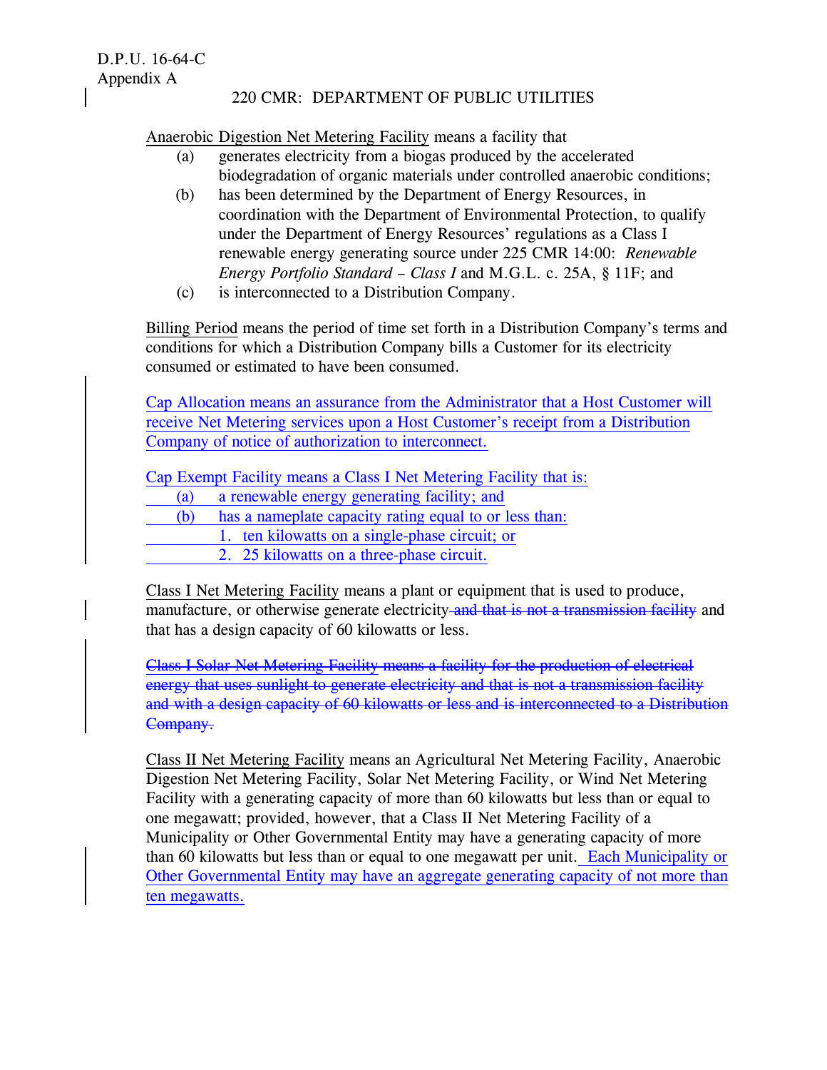D.P.U. 16-64-C
Appendix A

220 CMR: DEPARTMENT OF PUBLIC UTILITIES

Anaerobic Digestion Net Metering Facility means a facility that

(a) generates electricity from a biogas produced by the accelerated biodegradation of organic materials under controlled anaerobic conditions;

(b) has been determined by the Department of Energy Resources, in coordination with the Department of Environmental Protection, to qualify under the Department of Energy Resources' regulations as a Class I renewable energy generating source under 225 CMR 14:00: *Renewable Energy Portfolio Standard – Class I* and M.G.L. c. 25A, § 11F; and

(c) is interconnected to a Distribution Company.

Billing Period means the period of time set forth in a Distribution Company's terms and conditions for which a Distribution Company bills a Customer for its electricity consumed or estimated to have been consumed.

Cap Allocation means an assurance from the Administrator that a Host Customer will receive Net Metering services upon a Host Customer's receipt from a Distribution Company of notice of authorization to interconnect.

Cap Exempt Facility means a Class I Net Metering Facility that is:

(a) a renewable energy generating facility; and

(b) has a nameplate capacity rating equal to or less than:

1. ten kilowatts on a single-phase circuit; or
2. 25 kilowatts on a three-phase circuit.

Class I Net Metering Facility means a plant or equipment that is used to produce, manufacture, or otherwise generate electricity ~~and that is not a transmission facility~~ and that has a design capacity of 60 kilowatts or less.

~~Class I Solar Net Metering Facility means a facility for the production of electrical energy that uses sunlight to generate electricity and that is not a transmission facility and with a design capacity of 60 kilowatts or less and is interconnected to a Distribution Company.~~

Class II Net Metering Facility means an Agricultural Net Metering Facility, Anaerobic Digestion Net Metering Facility, Solar Net Metering Facility, or Wind Net Metering Facility with a generating capacity of more than 60 kilowatts but less than or equal to one megawatt; provided, however, that a Class II Net Metering Facility of a Municipality or Other Governmental Entity may have a generating capacity of more than 60 kilowatts but less than or equal to one megawatt per unit. Each Municipality or Other Governmental Entity may have an aggregate generating capacity of not more than ten megawatts.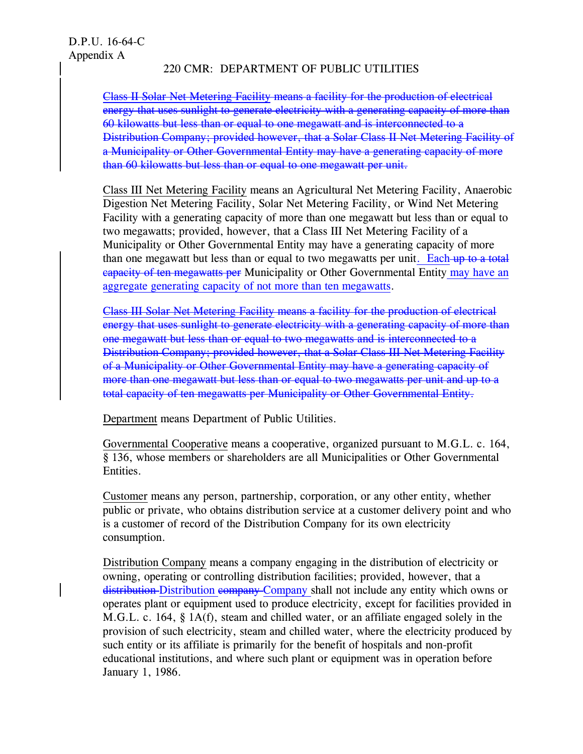D.P.U. 16-64-C
Appendix A

220 CMR: DEPARTMENT OF PUBLIC UTILITIES

~~Class II Solar Net Metering Facility means a facility for the production of electrical energy that uses sunlight to generate electricity with a generating capacity of more than 60 kilowatts but less than or equal to one megawatt and is interconnected to a Distribution Company; provided however, that a Solar Class II Net Metering Facility of a Municipality or Other Governmental Entity may have a generating capacity of more than 60 kilowatts but less than or equal to one megawatt per unit.~~

Class III Net Metering Facility means an Agricultural Net Metering Facility, Anaerobic Digestion Net Metering Facility, Solar Net Metering Facility, or Wind Net Metering Facility with a generating capacity of more than one megawatt but less than or equal to two megawatts; provided, however, that a Class III Net Metering Facility of a Municipality or Other Governmental Entity may have a generating capacity of more than one megawatt but less than or equal to two megawatts per unit. Each ~~up to a total capacity of ten megawatts per~~ Municipality or Other Governmental Entity may have an aggregate generating capacity of not more than ten megawatts.

~~Class III Solar Net Metering Facility means a facility for the production of electrical energy that uses sunlight to generate electricity with a generating capacity of more than one megawatt but less than or equal to two megawatts and is interconnected to a Distribution Company; provided however, that a Solar Class III Net Metering Facility of a Municipality or Other Governmental Entity may have a generating capacity of more than one megawatt but less than or equal to two megawatts per unit and up to a total capacity of ten megawatts per Municipality or Other Governmental Entity.~~

Department means Department of Public Utilities.

Governmental Cooperative means a cooperative, organized pursuant to M.G.L. c. 164, § 136, whose members or shareholders are all Municipalities or Other Governmental Entities.

Customer means any person, partnership, corporation, or any other entity, whether public or private, who obtains distribution service at a customer delivery point and who is a customer of record of the Distribution Company for its own electricity consumption.

Distribution Company means a company engaging in the distribution of electricity or owning, operating or controlling distribution facilities; provided, however, that a ~~distribution~~ Distribution ~~company~~ Company shall not include any entity which owns or operates plant or equipment used to produce electricity, except for facilities provided in M.G.L. c. 164, § 1A(f), steam and chilled water, or an affiliate engaged solely in the provision of such electricity, steam and chilled water, where the electricity produced by such entity or its affiliate is primarily for the benefit of hospitals and non-profit educational institutions, and where such plant or equipment was in operation before January 1, 1986.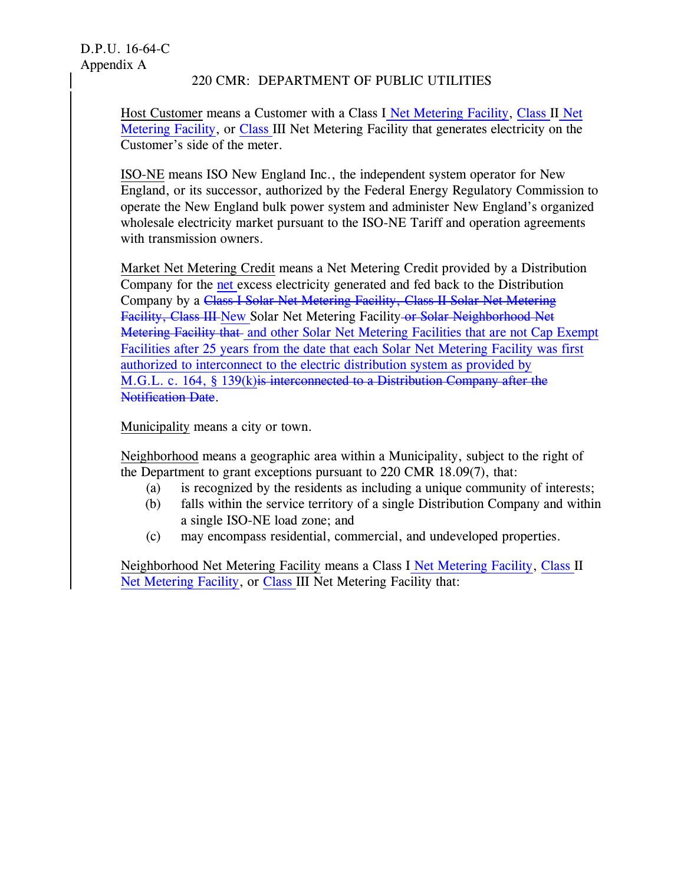Host Customer means a Customer with a Class I Net Metering Facility, Class II Net Metering Facility, or Class III Net Metering Facility that generates electricity on the Customer's side of the meter.

ISO-NE means ISO New England Inc., the independent system operator for New England, or its successor, authorized by the Federal Energy Regulatory Commission to operate the New England bulk power system and administer New England's organized wholesale electricity market pursuant to the ISO-NE Tariff and operation agreements with transmission owners.

Market Net Metering Credit means a Net Metering Credit provided by a Distribution Company for the net excess electricity generated and fed back to the Distribution Company by a ~~Class I Solar Net Metering Facility, Class II Solar Net Metering Facility, Class III~~ New Solar Net Metering Facility ~~or Solar Neighborhood Net Metering Facility that~~ and other Solar Net Metering Facilities that are not Cap Exempt Facilities after 25 years from the date that each Solar Net Metering Facility was first authorized to interconnect to the electric distribution system as provided by M.G.L. c. 164, § 139(k)~~is interconnected to a Distribution Company after the Notification Date~~.

Municipality means a city or town.

Neighborhood means a geographic area within a Municipality, subject to the right of the Department to grant exceptions pursuant to 220 CMR 18.09(7), that:

(a) is recognized by the residents as including a unique community of interests;

(b) falls within the service territory of a single Distribution Company and within a single ISO-NE load zone; and

(c) may encompass residential, commercial, and undeveloped properties.

Neighborhood Net Metering Facility means a Class I Net Metering Facility, Class II Net Metering Facility, or Class III Net Metering Facility that: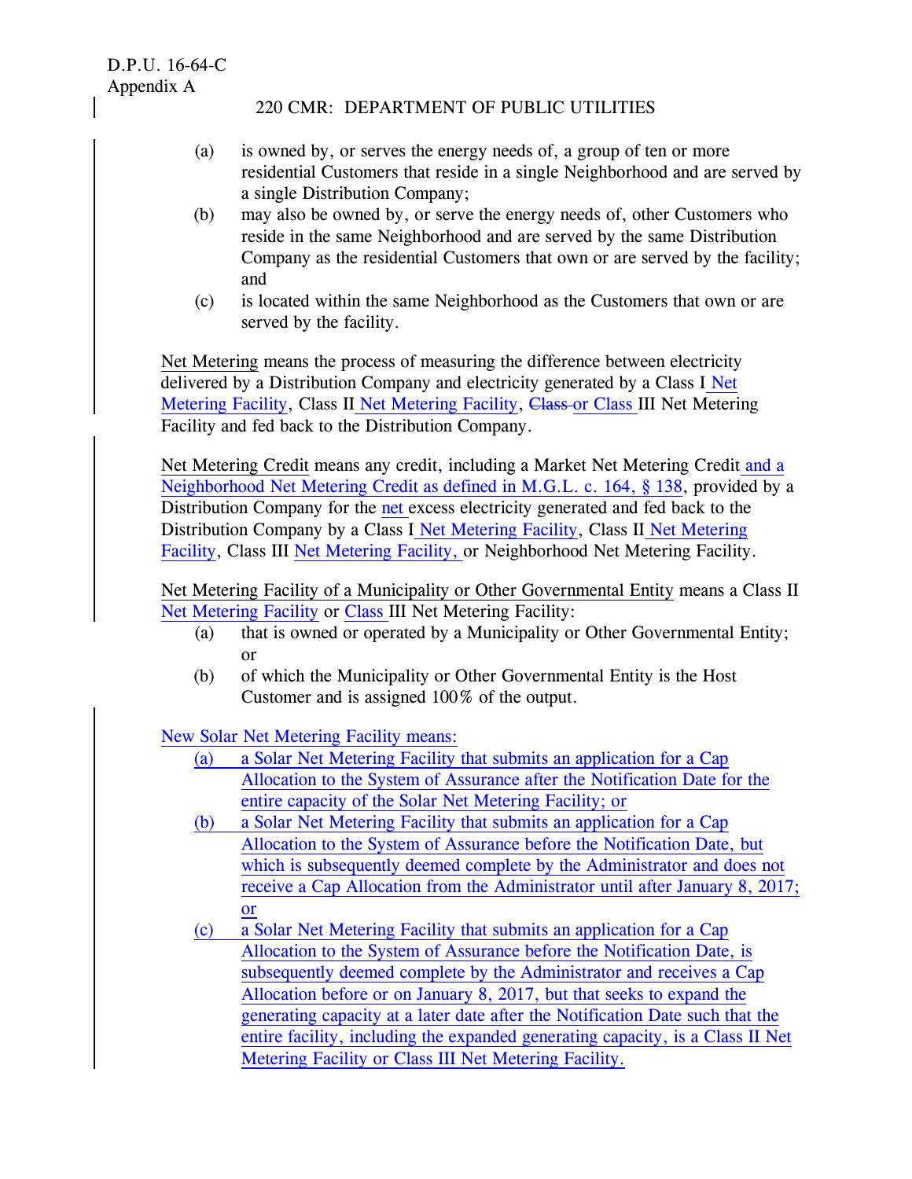(a) is owned by, or serves the energy needs of, a group of ten or more residential Customers that reside in a single Neighborhood and are served by a single Distribution Company;

(b) may also be owned by, or serve the energy needs of, other Customers who reside in the same Neighborhood and are served by the same Distribution Company as the residential Customers that own or are served by the facility; and

(c) is located within the same Neighborhood as the Customers that own or are served by the facility.

Net Metering means the process of measuring the difference between electricity delivered by a Distribution Company and electricity generated by a Class I Net Metering Facility, Class II Net Metering Facility, ~~Class~~ or Class III Net Metering Facility and fed back to the Distribution Company.

Net Metering Credit means any credit, including a Market Net Metering Credit and a Neighborhood Net Metering Credit as defined in M.G.L. c. 164, § 138, provided by a Distribution Company for the net excess electricity generated and fed back to the Distribution Company by a Class I Net Metering Facility, Class II Net Metering Facility, Class III Net Metering Facility, or Neighborhood Net Metering Facility.

Net Metering Facility of a Municipality or Other Governmental Entity means a Class II Net Metering Facility or Class III Net Metering Facility:

(a) that is owned or operated by a Municipality or Other Governmental Entity; or

(b) of which the Municipality or Other Governmental Entity is the Host Customer and is assigned 100% of the output.

New Solar Net Metering Facility means:

(a) a Solar Net Metering Facility that submits an application for a Cap Allocation to the System of Assurance after the Notification Date for the entire capacity of the Solar Net Metering Facility; or

(b) a Solar Net Metering Facility that submits an application for a Cap Allocation to the System of Assurance before the Notification Date, but which is subsequently deemed complete by the Administrator and does not receive a Cap Allocation from the Administrator until after January 8, 2017; or

(c) a Solar Net Metering Facility that submits an application for a Cap Allocation to the System of Assurance before the Notification Date, is subsequently deemed complete by the Administrator and receives a Cap Allocation before or on January 8, 2017, but that seeks to expand the generating capacity at a later date after the Notification Date such that the entire facility, including the expanded generating capacity, is a Class II Net Metering Facility or Class III Net Metering Facility.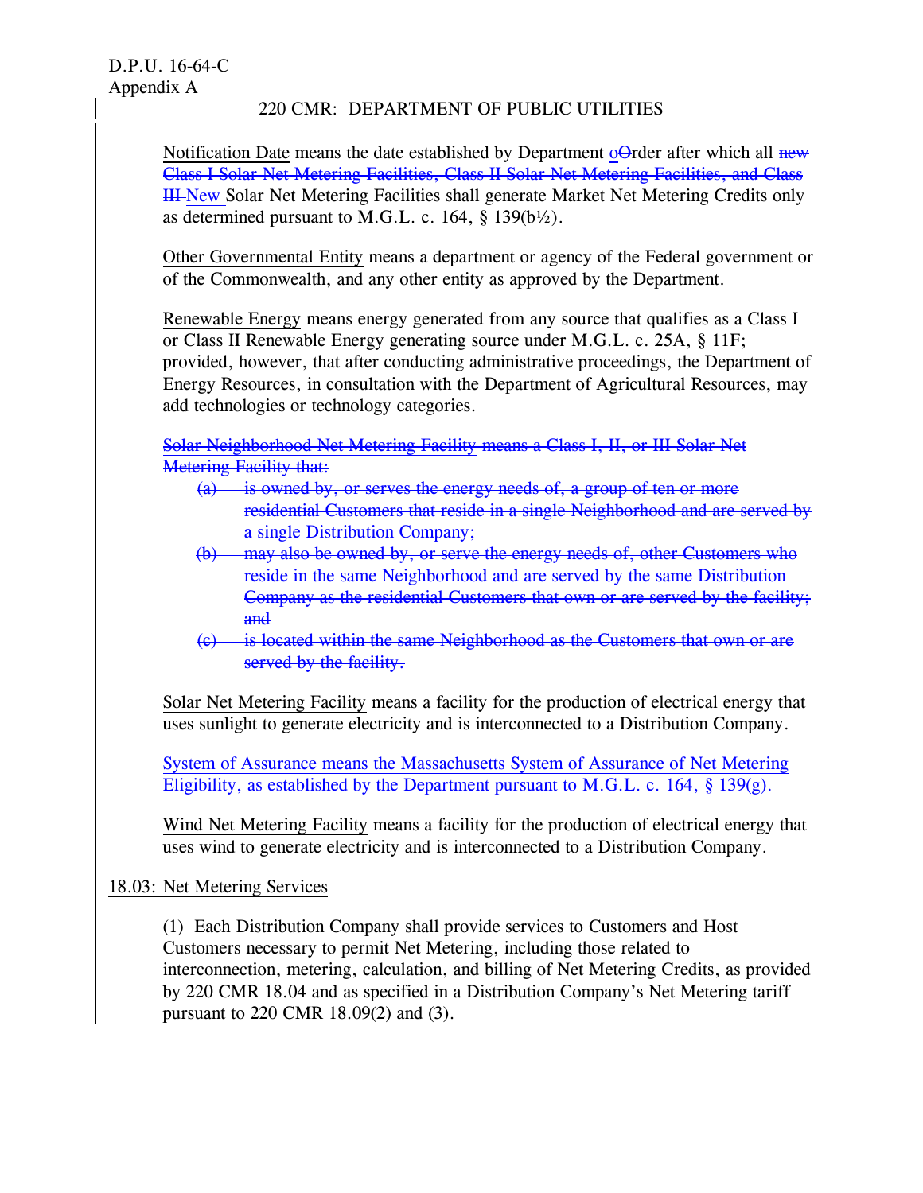D.P.U. 16-64-C
Appendix A

220 CMR: DEPARTMENT OF PUBLIC UTILITIES

Notification Date means the date established by Department ~~O~~order after which all ~~new Class I Solar Net Metering Facilities, Class II Solar Net Metering Facilities, and Class III~~ New Solar Net Metering Facilities shall generate Market Net Metering Credits only as determined pursuant to M.G.L. c. 164, § 139(b½).

Other Governmental Entity means a department or agency of the Federal government or of the Commonwealth, and any other entity as approved by the Department.

Renewable Energy means energy generated from any source that qualifies as a Class I or Class II Renewable Energy generating source under M.G.L. c. 25A, § 11F; provided, however, that after conducting administrative proceedings, the Department of Energy Resources, in consultation with the Department of Agricultural Resources, may add technologies or technology categories.

~~Solar Neighborhood Net Metering Facility means a Class I, II, or III Solar Net Metering Facility that:~~

~~(a) is owned by, or serves the energy needs of, a group of ten or more residential Customers that reside in a single Neighborhood and are served by a single Distribution Company;~~

~~(b) may also be owned by, or serve the energy needs of, other Customers who reside in the same Neighborhood and are served by the same Distribution Company as the residential Customers that own or are served by the facility; and~~

~~(c) is located within the same Neighborhood as the Customers that own or are served by the facility.~~

Solar Net Metering Facility means a facility for the production of electrical energy that uses sunlight to generate electricity and is interconnected to a Distribution Company.

System of Assurance means the Massachusetts System of Assurance of Net Metering Eligibility, as established by the Department pursuant to M.G.L. c. 164, § 139(g).

Wind Net Metering Facility means a facility for the production of electrical energy that uses wind to generate electricity and is interconnected to a Distribution Company.

## 18.03: Net Metering Services

(1) Each Distribution Company shall provide services to Customers and Host Customers necessary to permit Net Metering, including those related to interconnection, metering, calculation, and billing of Net Metering Credits, as provided by 220 CMR 18.04 and as specified in a Distribution Company's Net Metering tariff pursuant to 220 CMR 18.09(2) and (3).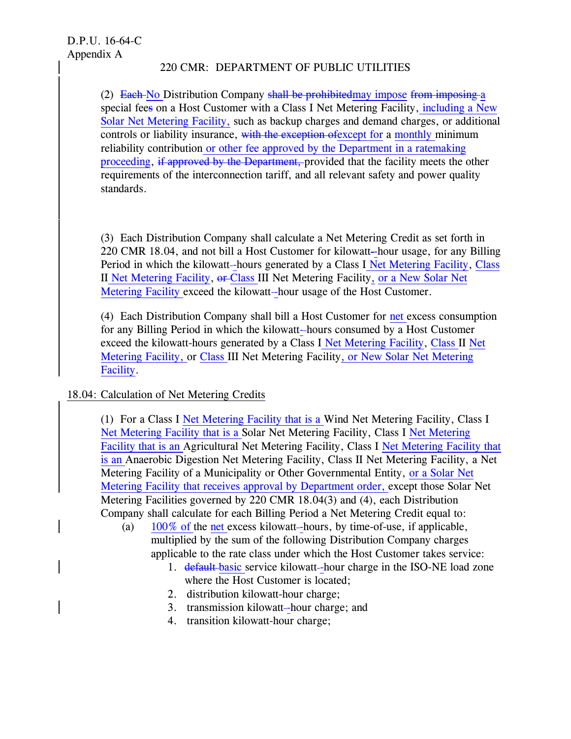D.P.U. 16-64-C
Appendix A

220 CMR: DEPARTMENT OF PUBLIC UTILITIES

(2) ~~Each~~ No Distribution Company ~~shall be prohibited~~may impose ~~from imposing~~ a special fee~~s~~ on a Host Customer with a Class I Net Metering Facility, including a New Solar Net Metering Facility, such as backup charges and demand charges, or additional controls or liability insurance, ~~with the exception of~~except for a monthly minimum reliability contribution or other fee approved by the Department in a ratemaking proceeding, ~~if approved by the Department,~~ provided that the facility meets the other requirements of the interconnection tariff, and all relevant safety and power quality standards.

(3) Each Distribution Company shall calculate a Net Metering Credit as set forth in 220 CMR 18.04, and not bill a Host Customer for kilowatt-hour usage, for any Billing Period in which the kilowatt-hours generated by a Class I Net Metering Facility, Class II Net Metering Facility, ~~or~~ Class III Net Metering Facility, or a New Solar Net Metering Facility exceed the kilowatt-hour usage of the Host Customer.

(4) Each Distribution Company shall bill a Host Customer for net excess consumption for any Billing Period in which the kilowatt-hours consumed by a Host Customer exceed the kilowatt-hours generated by a Class I Net Metering Facility, Class II Net Metering Facility, or Class III Net Metering Facility, or New Solar Net Metering Facility.

18.04: Calculation of Net Metering Credits

(1) For a Class I Net Metering Facility that is a Wind Net Metering Facility, Class I Net Metering Facility that is a Solar Net Metering Facility, Class I Net Metering Facility that is an Agricultural Net Metering Facility, Class I Net Metering Facility that is an Anaerobic Digestion Net Metering Facility, Class II Net Metering Facility, a Net Metering Facility of a Municipality or Other Governmental Entity, or a Solar Net Metering Facility that receives approval by Department order, except those Solar Net Metering Facilities governed by 220 CMR 18.04(3) and (4), each Distribution Company shall calculate for each Billing Period a Net Metering Credit equal to:

(a) 100% of the net excess kilowatt-hours, by time-of-use, if applicable, multiplied by the sum of the following Distribution Company charges applicable to the rate class under which the Host Customer takes service:

1. ~~default~~ basic service kilowatt-hour charge in the ISO-NE load zone where the Host Customer is located;
2. distribution kilowatt-hour charge;
3. transmission kilowatt-hour charge; and
4. transition kilowatt-hour charge;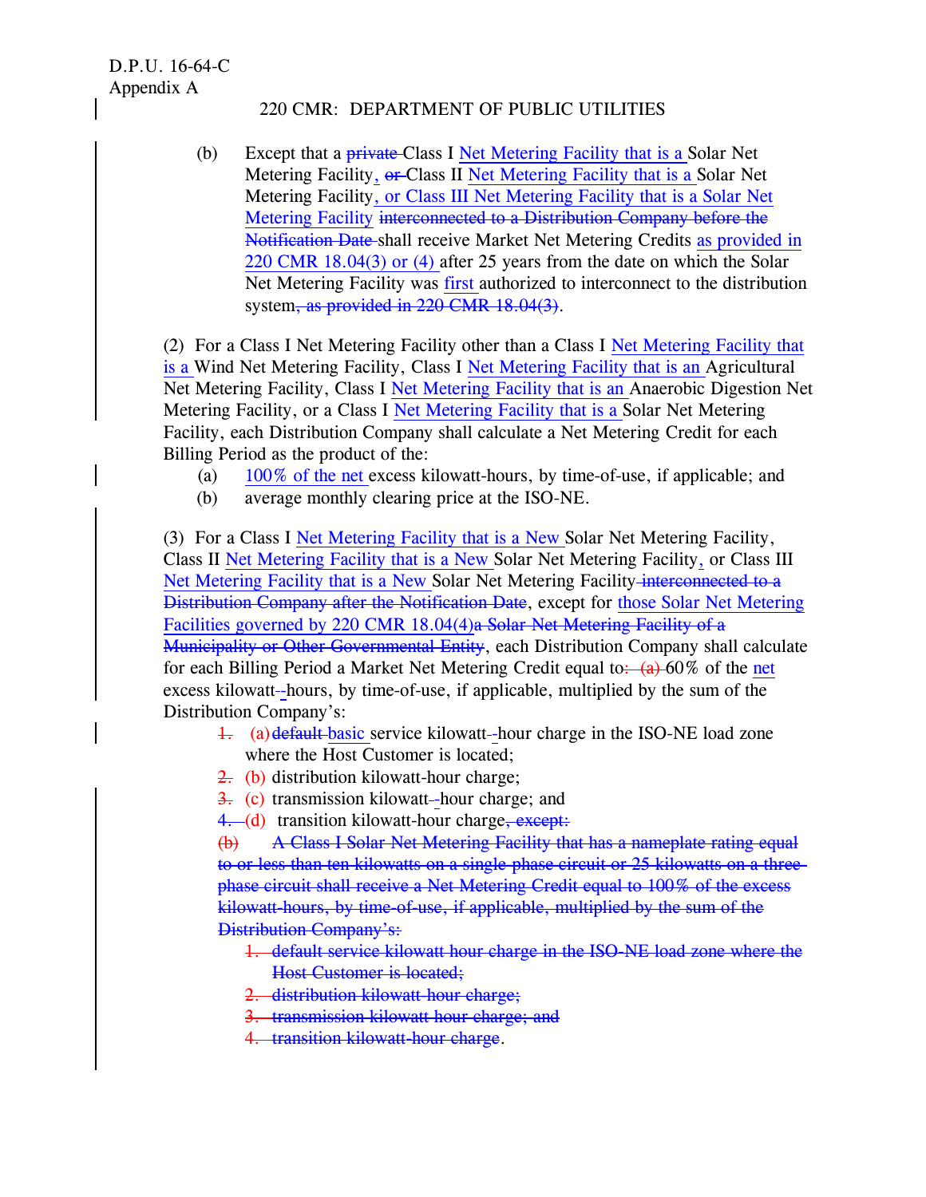(b) Except that a ~~private~~ Class I Net Metering Facility that is a Solar Net Metering Facility, ~~or~~ Class II Net Metering Facility that is a Solar Net Metering Facility, or Class III Net Metering Facility that is a Solar Net Metering Facility ~~interconnected to a Distribution Company before the Notification Date~~ shall receive Market Net Metering Credits as provided in 220 CMR 18.04(3) or (4) after 25 years from the date on which the Solar Net Metering Facility was first authorized to interconnect to the distribution system~~, as provided in 220 CMR 18.04(3)~~.

(2) For a Class I Net Metering Facility other than a Class I Net Metering Facility that is a Wind Net Metering Facility, Class I Net Metering Facility that is an Agricultural Net Metering Facility, Class I Net Metering Facility that is an Anaerobic Digestion Net Metering Facility, or a Class I Net Metering Facility that is a Solar Net Metering Facility, each Distribution Company shall calculate a Net Metering Credit for each Billing Period as the product of the:

- (a) 100% of the net excess kilowatt-hours, by time-of-use, if applicable; and
- (b) average monthly clearing price at the ISO-NE.

(3) For a Class I Net Metering Facility that is a New Solar Net Metering Facility, Class II Net Metering Facility that is a New Solar Net Metering Facility, or Class III Net Metering Facility that is a New Solar Net Metering Facility ~~interconnected to a Distribution Company after the Notification Date~~, except for those Solar Net Metering Facilities governed by 220 CMR 18.04(4)~~a Solar Net Metering Facility of a Municipality or Other Governmental Entity~~, each Distribution Company shall calculate for each Billing Period a Market Net Metering Credit equal to~~:~~ ~~(a)~~ 60% of the net excess kilowatt~~-~~-hours, by time-of-use, if applicable, multiplied by the sum of the Distribution Company's:

- ~~1.~~ (a) ~~default~~ basic service kilowatt~~-~~-hour charge in the ISO-NE load zone where the Host Customer is located;
- ~~2.~~ (b) distribution kilowatt-hour charge;
- ~~3.~~ (c) transmission kilowatt~~-~~-hour charge; and
- ~~4.~~ (d) transition kilowatt-hour charge~~, except:~~

~~(b) A Class I Solar Net Metering Facility that has a nameplate rating equal to or less than ten kilowatts on a single-phase circuit or 25 kilowatts on a three-phase circuit shall receive a Net Metering Credit equal to 100% of the excess kilowatt-hours, by time-of-use, if applicable, multiplied by the sum of the Distribution Company's:~~

- ~~1. default service kilowatt hour charge in the ISO-NE load zone where the Host Customer is located;~~
- ~~2. distribution kilowatt-hour charge;~~
- ~~3. transmission kilowatt hour charge; and~~
- ~~4. transition kilowatt-hour charge~~.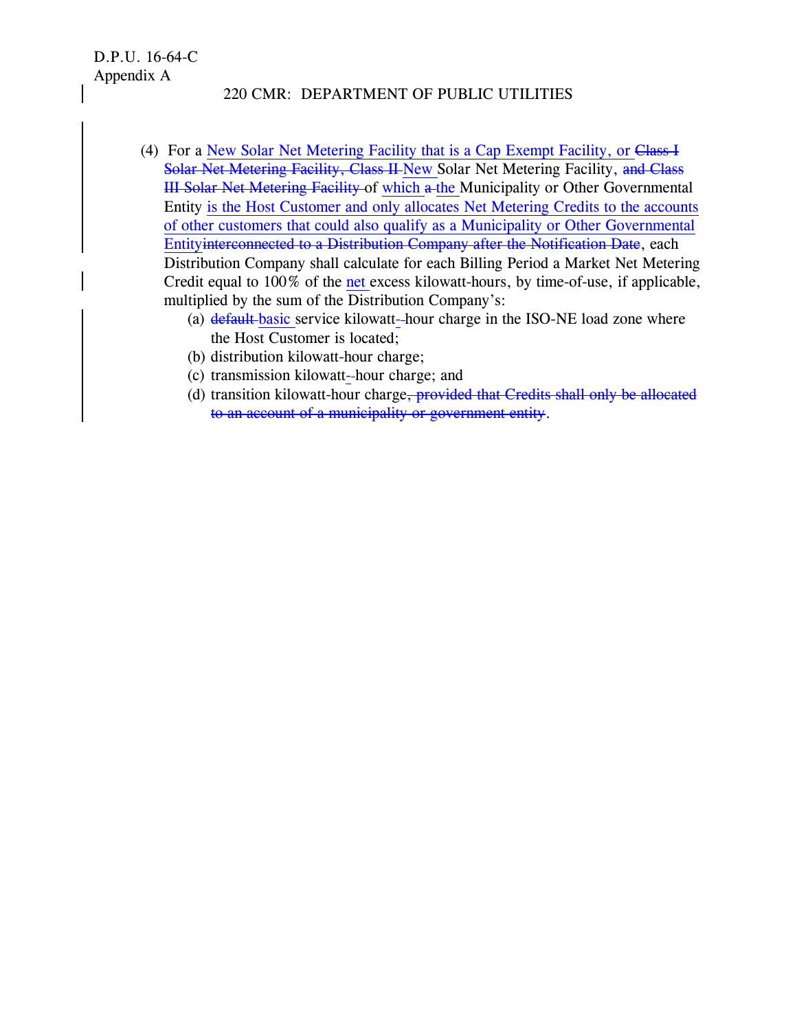(4) For a <u>New Solar Net Metering Facility that is a Cap Exempt Facility, or</u> ~~Class I Solar Net Metering Facility, Class II~~ <u>New</u> Solar Net Metering Facility, ~~and Class III Solar Net Metering Facility~~ of <u>which</u> ~~a~~ <u>the</u> Municipality or Other Governmental Entity <u>is the Host Customer and only allocates Net Metering Credits to the accounts of other customers that could also qualify as a Municipality or Other Governmental Entity</u>~~interconnected to a Distribution Company after the Notification Date~~, each Distribution Company shall calculate for each Billing Period a Market Net Metering Credit equal to 100% of the <u>net</u> excess kilowatt-hours, by time-of-use, if applicable, multiplied by the sum of the Distribution Company's:

- (a) ~~default~~ <u>basic</u> service kilowatt-hour charge in the ISO-NE load zone where the Host Customer is located;
- (b) distribution kilowatt-hour charge;
- (c) transmission kilowatt-hour charge; and
- (d) transition kilowatt-hour charge~~, provided that Credits shall only be allocated to an account of a municipality or government entity~~.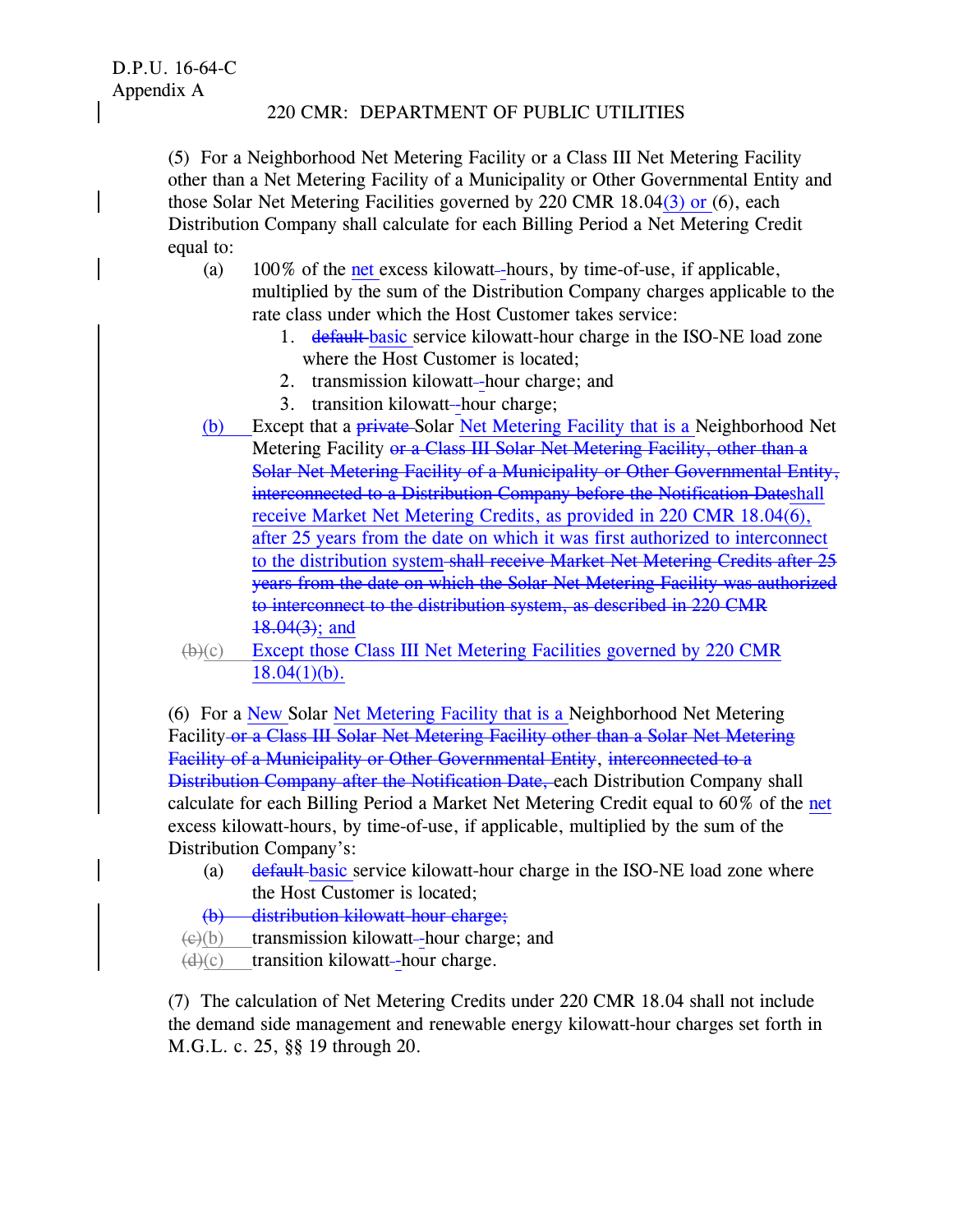D.P.U. 16-64-C
Appendix A

220 CMR: DEPARTMENT OF PUBLIC UTILITIES

(5) For a Neighborhood Net Metering Facility or a Class III Net Metering Facility other than a Net Metering Facility of a Municipality or Other Governmental Entity and those Solar Net Metering Facilities governed by 220 CMR 18.04(3) or (6), each Distribution Company shall calculate for each Billing Period a Net Metering Credit equal to:

(a) 100% of the net excess kilowatt-hours, by time-of-use, if applicable, multiplied by the sum of the Distribution Company charges applicable to the rate class under which the Host Customer takes service:

1. ~~default~~ basic service kilowatt-hour charge in the ISO-NE load zone where the Host Customer is located;
2. transmission kilowatt-hour charge; and
3. transition kilowatt-hour charge;

(b) Except that a ~~private~~ Solar Net Metering Facility that is a Neighborhood Net Metering Facility ~~or a Class III Solar Net Metering Facility, other than a Solar Net Metering Facility of a Municipality or Other Governmental Entity, interconnected to a Distribution Company before the Notification Date~~shall receive Market Net Metering Credits, as provided in 220 CMR 18.04(6), after 25 years from the date on which it was first authorized to interconnect to the distribution system ~~shall receive Market Net Metering Credits after 25 years from the date on which the Solar Net Metering Facility was authorized to interconnect to the distribution system, as described in 220 CMR 18.04(3)~~; and

~~(b)~~(c) Except those Class III Net Metering Facilities governed by 220 CMR 18.04(1)(b).

(6) For a New Solar Net Metering Facility that is a Neighborhood Net Metering Facility ~~or a Class III Solar Net Metering Facility other than a Solar Net Metering Facility of a Municipality or Other Governmental Entity~~, ~~interconnected to a Distribution Company after the Notification Date,~~ each Distribution Company shall calculate for each Billing Period a Market Net Metering Credit equal to 60% of the net excess kilowatt-hours, by time-of-use, if applicable, multiplied by the sum of the Distribution Company's:

(a) ~~default~~ basic service kilowatt-hour charge in the ISO-NE load zone where the Host Customer is located;

~~(b) distribution kilowatt-hour charge;~~

~~(c)~~(b) transmission kilowatt-hour charge; and

~~(d)~~(c) transition kilowatt-hour charge.

(7) The calculation of Net Metering Credits under 220 CMR 18.04 shall not include the demand side management and renewable energy kilowatt-hour charges set forth in M.G.L. c. 25, §§ 19 through 20.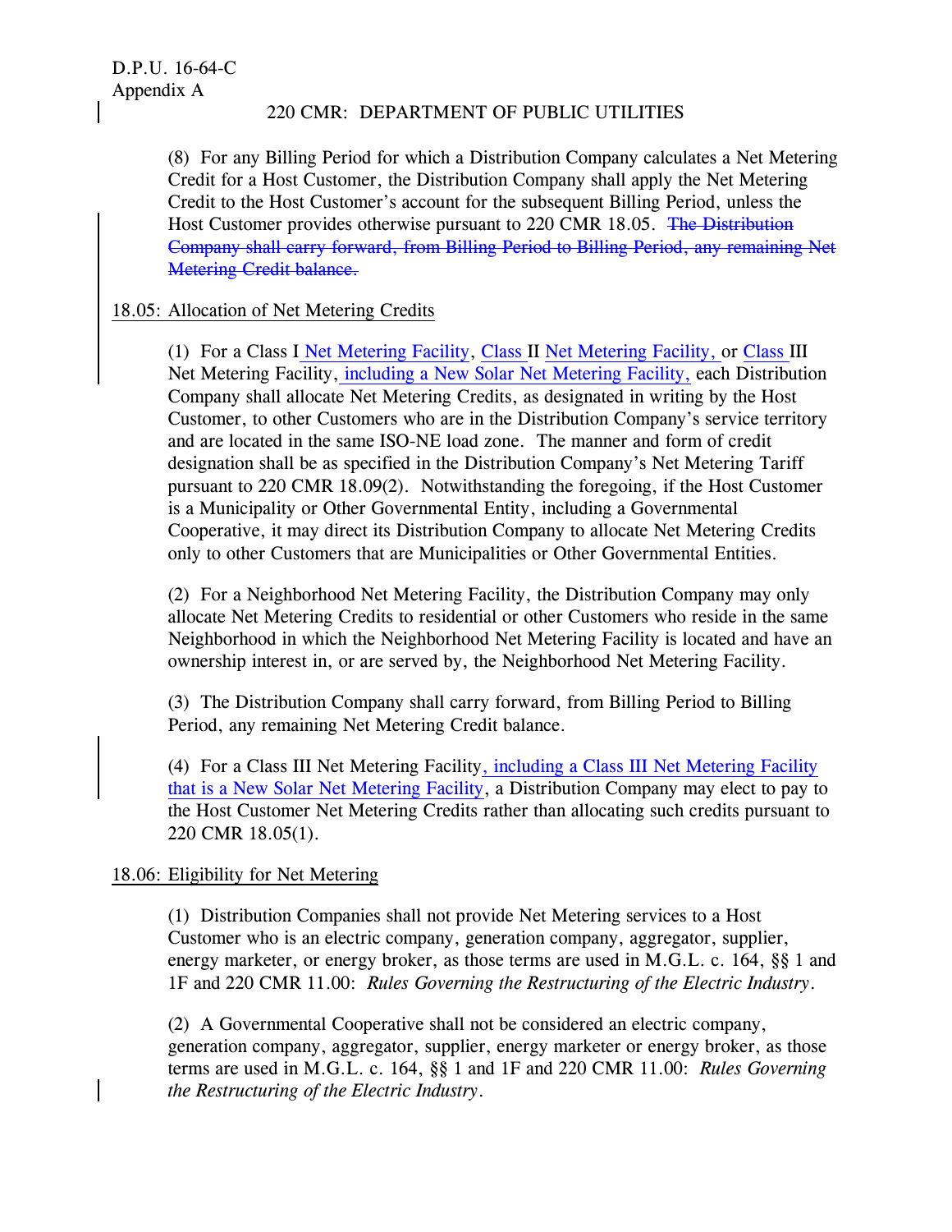(8) For any Billing Period for which a Distribution Company calculates a Net Metering Credit for a Host Customer, the Distribution Company shall apply the Net Metering Credit to the Host Customer's account for the subsequent Billing Period, unless the Host Customer provides otherwise pursuant to 220 CMR 18.05. ~~The Distribution Company shall carry forward, from Billing Period to Billing Period, any remaining Net Metering Credit balance.~~

## 18.05: Allocation of Net Metering Credits

(1) For a Class I Net Metering Facility, Class II Net Metering Facility, or Class III Net Metering Facility, including a New Solar Net Metering Facility, each Distribution Company shall allocate Net Metering Credits, as designated in writing by the Host Customer, to other Customers who are in the Distribution Company's service territory and are located in the same ISO-NE load zone. The manner and form of credit designation shall be as specified in the Distribution Company's Net Metering Tariff pursuant to 220 CMR 18.09(2). Notwithstanding the foregoing, if the Host Customer is a Municipality or Other Governmental Entity, including a Governmental Cooperative, it may direct its Distribution Company to allocate Net Metering Credits only to other Customers that are Municipalities or Other Governmental Entities.

(2) For a Neighborhood Net Metering Facility, the Distribution Company may only allocate Net Metering Credits to residential or other Customers who reside in the same Neighborhood in which the Neighborhood Net Metering Facility is located and have an ownership interest in, or are served by, the Neighborhood Net Metering Facility.

(3) The Distribution Company shall carry forward, from Billing Period to Billing Period, any remaining Net Metering Credit balance.

(4) For a Class III Net Metering Facility, including a Class III Net Metering Facility that is a New Solar Net Metering Facility, a Distribution Company may elect to pay to the Host Customer Net Metering Credits rather than allocating such credits pursuant to 220 CMR 18.05(1).

## 18.06: Eligibility for Net Metering

(1) Distribution Companies shall not provide Net Metering services to a Host Customer who is an electric company, generation company, aggregator, supplier, energy marketer, or energy broker, as those terms are used in M.G.L. c. 164, §§ 1 and 1F and 220 CMR 11.00: *Rules Governing the Restructuring of the Electric Industry*.

(2) A Governmental Cooperative shall not be considered an electric company, generation company, aggregator, supplier, energy marketer or energy broker, as those terms are used in M.G.L. c. 164, §§ 1 and 1F and 220 CMR 11.00: *Rules Governing the Restructuring of the Electric Industry*.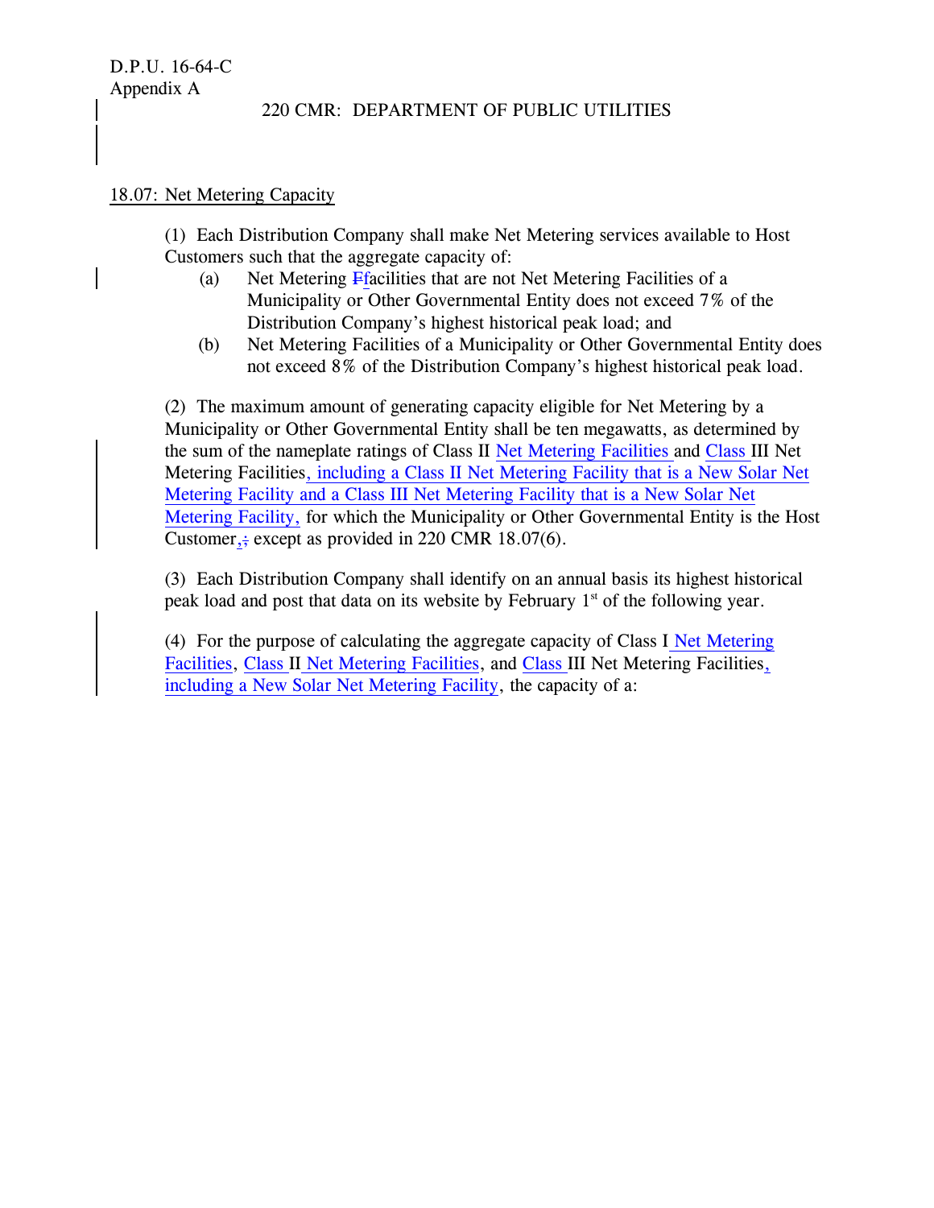D.P.U. 16-64-C
Appendix A

220 CMR: DEPARTMENT OF PUBLIC UTILITIES

18.07: Net Metering Capacity

(1) Each Distribution Company shall make Net Metering services available to Host Customers such that the aggregate capacity of:

(a) Net Metering ~~F~~facilities that are not Net Metering Facilities of a Municipality or Other Governmental Entity does not exceed 7% of the Distribution Company's highest historical peak load; and

(b) Net Metering Facilities of a Municipality or Other Governmental Entity does not exceed 8% of the Distribution Company's highest historical peak load.

(2) The maximum amount of generating capacity eligible for Net Metering by a Municipality or Other Governmental Entity shall be ten megawatts, as determined by the sum of the nameplate ratings of Class II Net Metering Facilities and Class III Net Metering Facilities, including a Class II Net Metering Facility that is a New Solar Net Metering Facility and a Class III Net Metering Facility that is a New Solar Net Metering Facility, for which the Municipality or Other Governmental Entity is the Host Customer,~~;~~ except as provided in 220 CMR 18.07(6).

(3) Each Distribution Company shall identify on an annual basis its highest historical peak load and post that data on its website by February 1st of the following year.

(4) For the purpose of calculating the aggregate capacity of Class I Net Metering Facilities, Class II Net Metering Facilities, and Class III Net Metering Facilities, including a New Solar Net Metering Facility, the capacity of a: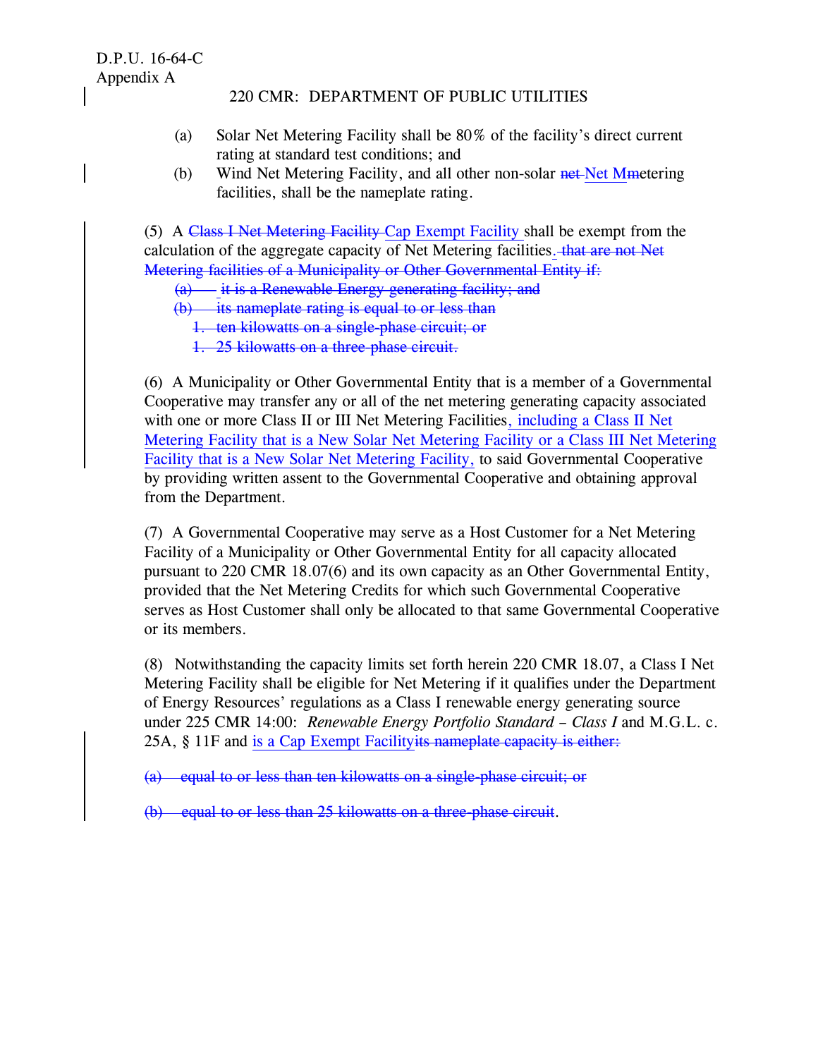(a) Solar Net Metering Facility shall be 80% of the facility's direct current rating at standard test conditions; and

(b) Wind Net Metering Facility, and all other non-solar ~~net~~ Net M~~m~~etering facilities, shall be the nameplate rating.

(5) A ~~Class I Net Metering Facility~~ Cap Exempt Facility shall be exempt from the calculation of the aggregate capacity of Net Metering facilities. ~~that are not Net Metering facilities of a Municipality or Other Governmental Entity if:~~

~~(a) it is a Renewable Energy generating facility; and~~

~~(b) its nameplate rating is equal to or less than~~

~~1. ten kilowatts on a single-phase circuit; or~~

~~1. 25 kilowatts on a three-phase circuit.~~

(6) A Municipality or Other Governmental Entity that is a member of a Governmental Cooperative may transfer any or all of the net metering generating capacity associated with one or more Class II or III Net Metering Facilities, including a Class II Net Metering Facility that is a New Solar Net Metering Facility or a Class III Net Metering Facility that is a New Solar Net Metering Facility, to said Governmental Cooperative by providing written assent to the Governmental Cooperative and obtaining approval from the Department.

(7) A Governmental Cooperative may serve as a Host Customer for a Net Metering Facility of a Municipality or Other Governmental Entity for all capacity allocated pursuant to 220 CMR 18.07(6) and its own capacity as an Other Governmental Entity, provided that the Net Metering Credits for which such Governmental Cooperative serves as Host Customer shall only be allocated to that same Governmental Cooperative or its members.

(8) Notwithstanding the capacity limits set forth herein 220 CMR 18.07, a Class I Net Metering Facility shall be eligible for Net Metering if it qualifies under the Department of Energy Resources' regulations as a Class I renewable energy generating source under 225 CMR 14:00: *Renewable Energy Portfolio Standard – Class I* and M.G.L. c. 25A, § 11F and is a Cap Exempt Facility~~its nameplate capacity is either:~~

~~(a) equal to or less than ten kilowatts on a single-phase circuit; or~~

~~(b) equal to or less than 25 kilowatts on a three-phase circuit~~.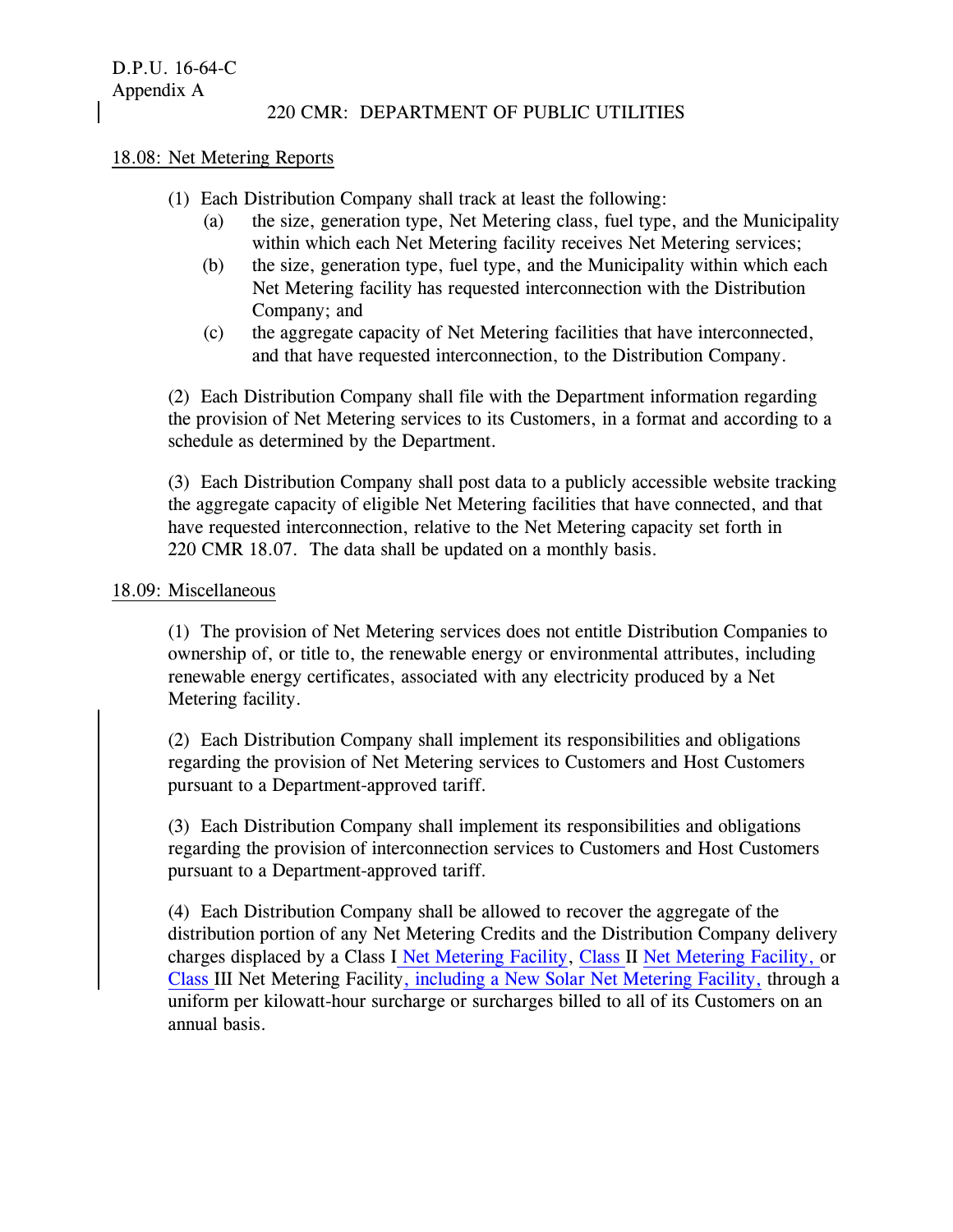18.08: Net Metering Reports

(1) Each Distribution Company shall track at least the following:

- (a) the size, generation type, Net Metering class, fuel type, and the Municipality within which each Net Metering facility receives Net Metering services;
- (b) the size, generation type, fuel type, and the Municipality within which each Net Metering facility has requested interconnection with the Distribution Company; and
- (c) the aggregate capacity of Net Metering facilities that have interconnected, and that have requested interconnection, to the Distribution Company.

(2) Each Distribution Company shall file with the Department information regarding the provision of Net Metering services to its Customers, in a format and according to a schedule as determined by the Department.

(3) Each Distribution Company shall post data to a publicly accessible website tracking the aggregate capacity of eligible Net Metering facilities that have connected, and that have requested interconnection, relative to the Net Metering capacity set forth in 220 CMR 18.07. The data shall be updated on a monthly basis.

18.09: Miscellaneous

(1) The provision of Net Metering services does not entitle Distribution Companies to ownership of, or title to, the renewable energy or environmental attributes, including renewable energy certificates, associated with any electricity produced by a Net Metering facility.

(2) Each Distribution Company shall implement its responsibilities and obligations regarding the provision of Net Metering services to Customers and Host Customers pursuant to a Department-approved tariff.

(3) Each Distribution Company shall implement its responsibilities and obligations regarding the provision of interconnection services to Customers and Host Customers pursuant to a Department-approved tariff.

(4) Each Distribution Company shall be allowed to recover the aggregate of the distribution portion of any Net Metering Credits and the Distribution Company delivery charges displaced by a Class I Net Metering Facility, Class II Net Metering Facility, or Class III Net Metering Facility, including a New Solar Net Metering Facility, through a uniform per kilowatt-hour surcharge or surcharges billed to all of its Customers on an annual basis.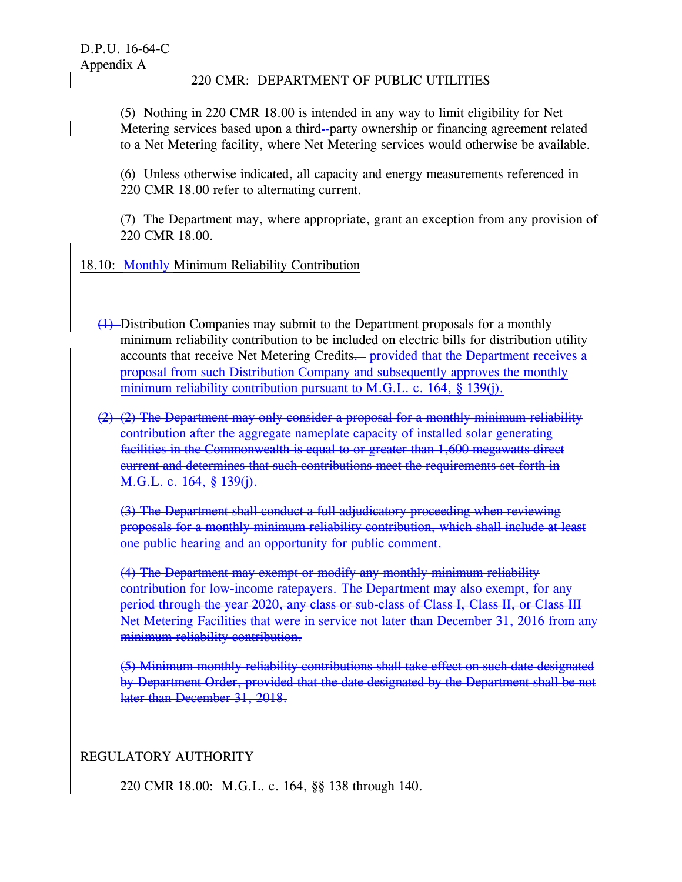D.P.U. 16-64-C
Appendix A

220 CMR: DEPARTMENT OF PUBLIC UTILITIES

(5) Nothing in 220 CMR 18.00 is intended in any way to limit eligibility for Net Metering services based upon a third-~~-~~party ownership or financing agreement related to a Net Metering facility, where Net Metering services would otherwise be available.

(6) Unless otherwise indicated, all capacity and energy measurements referenced in 220 CMR 18.00 refer to alternating current.

(7) The Department may, where appropriate, grant an exception from any provision of 220 CMR 18.00.

18.10: Monthly Minimum Reliability Contribution

~~(1)~~ Distribution Companies may submit to the Department proposals for a monthly minimum reliability contribution to be included on electric bills for distribution utility accounts that receive Net Metering Credits~~.~~ provided that the Department receives a proposal from such Distribution Company and subsequently approves the monthly minimum reliability contribution pursuant to M.G.L. c. 164, § 139(j).

~~(2) (2) The Department may only consider a proposal for a monthly minimum reliability contribution after the aggregate nameplate capacity of installed solar generating facilities in the Commonwealth is equal to or greater than 1,600 megawatts direct current and determines that such contributions meet the requirements set forth in M.G.L. c. 164, § 139(j).~~

~~(3) The Department shall conduct a full adjudicatory proceeding when reviewing proposals for a monthly minimum reliability contribution, which shall include at least one public hearing and an opportunity for public comment.~~

~~(4) The Department may exempt or modify any monthly minimum reliability contribution for low-income ratepayers. The Department may also exempt, for any period through the year 2020, any class or sub-class of Class I, Class II, or Class III Net Metering Facilities that were in service not later than December 31, 2016 from any minimum reliability contribution.~~

~~(5) Minimum monthly reliability contributions shall take effect on such date designated by Department Order, provided that the date designated by the Department shall be not later than December 31, 2018.~~

REGULATORY AUTHORITY

220 CMR 18.00: M.G.L. c. 164, §§ 138 through 140.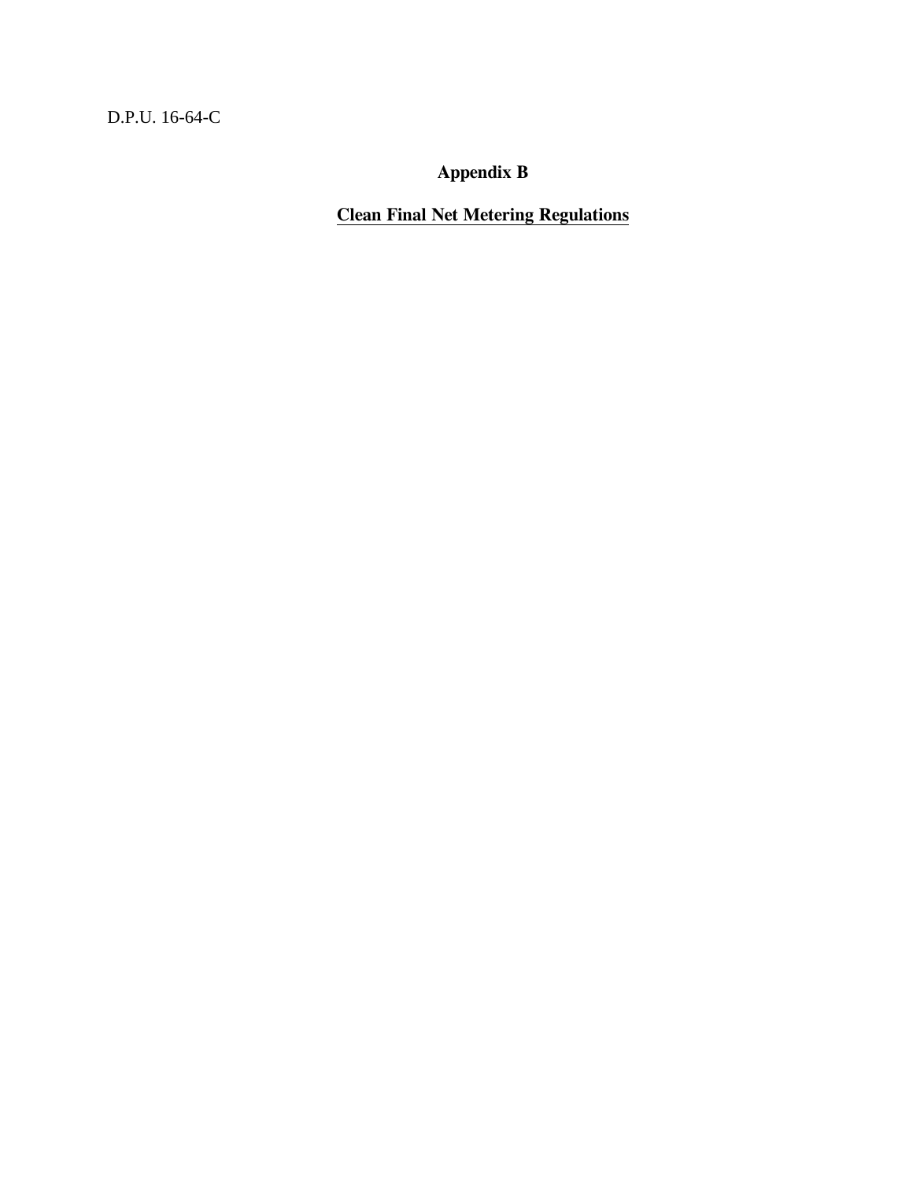D.P.U. 16-64-C

# Appendix B

## Clean Final Net Metering Regulations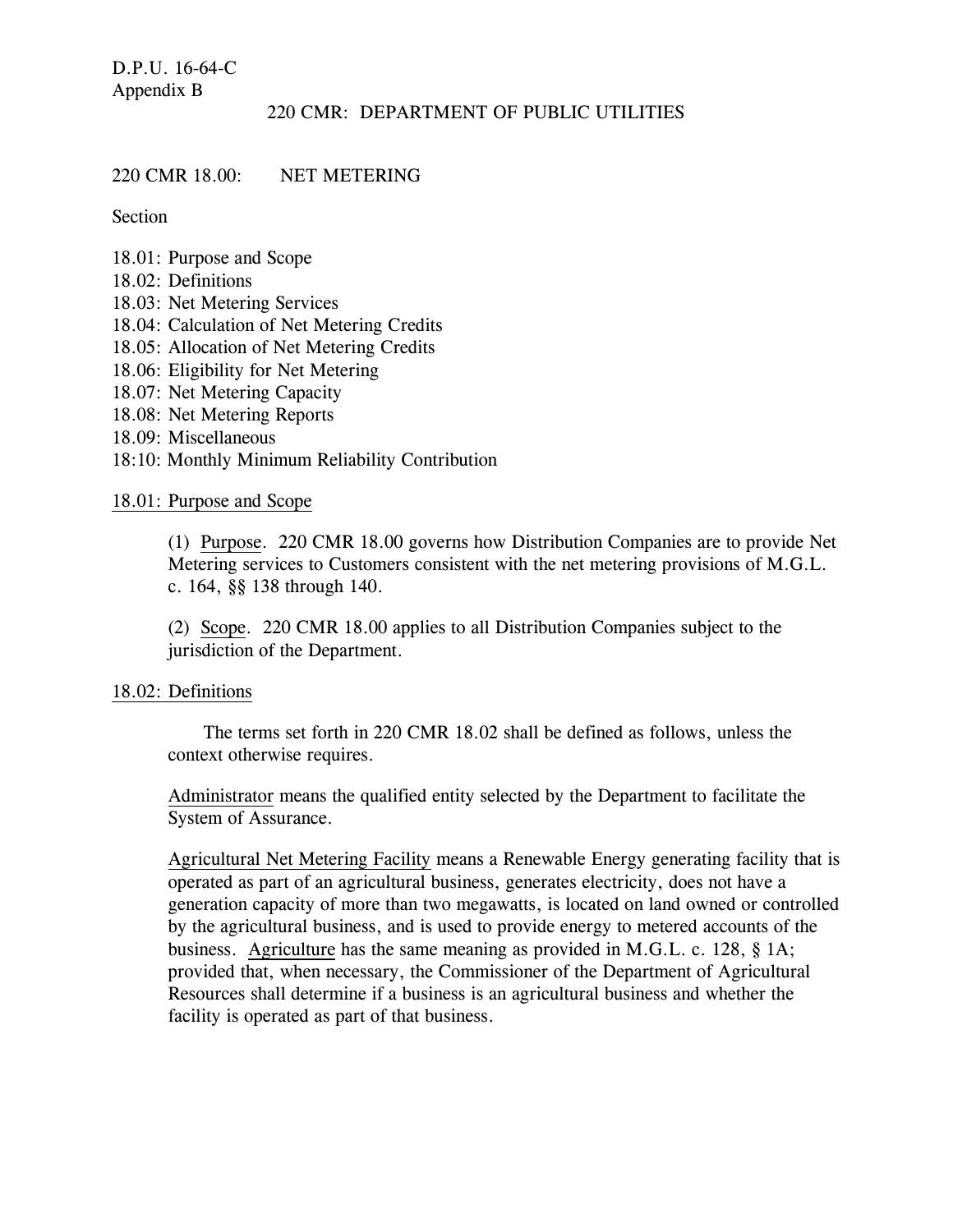D.P.U. 16-64-C
Appendix B

220 CMR: DEPARTMENT OF PUBLIC UTILITIES

220 CMR 18.00: NET METERING

Section

18.01: Purpose and Scope
18.02: Definitions
18.03: Net Metering Services
18.04: Calculation of Net Metering Credits
18.05: Allocation of Net Metering Credits
18.06: Eligibility for Net Metering
18.07: Net Metering Capacity
18.08: Net Metering Reports
18.09: Miscellaneous
18:10: Monthly Minimum Reliability Contribution

## 18.01: Purpose and Scope

(1) Purpose. 220 CMR 18.00 governs how Distribution Companies are to provide Net Metering services to Customers consistent with the net metering provisions of M.G.L. c. 164, §§ 138 through 140.

(2) Scope. 220 CMR 18.00 applies to all Distribution Companies subject to the jurisdiction of the Department.

## 18.02: Definitions

The terms set forth in 220 CMR 18.02 shall be defined as follows, unless the context otherwise requires.

Administrator means the qualified entity selected by the Department to facilitate the System of Assurance.

Agricultural Net Metering Facility means a Renewable Energy generating facility that is operated as part of an agricultural business, generates electricity, does not have a generation capacity of more than two megawatts, is located on land owned or controlled by the agricultural business, and is used to provide energy to metered accounts of the business. Agriculture has the same meaning as provided in M.G.L. c. 128, § 1A; provided that, when necessary, the Commissioner of the Department of Agricultural Resources shall determine if a business is an agricultural business and whether the facility is operated as part of that business.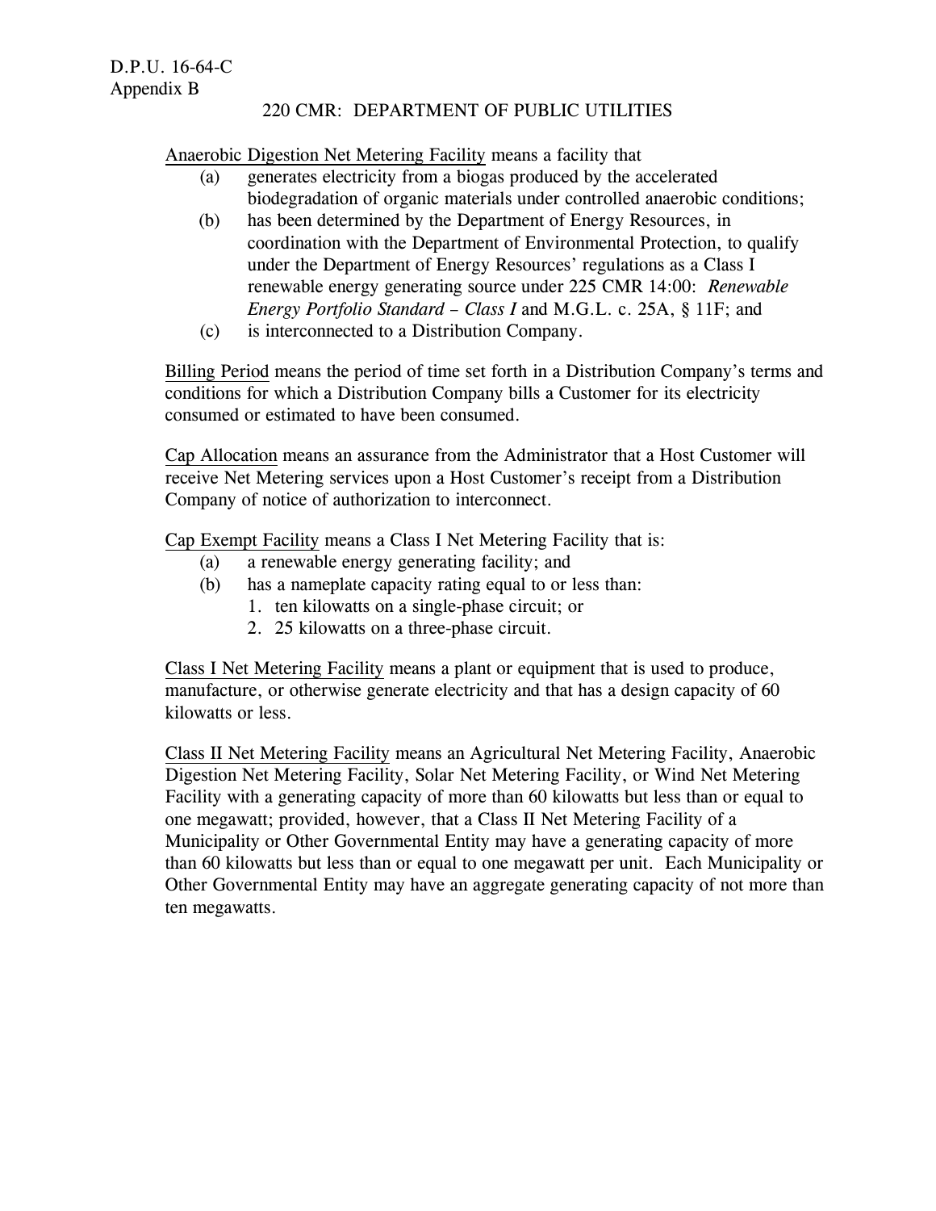220 CMR: DEPARTMENT OF PUBLIC UTILITIES

Anaerobic Digestion Net Metering Facility means a facility that

(a) generates electricity from a biogas produced by the accelerated biodegradation of organic materials under controlled anaerobic conditions;

(b) has been determined by the Department of Energy Resources, in coordination with the Department of Environmental Protection, to qualify under the Department of Energy Resources' regulations as a Class I renewable energy generating source under 225 CMR 14:00: *Renewable Energy Portfolio Standard – Class I* and M.G.L. c. 25A, § 11F; and

(c) is interconnected to a Distribution Company.

Billing Period means the period of time set forth in a Distribution Company's terms and conditions for which a Distribution Company bills a Customer for its electricity consumed or estimated to have been consumed.

Cap Allocation means an assurance from the Administrator that a Host Customer will receive Net Metering services upon a Host Customer's receipt from a Distribution Company of notice of authorization to interconnect.

Cap Exempt Facility means a Class I Net Metering Facility that is:

(a) a renewable energy generating facility; and

(b) has a nameplate capacity rating equal to or less than:

1. ten kilowatts on a single-phase circuit; or
2. 25 kilowatts on a three-phase circuit.

Class I Net Metering Facility means a plant or equipment that is used to produce, manufacture, or otherwise generate electricity and that has a design capacity of 60 kilowatts or less.

Class II Net Metering Facility means an Agricultural Net Metering Facility, Anaerobic Digestion Net Metering Facility, Solar Net Metering Facility, or Wind Net Metering Facility with a generating capacity of more than 60 kilowatts but less than or equal to one megawatt; provided, however, that a Class II Net Metering Facility of a Municipality or Other Governmental Entity may have a generating capacity of more than 60 kilowatts but less than or equal to one megawatt per unit. Each Municipality or Other Governmental Entity may have an aggregate generating capacity of not more than ten megawatts.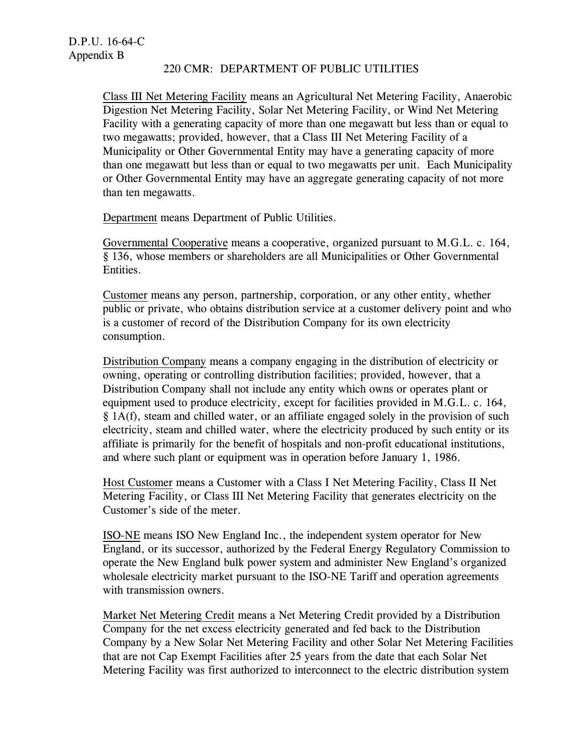D.P.U. 16-64-C
Appendix B

220 CMR: DEPARTMENT OF PUBLIC UTILITIES

Class III Net Metering Facility means an Agricultural Net Metering Facility, Anaerobic Digestion Net Metering Facility, Solar Net Metering Facility, or Wind Net Metering Facility with a generating capacity of more than one megawatt but less than or equal to two megawatts; provided, however, that a Class III Net Metering Facility of a Municipality or Other Governmental Entity may have a generating capacity of more than one megawatt but less than or equal to two megawatts per unit. Each Municipality or Other Governmental Entity may have an aggregate generating capacity of not more than ten megawatts.

Department means Department of Public Utilities.

Governmental Cooperative means a cooperative, organized pursuant to M.G.L. c. 164, § 136, whose members or shareholders are all Municipalities or Other Governmental Entities.

Customer means any person, partnership, corporation, or any other entity, whether public or private, who obtains distribution service at a customer delivery point and who is a customer of record of the Distribution Company for its own electricity consumption.

Distribution Company means a company engaging in the distribution of electricity or owning, operating or controlling distribution facilities; provided, however, that a Distribution Company shall not include any entity which owns or operates plant or equipment used to produce electricity, except for facilities provided in M.G.L. c. 164, § 1A(f), steam and chilled water, or an affiliate engaged solely in the provision of such electricity, steam and chilled water, where the electricity produced by such entity or its affiliate is primarily for the benefit of hospitals and non-profit educational institutions, and where such plant or equipment was in operation before January 1, 1986.

Host Customer means a Customer with a Class I Net Metering Facility, Class II Net Metering Facility, or Class III Net Metering Facility that generates electricity on the Customer's side of the meter.

ISO-NE means ISO New England Inc., the independent system operator for New England, or its successor, authorized by the Federal Energy Regulatory Commission to operate the New England bulk power system and administer New England's organized wholesale electricity market pursuant to the ISO-NE Tariff and operation agreements with transmission owners.

Market Net Metering Credit means a Net Metering Credit provided by a Distribution Company for the net excess electricity generated and fed back to the Distribution Company by a New Solar Net Metering Facility and other Solar Net Metering Facilities that are not Cap Exempt Facilities after 25 years from the date that each Solar Net Metering Facility was first authorized to interconnect to the electric distribution system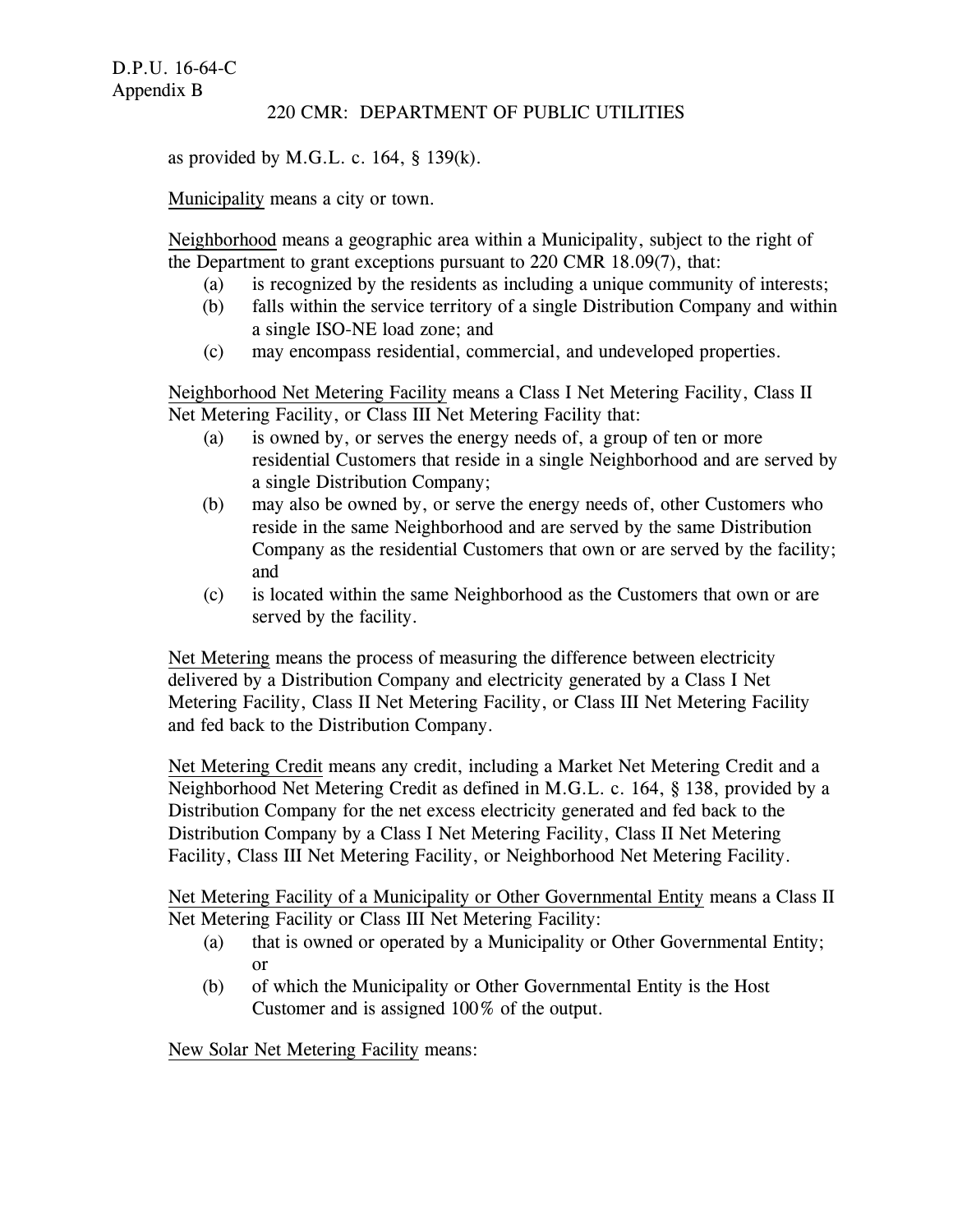as provided by M.G.L. c. 164, § 139(k).

Municipality means a city or town.

Neighborhood means a geographic area within a Municipality, subject to the right of the Department to grant exceptions pursuant to 220 CMR 18.09(7), that:

- (a) is recognized by the residents as including a unique community of interests;
- (b) falls within the service territory of a single Distribution Company and within a single ISO-NE load zone; and
- (c) may encompass residential, commercial, and undeveloped properties.

Neighborhood Net Metering Facility means a Class I Net Metering Facility, Class II Net Metering Facility, or Class III Net Metering Facility that:

- (a) is owned by, or serves the energy needs of, a group of ten or more residential Customers that reside in a single Neighborhood and are served by a single Distribution Company;
- (b) may also be owned by, or serve the energy needs of, other Customers who reside in the same Neighborhood and are served by the same Distribution Company as the residential Customers that own or are served by the facility; and
- (c) is located within the same Neighborhood as the Customers that own or are served by the facility.

Net Metering means the process of measuring the difference between electricity delivered by a Distribution Company and electricity generated by a Class I Net Metering Facility, Class II Net Metering Facility, or Class III Net Metering Facility and fed back to the Distribution Company.

Net Metering Credit means any credit, including a Market Net Metering Credit and a Neighborhood Net Metering Credit as defined in M.G.L. c. 164, § 138, provided by a Distribution Company for the net excess electricity generated and fed back to the Distribution Company by a Class I Net Metering Facility, Class II Net Metering Facility, Class III Net Metering Facility, or Neighborhood Net Metering Facility.

Net Metering Facility of a Municipality or Other Governmental Entity means a Class II Net Metering Facility or Class III Net Metering Facility:

- (a) that is owned or operated by a Municipality or Other Governmental Entity; or
- (b) of which the Municipality or Other Governmental Entity is the Host Customer and is assigned 100% of the output.

New Solar Net Metering Facility means: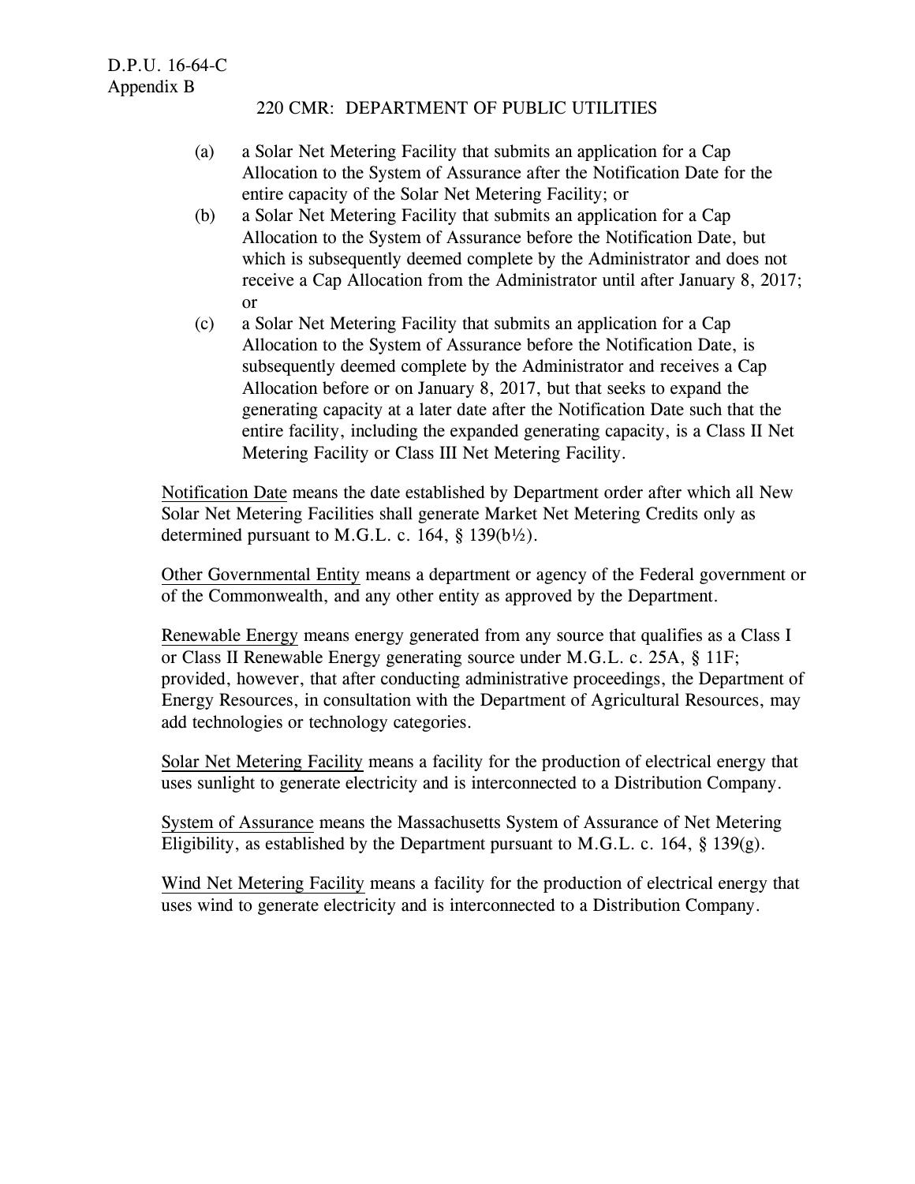(a) a Solar Net Metering Facility that submits an application for a Cap Allocation to the System of Assurance after the Notification Date for the entire capacity of the Solar Net Metering Facility; or

(b) a Solar Net Metering Facility that submits an application for a Cap Allocation to the System of Assurance before the Notification Date, but which is subsequently deemed complete by the Administrator and does not receive a Cap Allocation from the Administrator until after January 8, 2017; or

(c) a Solar Net Metering Facility that submits an application for a Cap Allocation to the System of Assurance before the Notification Date, is subsequently deemed complete by the Administrator and receives a Cap Allocation before or on January 8, 2017, but that seeks to expand the generating capacity at a later date after the Notification Date such that the entire facility, including the expanded generating capacity, is a Class II Net Metering Facility or Class III Net Metering Facility.

Notification Date means the date established by Department order after which all New Solar Net Metering Facilities shall generate Market Net Metering Credits only as determined pursuant to M.G.L. c. 164, § 139(b½).

Other Governmental Entity means a department or agency of the Federal government or of the Commonwealth, and any other entity as approved by the Department.

Renewable Energy means energy generated from any source that qualifies as a Class I or Class II Renewable Energy generating source under M.G.L. c. 25A, § 11F; provided, however, that after conducting administrative proceedings, the Department of Energy Resources, in consultation with the Department of Agricultural Resources, may add technologies or technology categories.

Solar Net Metering Facility means a facility for the production of electrical energy that uses sunlight to generate electricity and is interconnected to a Distribution Company.

System of Assurance means the Massachusetts System of Assurance of Net Metering Eligibility, as established by the Department pursuant to M.G.L. c. 164, § 139(g).

Wind Net Metering Facility means a facility for the production of electrical energy that uses wind to generate electricity and is interconnected to a Distribution Company.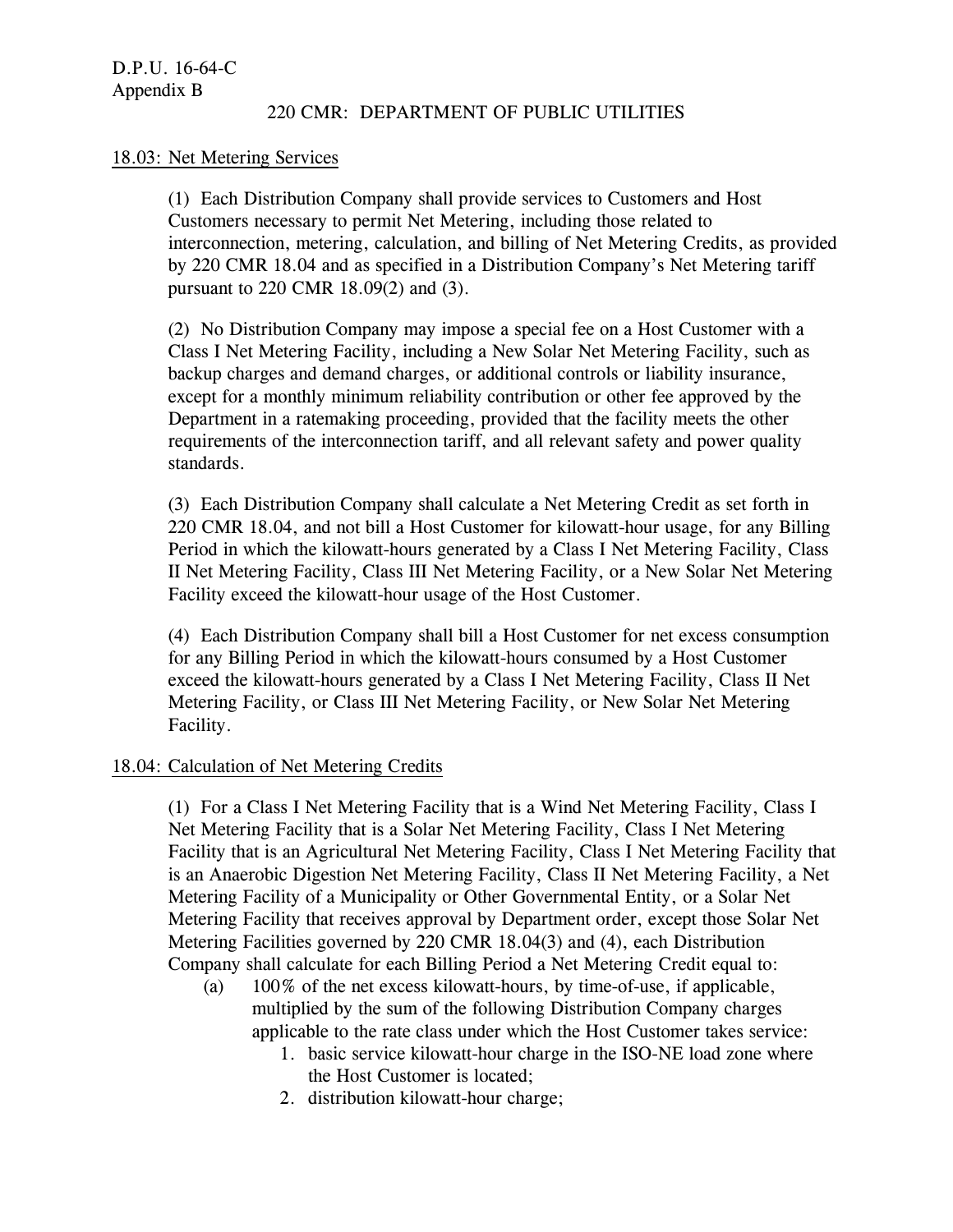D.P.U. 16-64-C
Appendix B

220 CMR: DEPARTMENT OF PUBLIC UTILITIES

18.03: Net Metering Services

(1) Each Distribution Company shall provide services to Customers and Host Customers necessary to permit Net Metering, including those related to interconnection, metering, calculation, and billing of Net Metering Credits, as provided by 220 CMR 18.04 and as specified in a Distribution Company's Net Metering tariff pursuant to 220 CMR 18.09(2) and (3).

(2) No Distribution Company may impose a special fee on a Host Customer with a Class I Net Metering Facility, including a New Solar Net Metering Facility, such as backup charges and demand charges, or additional controls or liability insurance, except for a monthly minimum reliability contribution or other fee approved by the Department in a ratemaking proceeding, provided that the facility meets the other requirements of the interconnection tariff, and all relevant safety and power quality standards.

(3) Each Distribution Company shall calculate a Net Metering Credit as set forth in 220 CMR 18.04, and not bill a Host Customer for kilowatt-hour usage, for any Billing Period in which the kilowatt-hours generated by a Class I Net Metering Facility, Class II Net Metering Facility, Class III Net Metering Facility, or a New Solar Net Metering Facility exceed the kilowatt-hour usage of the Host Customer.

(4) Each Distribution Company shall bill a Host Customer for net excess consumption for any Billing Period in which the kilowatt-hours consumed by a Host Customer exceed the kilowatt-hours generated by a Class I Net Metering Facility, Class II Net Metering Facility, or Class III Net Metering Facility, or New Solar Net Metering Facility.

18.04: Calculation of Net Metering Credits

(1) For a Class I Net Metering Facility that is a Wind Net Metering Facility, Class I Net Metering Facility that is a Solar Net Metering Facility, Class I Net Metering Facility that is an Agricultural Net Metering Facility, Class I Net Metering Facility that is an Anaerobic Digestion Net Metering Facility, Class II Net Metering Facility, a Net Metering Facility of a Municipality or Other Governmental Entity, or a Solar Net Metering Facility that receives approval by Department order, except those Solar Net Metering Facilities governed by 220 CMR 18.04(3) and (4), each Distribution Company shall calculate for each Billing Period a Net Metering Credit equal to:

(a) 100% of the net excess kilowatt-hours, by time-of-use, if applicable, multiplied by the sum of the following Distribution Company charges applicable to the rate class under which the Host Customer takes service:

1. basic service kilowatt-hour charge in the ISO-NE load zone where the Host Customer is located;
2. distribution kilowatt-hour charge;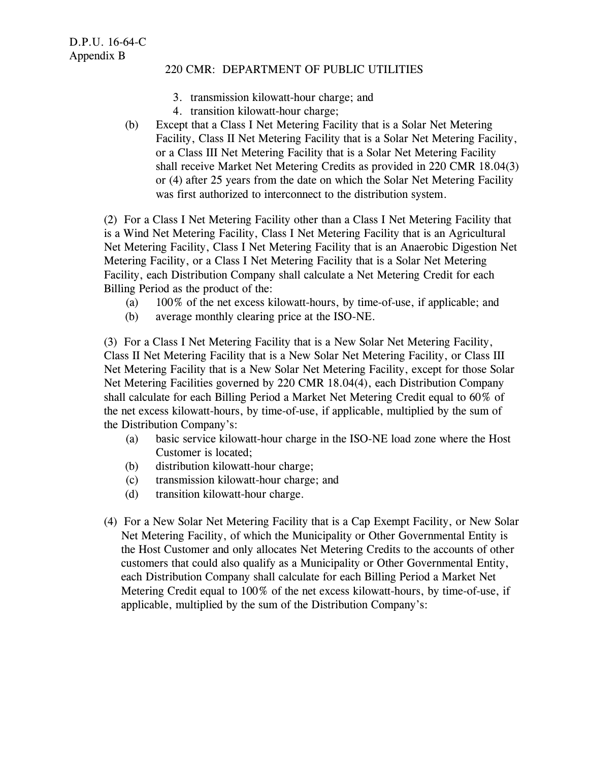3. transmission kilowatt-hour charge; and
4. transition kilowatt-hour charge;

(b) Except that a Class I Net Metering Facility that is a Solar Net Metering Facility, Class II Net Metering Facility that is a Solar Net Metering Facility, or a Class III Net Metering Facility that is a Solar Net Metering Facility shall receive Market Net Metering Credits as provided in 220 CMR 18.04(3) or (4) after 25 years from the date on which the Solar Net Metering Facility was first authorized to interconnect to the distribution system.

(2) For a Class I Net Metering Facility other than a Class I Net Metering Facility that is a Wind Net Metering Facility, Class I Net Metering Facility that is an Agricultural Net Metering Facility, Class I Net Metering Facility that is an Anaerobic Digestion Net Metering Facility, or a Class I Net Metering Facility that is a Solar Net Metering Facility, each Distribution Company shall calculate a Net Metering Credit for each Billing Period as the product of the:

(a) 100% of the net excess kilowatt-hours, by time-of-use, if applicable; and
(b) average monthly clearing price at the ISO-NE.

(3) For a Class I Net Metering Facility that is a New Solar Net Metering Facility, Class II Net Metering Facility that is a New Solar Net Metering Facility, or Class III Net Metering Facility that is a New Solar Net Metering Facility, except for those Solar Net Metering Facilities governed by 220 CMR 18.04(4), each Distribution Company shall calculate for each Billing Period a Market Net Metering Credit equal to 60% of the net excess kilowatt-hours, by time-of-use, if applicable, multiplied by the sum of the Distribution Company's:

(a) basic service kilowatt-hour charge in the ISO-NE load zone where the Host Customer is located;
(b) distribution kilowatt-hour charge;
(c) transmission kilowatt-hour charge; and
(d) transition kilowatt-hour charge.

(4) For a New Solar Net Metering Facility that is a Cap Exempt Facility, or New Solar Net Metering Facility, of which the Municipality or Other Governmental Entity is the Host Customer and only allocates Net Metering Credits to the accounts of other customers that could also qualify as a Municipality or Other Governmental Entity, each Distribution Company shall calculate for each Billing Period a Market Net Metering Credit equal to 100% of the net excess kilowatt-hours, by time-of-use, if applicable, multiplied by the sum of the Distribution Company's: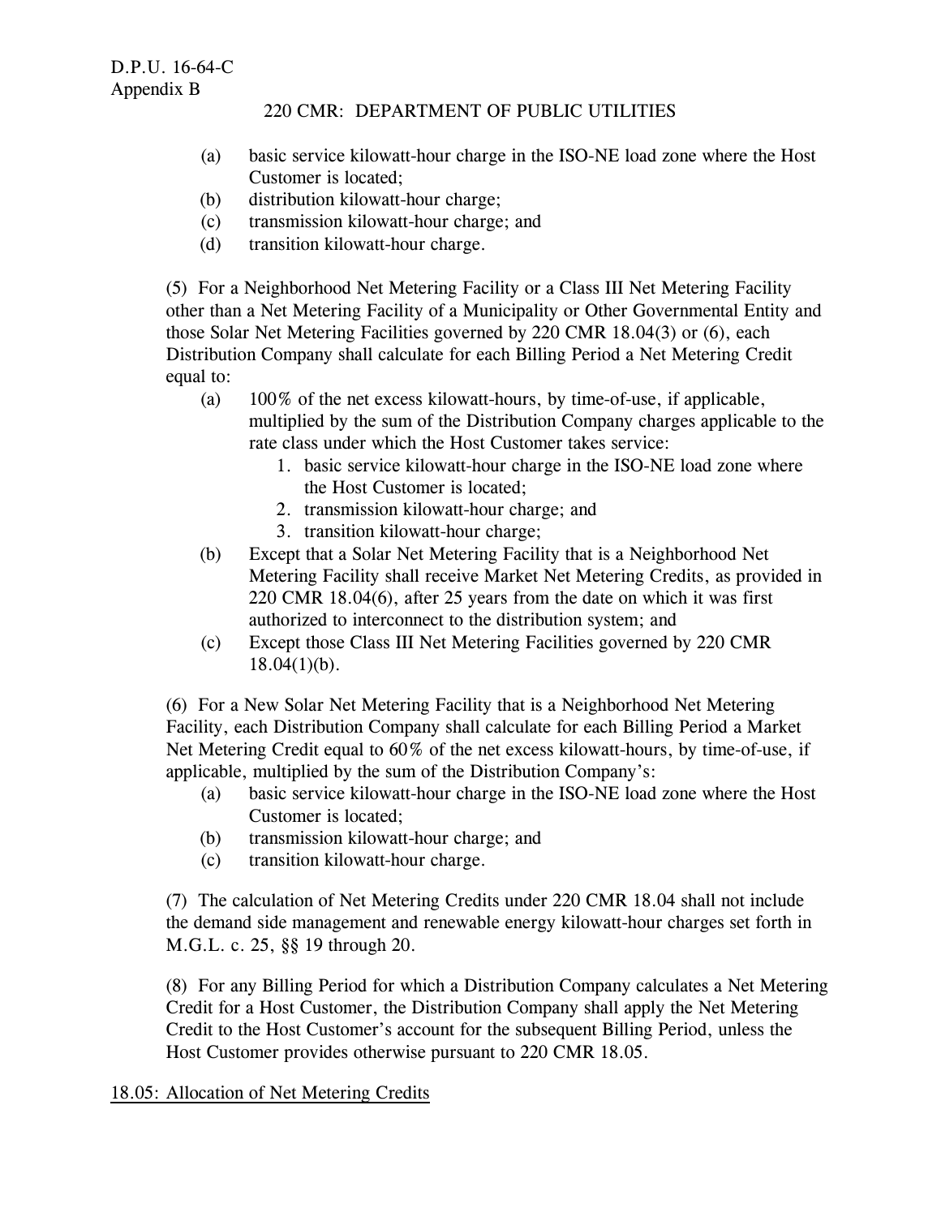(a) basic service kilowatt-hour charge in the ISO-NE load zone where the Host Customer is located;
(b) distribution kilowatt-hour charge;
(c) transmission kilowatt-hour charge; and
(d) transition kilowatt-hour charge.

(5) For a Neighborhood Net Metering Facility or a Class III Net Metering Facility other than a Net Metering Facility of a Municipality or Other Governmental Entity and those Solar Net Metering Facilities governed by 220 CMR 18.04(3) or (6), each Distribution Company shall calculate for each Billing Period a Net Metering Credit equal to:

(a) 100% of the net excess kilowatt-hours, by time-of-use, if applicable, multiplied by the sum of the Distribution Company charges applicable to the rate class under which the Host Customer takes service:
    1. basic service kilowatt-hour charge in the ISO-NE load zone where the Host Customer is located;
    2. transmission kilowatt-hour charge; and
    3. transition kilowatt-hour charge;
(b) Except that a Solar Net Metering Facility that is a Neighborhood Net Metering Facility shall receive Market Net Metering Credits, as provided in 220 CMR 18.04(6), after 25 years from the date on which it was first authorized to interconnect to the distribution system; and
(c) Except those Class III Net Metering Facilities governed by 220 CMR 18.04(1)(b).

(6) For a New Solar Net Metering Facility that is a Neighborhood Net Metering Facility, each Distribution Company shall calculate for each Billing Period a Market Net Metering Credit equal to 60% of the net excess kilowatt-hours, by time-of-use, if applicable, multiplied by the sum of the Distribution Company's:

(a) basic service kilowatt-hour charge in the ISO-NE load zone where the Host Customer is located;
(b) transmission kilowatt-hour charge; and
(c) transition kilowatt-hour charge.

(7) The calculation of Net Metering Credits under 220 CMR 18.04 shall not include the demand side management and renewable energy kilowatt-hour charges set forth in M.G.L. c. 25, §§ 19 through 20.

(8) For any Billing Period for which a Distribution Company calculates a Net Metering Credit for a Host Customer, the Distribution Company shall apply the Net Metering Credit to the Host Customer's account for the subsequent Billing Period, unless the Host Customer provides otherwise pursuant to 220 CMR 18.05.

18.05: Allocation of Net Metering Credits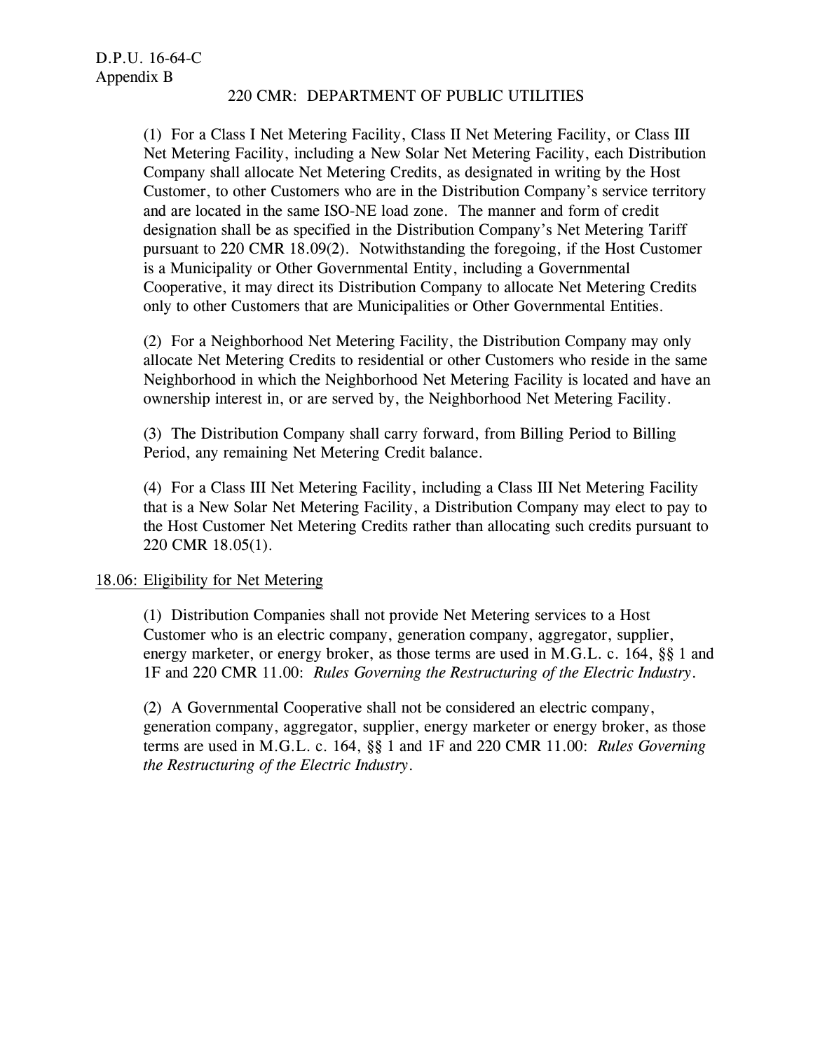(1) For a Class I Net Metering Facility, Class II Net Metering Facility, or Class III Net Metering Facility, including a New Solar Net Metering Facility, each Distribution Company shall allocate Net Metering Credits, as designated in writing by the Host Customer, to other Customers who are in the Distribution Company's service territory and are located in the same ISO-NE load zone. The manner and form of credit designation shall be as specified in the Distribution Company's Net Metering Tariff pursuant to 220 CMR 18.09(2). Notwithstanding the foregoing, if the Host Customer is a Municipality or Other Governmental Entity, including a Governmental Cooperative, it may direct its Distribution Company to allocate Net Metering Credits only to other Customers that are Municipalities or Other Governmental Entities.

(2) For a Neighborhood Net Metering Facility, the Distribution Company may only allocate Net Metering Credits to residential or other Customers who reside in the same Neighborhood in which the Neighborhood Net Metering Facility is located and have an ownership interest in, or are served by, the Neighborhood Net Metering Facility.

(3) The Distribution Company shall carry forward, from Billing Period to Billing Period, any remaining Net Metering Credit balance.

(4) For a Class III Net Metering Facility, including a Class III Net Metering Facility that is a New Solar Net Metering Facility, a Distribution Company may elect to pay to the Host Customer Net Metering Credits rather than allocating such credits pursuant to 220 CMR 18.05(1).

## 18.06: Eligibility for Net Metering

(1) Distribution Companies shall not provide Net Metering services to a Host Customer who is an electric company, generation company, aggregator, supplier, energy marketer, or energy broker, as those terms are used in M.G.L. c. 164, §§ 1 and 1F and 220 CMR 11.00: *Rules Governing the Restructuring of the Electric Industry*.

(2) A Governmental Cooperative shall not be considered an electric company, generation company, aggregator, supplier, energy marketer or energy broker, as those terms are used in M.G.L. c. 164, §§ 1 and 1F and 220 CMR 11.00: *Rules Governing the Restructuring of the Electric Industry*.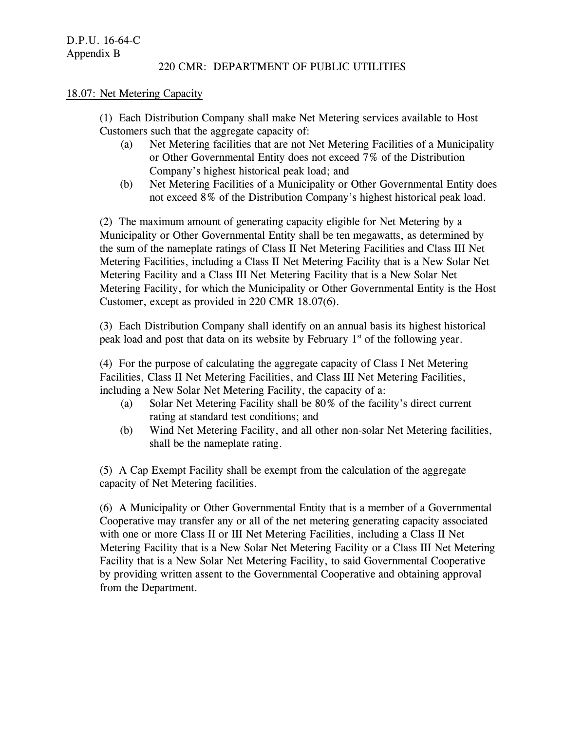D.P.U. 16-64-C
Appendix B

220 CMR: DEPARTMENT OF PUBLIC UTILITIES

18.07: Net Metering Capacity

(1) Each Distribution Company shall make Net Metering services available to Host Customers such that the aggregate capacity of:

(a) Net Metering facilities that are not Net Metering Facilities of a Municipality or Other Governmental Entity does not exceed 7% of the Distribution Company's highest historical peak load; and

(b) Net Metering Facilities of a Municipality or Other Governmental Entity does not exceed 8% of the Distribution Company's highest historical peak load.

(2) The maximum amount of generating capacity eligible for Net Metering by a Municipality or Other Governmental Entity shall be ten megawatts, as determined by the sum of the nameplate ratings of Class II Net Metering Facilities and Class III Net Metering Facilities, including a Class II Net Metering Facility that is a New Solar Net Metering Facility and a Class III Net Metering Facility that is a New Solar Net Metering Facility, for which the Municipality or Other Governmental Entity is the Host Customer, except as provided in 220 CMR 18.07(6).

(3) Each Distribution Company shall identify on an annual basis its highest historical peak load and post that data on its website by February 1st of the following year.

(4) For the purpose of calculating the aggregate capacity of Class I Net Metering Facilities, Class II Net Metering Facilities, and Class III Net Metering Facilities, including a New Solar Net Metering Facility, the capacity of a:

(a) Solar Net Metering Facility shall be 80% of the facility's direct current rating at standard test conditions; and

(b) Wind Net Metering Facility, and all other non-solar Net Metering facilities, shall be the nameplate rating.

(5) A Cap Exempt Facility shall be exempt from the calculation of the aggregate capacity of Net Metering facilities.

(6) A Municipality or Other Governmental Entity that is a member of a Governmental Cooperative may transfer any or all of the net metering generating capacity associated with one or more Class II or III Net Metering Facilities, including a Class II Net Metering Facility that is a New Solar Net Metering Facility or a Class III Net Metering Facility that is a New Solar Net Metering Facility, to said Governmental Cooperative by providing written assent to the Governmental Cooperative and obtaining approval from the Department.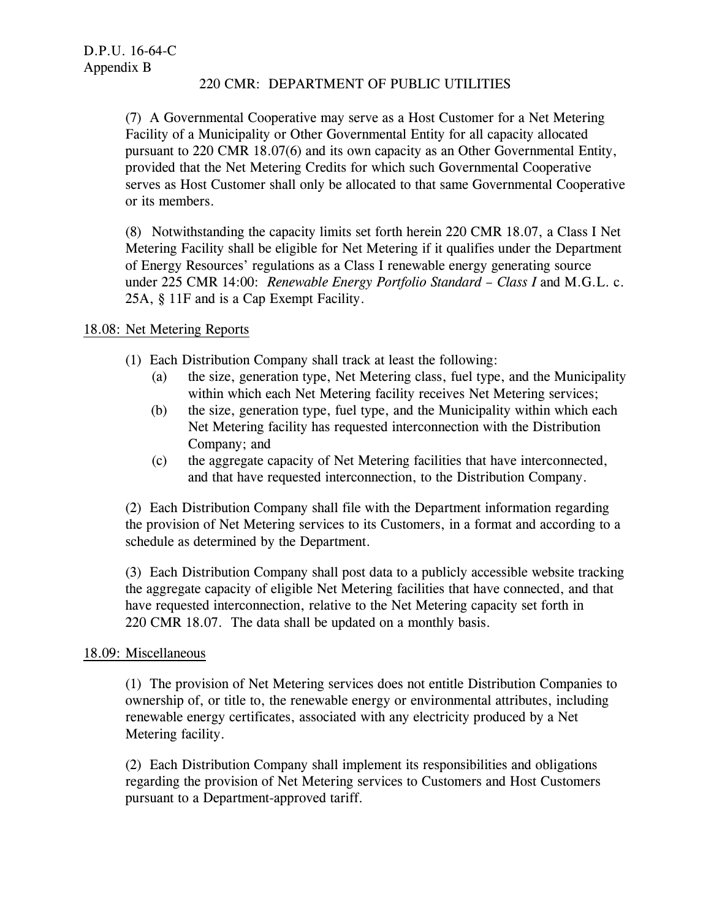(7) A Governmental Cooperative may serve as a Host Customer for a Net Metering Facility of a Municipality or Other Governmental Entity for all capacity allocated pursuant to 220 CMR 18.07(6) and its own capacity as an Other Governmental Entity, provided that the Net Metering Credits for which such Governmental Cooperative serves as Host Customer shall only be allocated to that same Governmental Cooperative or its members.

(8) Notwithstanding the capacity limits set forth herein 220 CMR 18.07, a Class I Net Metering Facility shall be eligible for Net Metering if it qualifies under the Department of Energy Resources' regulations as a Class I renewable energy generating source under 225 CMR 14:00: *Renewable Energy Portfolio Standard – Class I* and M.G.L. c. 25A, § 11F and is a Cap Exempt Facility.

## 18.08: Net Metering Reports

(1) Each Distribution Company shall track at least the following:

- (a) the size, generation type, Net Metering class, fuel type, and the Municipality within which each Net Metering facility receives Net Metering services;
- (b) the size, generation type, fuel type, and the Municipality within which each Net Metering facility has requested interconnection with the Distribution Company; and
- (c) the aggregate capacity of Net Metering facilities that have interconnected, and that have requested interconnection, to the Distribution Company.

(2) Each Distribution Company shall file with the Department information regarding the provision of Net Metering services to its Customers, in a format and according to a schedule as determined by the Department.

(3) Each Distribution Company shall post data to a publicly accessible website tracking the aggregate capacity of eligible Net Metering facilities that have connected, and that have requested interconnection, relative to the Net Metering capacity set forth in 220 CMR 18.07. The data shall be updated on a monthly basis.

## 18.09: Miscellaneous

(1) The provision of Net Metering services does not entitle Distribution Companies to ownership of, or title to, the renewable energy or environmental attributes, including renewable energy certificates, associated with any electricity produced by a Net Metering facility.

(2) Each Distribution Company shall implement its responsibilities and obligations regarding the provision of Net Metering services to Customers and Host Customers pursuant to a Department-approved tariff.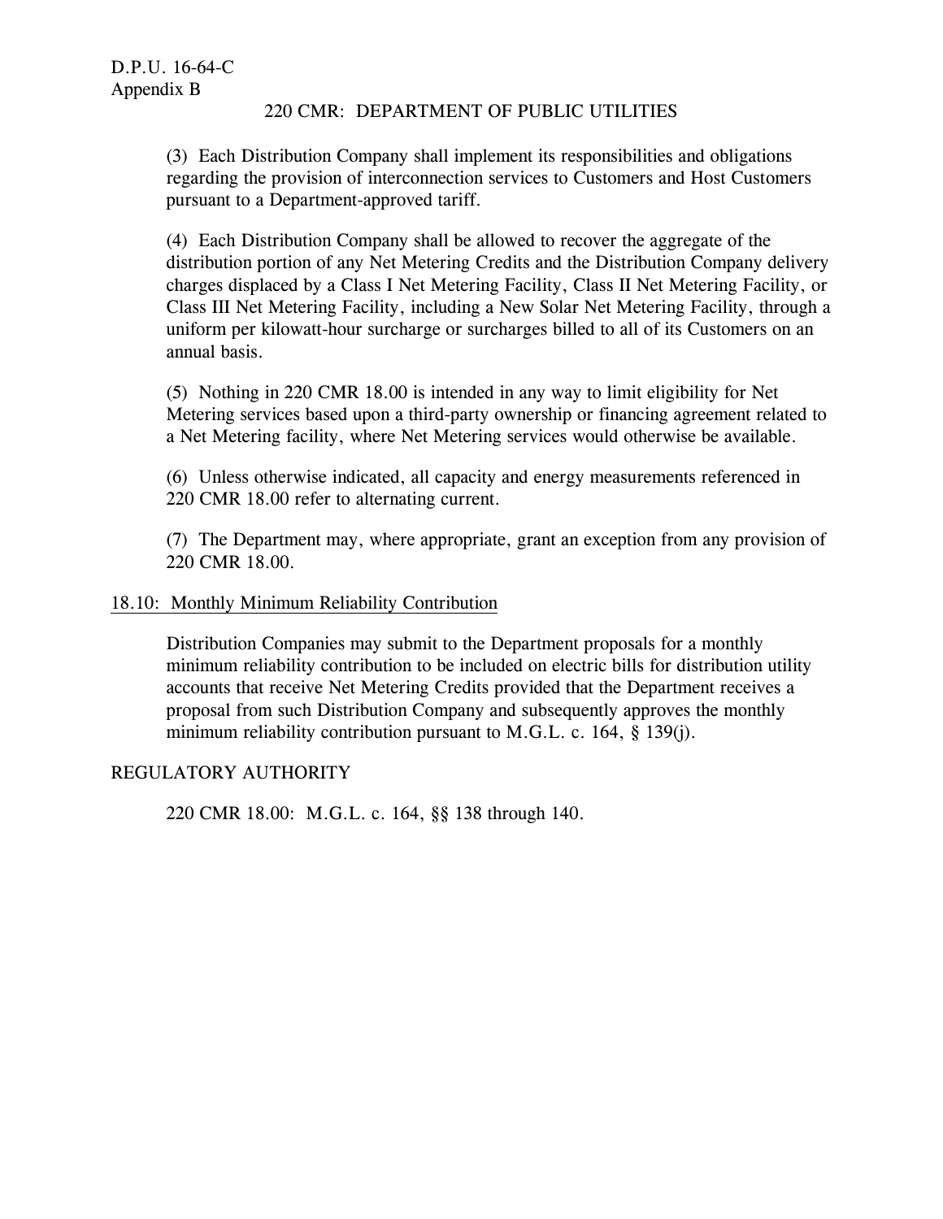(3) Each Distribution Company shall implement its responsibilities and obligations regarding the provision of interconnection services to Customers and Host Customers pursuant to a Department-approved tariff.

(4) Each Distribution Company shall be allowed to recover the aggregate of the distribution portion of any Net Metering Credits and the Distribution Company delivery charges displaced by a Class I Net Metering Facility, Class II Net Metering Facility, or Class III Net Metering Facility, including a New Solar Net Metering Facility, through a uniform per kilowatt-hour surcharge or surcharges billed to all of its Customers on an annual basis.

(5) Nothing in 220 CMR 18.00 is intended in any way to limit eligibility for Net Metering services based upon a third-party ownership or financing agreement related to a Net Metering facility, where Net Metering services would otherwise be available.

(6) Unless otherwise indicated, all capacity and energy measurements referenced in 220 CMR 18.00 refer to alternating current.

(7) The Department may, where appropriate, grant an exception from any provision of 220 CMR 18.00.

## 18.10: Monthly Minimum Reliability Contribution

Distribution Companies may submit to the Department proposals for a monthly minimum reliability contribution to be included on electric bills for distribution utility accounts that receive Net Metering Credits provided that the Department receives a proposal from such Distribution Company and subsequently approves the monthly minimum reliability contribution pursuant to M.G.L. c. 164, § 139(j).

## REGULATORY AUTHORITY

220 CMR 18.00: M.G.L. c. 164, §§ 138 through 140.